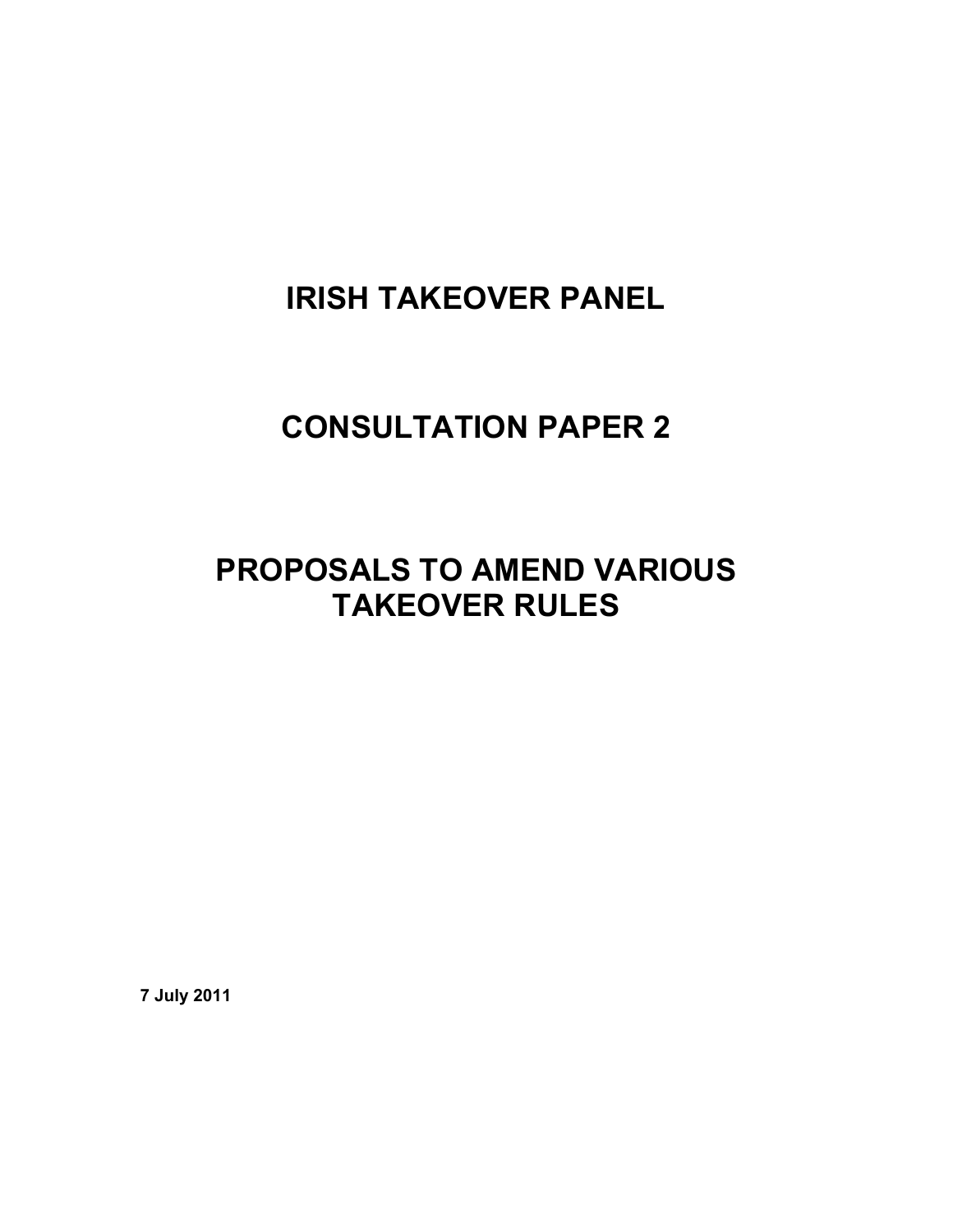# IRISH TAKEOVER PANEL

# CONSULTATION PAPER 2

# PROPOSALS TO AMEND VARIOUS TAKEOVER RULES

**7 July 2011**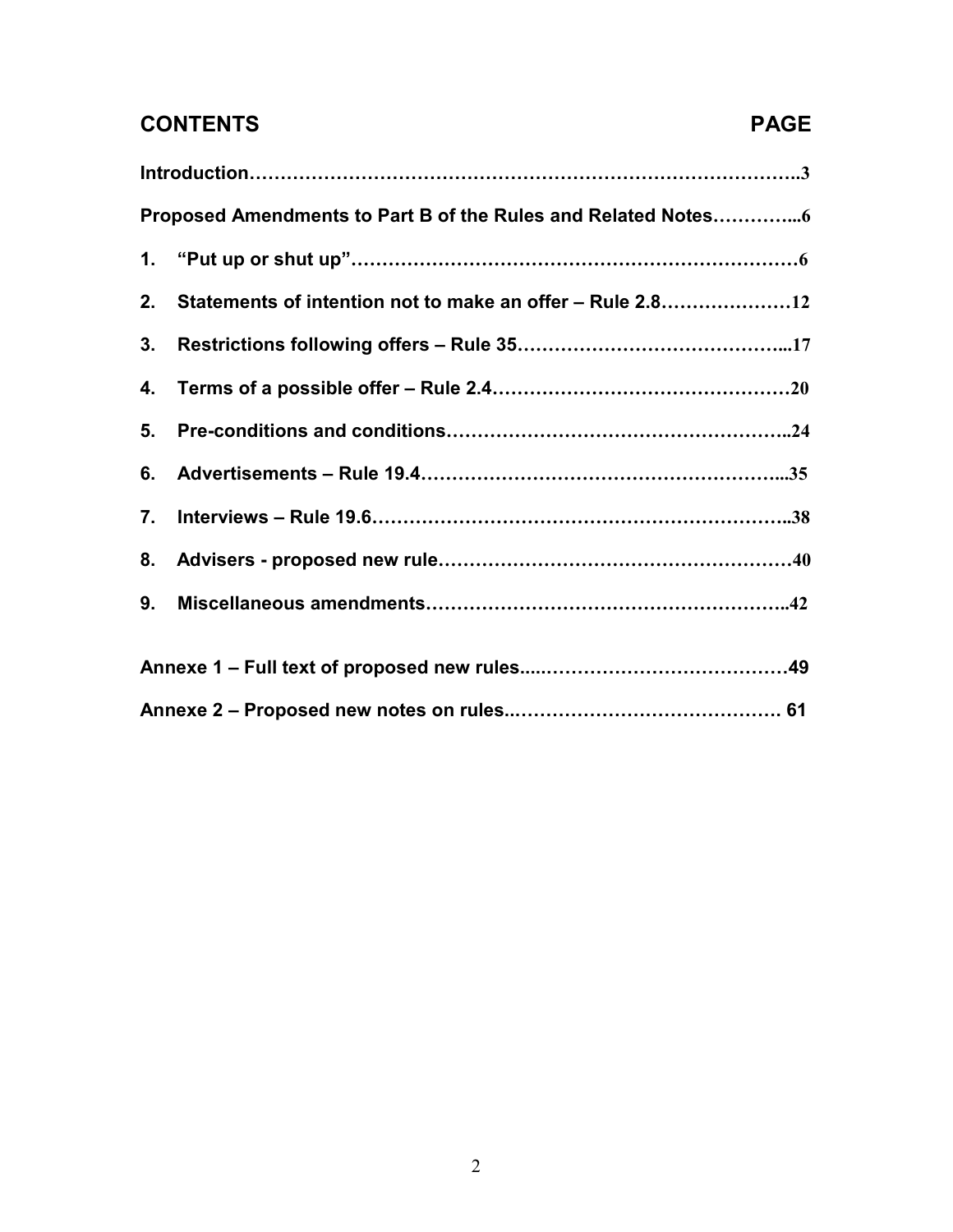## CONTENTS PAGE

**Introduction……………………………………………………………………………..3**

**Proposed Amendments to Part B of the Rules and Related Notes…………...6**

**1. "Put up or shut up"………………………………………………………………6**

**2. Statements of intention not to make an offer – Rule 2.8…………………12**

**3. Restrictions following offers – Rule 35……………………………………...17**

**4. Terms of a possible offer – Rule 2.4…………………………………………20**

**5. Pre-conditions and conditions………………………………………………..24**

**6. Advertisements – Rule 19.4…………………………………………………...35**

**7. Interviews – Rule 19.6…………………………………………………………..38**

**8. Advisers - proposed new rule…………………………………………………40**

**9. Miscellaneous amendments…………………………………………………..42**

**Annexe 1 – Full text of proposed new rules....…………………………………49**

**Annexe 2 – Proposed new notes on rules..……………………………………. 61**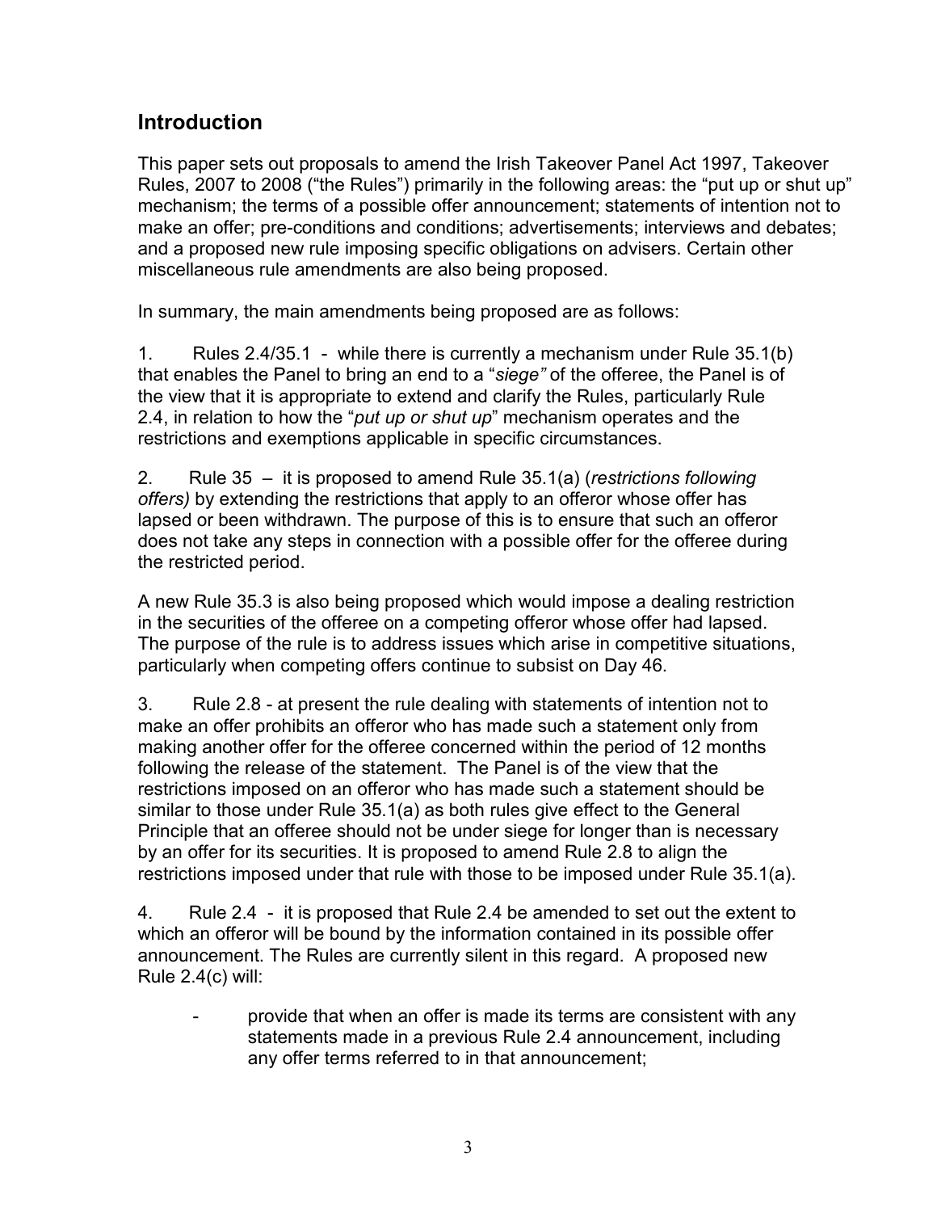## Introduction

This paper sets out proposals to amend the Irish Takeover Panel Act 1997, Takeover Rules, 2007 to 2008 ("the Rules") primarily in the following areas: the "put up or shut up" mechanism; the terms of a possible offer announcement; statements of intention not to make an offer; pre-conditions and conditions; advertisements; interviews and debates; and a proposed new rule imposing specific obligations on advisers. Certain other miscellaneous rule amendments are also being proposed.

In summary, the main amendments being proposed are as follows:

1. Rules 2.4/35.1 - while there is currently a mechanism under Rule 35.1(b) that enables the Panel to bring an end to a "*siege"* of the offeree, the Panel is of the view that it is appropriate to extend and clarify the Rules, particularly Rule 2.4, in relation to how the "*put up or shut up*" mechanism operates and the restrictions and exemptions applicable in specific circumstances.

2. Rule 35 – it is proposed to amend Rule 35.1(a) (*restrictions following offers)* by extending the restrictions that apply to an offeror whose offer has lapsed or been withdrawn. The purpose of this is to ensure that such an offeror does not take any steps in connection with a possible offer for the offeree during the restricted period.

A new Rule 35.3 is also being proposed which would impose a dealing restriction in the securities of the offeree on a competing offeror whose offer had lapsed. The purpose of the rule is to address issues which arise in competitive situations, particularly when competing offers continue to subsist on Day 46.

3. Rule 2.8 - at present the rule dealing with statements of intention not to make an offer prohibits an offeror who has made such a statement only from making another offer for the offeree concerned within the period of 12 months following the release of the statement. The Panel is of the view that the restrictions imposed on an offeror who has made such a statement should be similar to those under Rule 35.1(a) as both rules give effect to the General Principle that an offeree should not be under siege for longer than is necessary by an offer for its securities. It is proposed to amend Rule 2.8 to align the restrictions imposed under that rule with those to be imposed under Rule 35.1(a).

4. Rule 2.4 - it is proposed that Rule 2.4 be amended to set out the extent to which an offeror will be bound by the information contained in its possible offer announcement. The Rules are currently silent in this regard. A proposed new Rule 2.4(c) will:

- provide that when an offer is made its terms are consistent with any statements made in a previous Rule 2.4 announcement, including any offer terms referred to in that announcement;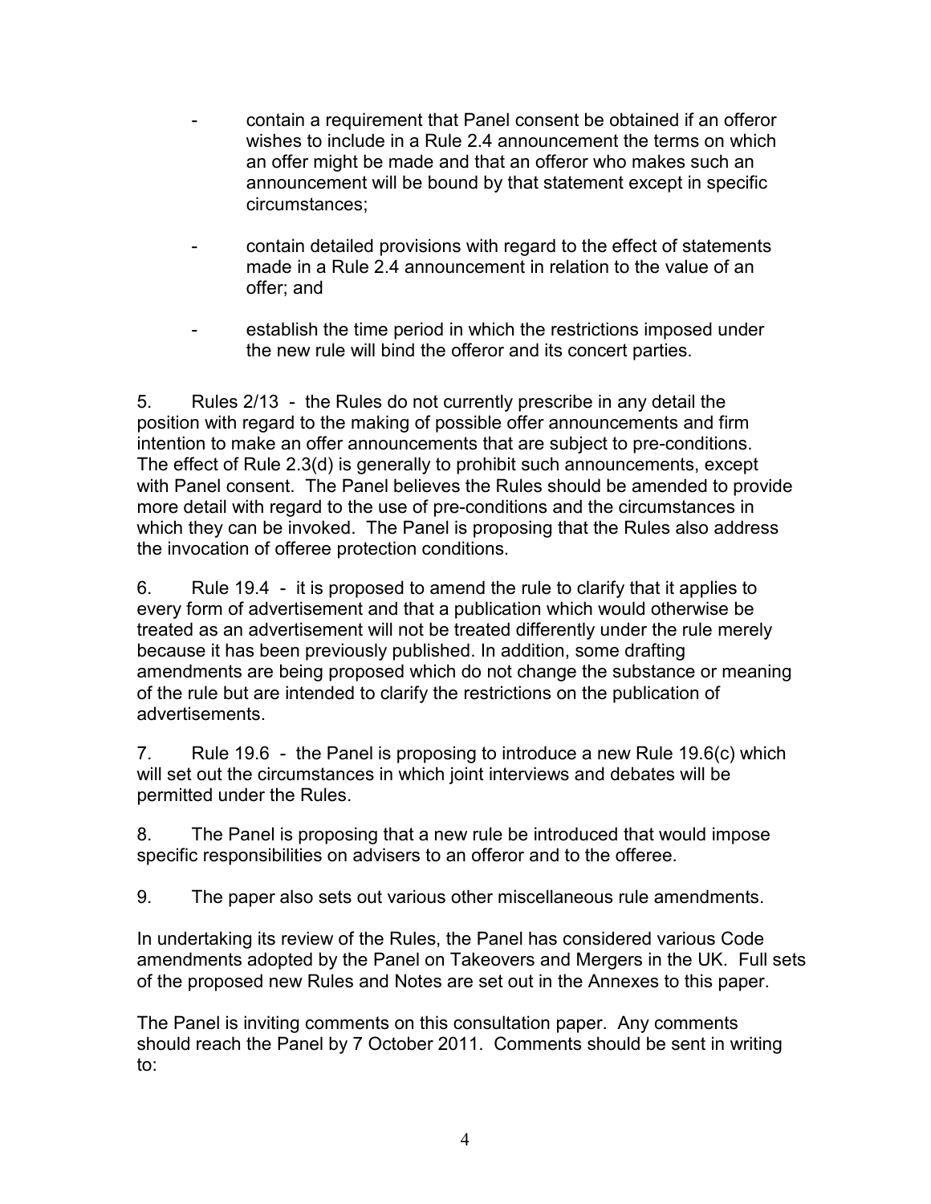- contain a requirement that Panel consent be obtained if an offeror wishes to include in a Rule 2.4 announcement the terms on which an offer might be made and that an offeror who makes such an announcement will be bound by that statement except in specific circumstances;

- contain detailed provisions with regard to the effect of statements made in a Rule 2.4 announcement in relation to the value of an offer; and

- establish the time period in which the restrictions imposed under the new rule will bind the offeror and its concert parties.

5. Rules 2/13 - the Rules do not currently prescribe in any detail the position with regard to the making of possible offer announcements and firm intention to make an offer announcements that are subject to pre-conditions. The effect of Rule 2.3(d) is generally to prohibit such announcements, except with Panel consent. The Panel believes the Rules should be amended to provide more detail with regard to the use of pre-conditions and the circumstances in which they can be invoked. The Panel is proposing that the Rules also address the invocation of offeree protection conditions.

6. Rule 19.4 - it is proposed to amend the rule to clarify that it applies to every form of advertisement and that a publication which would otherwise be treated as an advertisement will not be treated differently under the rule merely because it has been previously published. In addition, some drafting amendments are being proposed which do not change the substance or meaning of the rule but are intended to clarify the restrictions on the publication of advertisements.

7. Rule 19.6 - the Panel is proposing to introduce a new Rule 19.6(c) which will set out the circumstances in which joint interviews and debates will be permitted under the Rules.

8. The Panel is proposing that a new rule be introduced that would impose specific responsibilities on advisers to an offeror and to the offeree.

9. The paper also sets out various other miscellaneous rule amendments.

In undertaking its review of the Rules, the Panel has considered various Code amendments adopted by the Panel on Takeovers and Mergers in the UK. Full sets of the proposed new Rules and Notes are set out in the Annexes to this paper.

The Panel is inviting comments on this consultation paper. Any comments should reach the Panel by 7 October 2011. Comments should be sent in writing to: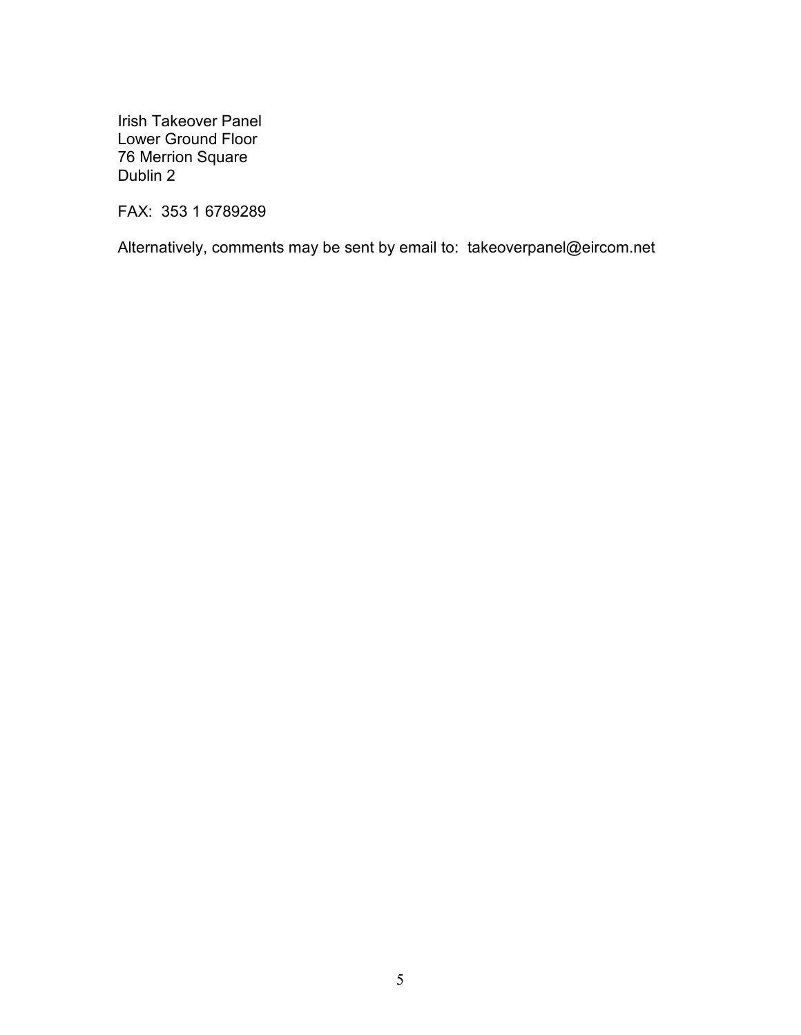Irish Takeover Panel
Lower Ground Floor
76 Merrion Square
Dublin 2

FAX: 353 1 6789289

Alternatively, comments may be sent by email to: takeoverpanel@eircom.net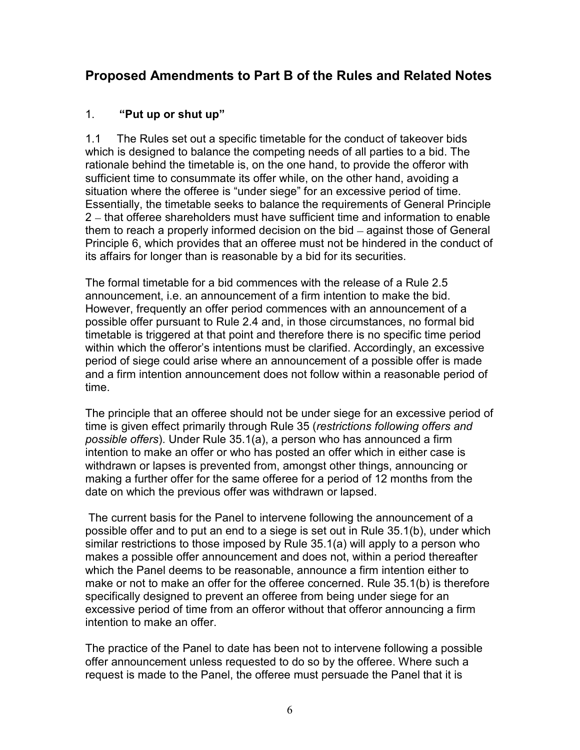## Proposed Amendments to Part B of the Rules and Related Notes

### 1. "Put up or shut up"

1.1 The Rules set out a specific timetable for the conduct of takeover bids which is designed to balance the competing needs of all parties to a bid. The rationale behind the timetable is, on the one hand, to provide the offeror with sufficient time to consummate its offer while, on the other hand, avoiding a situation where the offeree is "under siege" for an excessive period of time. Essentially, the timetable seeks to balance the requirements of General Principle 2 – that offeree shareholders must have sufficient time and information to enable them to reach a properly informed decision on the bid – against those of General Principle 6, which provides that an offeree must not be hindered in the conduct of its affairs for longer than is reasonable by a bid for its securities.

The formal timetable for a bid commences with the release of a Rule 2.5 announcement, i.e. an announcement of a firm intention to make the bid. However, frequently an offer period commences with an announcement of a possible offer pursuant to Rule 2.4 and, in those circumstances, no formal bid timetable is triggered at that point and therefore there is no specific time period within which the offeror's intentions must be clarified. Accordingly, an excessive period of siege could arise where an announcement of a possible offer is made and a firm intention announcement does not follow within a reasonable period of time.

The principle that an offeree should not be under siege for an excessive period of time is given effect primarily through Rule 35 (*restrictions following offers and possible offers*). Under Rule 35.1(a), a person who has announced a firm intention to make an offer or who has posted an offer which in either case is withdrawn or lapses is prevented from, amongst other things, announcing or making a further offer for the same offeree for a period of 12 months from the date on which the previous offer was withdrawn or lapsed.

The current basis for the Panel to intervene following the announcement of a possible offer and to put an end to a siege is set out in Rule 35.1(b), under which similar restrictions to those imposed by Rule 35.1(a) will apply to a person who makes a possible offer announcement and does not, within a period thereafter which the Panel deems to be reasonable, announce a firm intention either to make or not to make an offer for the offeree concerned. Rule 35.1(b) is therefore specifically designed to prevent an offeree from being under siege for an excessive period of time from an offeror without that offeror announcing a firm intention to make an offer.

The practice of the Panel to date has been not to intervene following a possible offer announcement unless requested to do so by the offeree. Where such a request is made to the Panel, the offeree must persuade the Panel that it is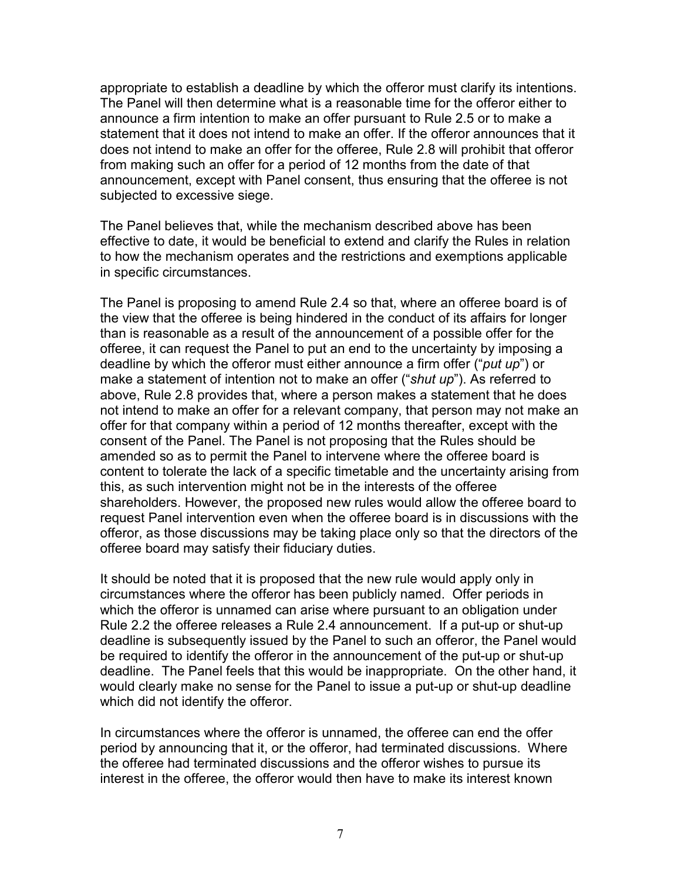appropriate to establish a deadline by which the offeror must clarify its intentions. The Panel will then determine what is a reasonable time for the offeror either to announce a firm intention to make an offer pursuant to Rule 2.5 or to make a statement that it does not intend to make an offer. If the offeror announces that it does not intend to make an offer for the offeree, Rule 2.8 will prohibit that offeror from making such an offer for a period of 12 months from the date of that announcement, except with Panel consent, thus ensuring that the offeree is not subjected to excessive siege.

The Panel believes that, while the mechanism described above has been effective to date, it would be beneficial to extend and clarify the Rules in relation to how the mechanism operates and the restrictions and exemptions applicable in specific circumstances.

The Panel is proposing to amend Rule 2.4 so that, where an offeree board is of the view that the offeree is being hindered in the conduct of its affairs for longer than is reasonable as a result of the announcement of a possible offer for the offeree, it can request the Panel to put an end to the uncertainty by imposing a deadline by which the offeror must either announce a firm offer ("*put up*") or make a statement of intention not to make an offer ("*shut up*"). As referred to above, Rule 2.8 provides that, where a person makes a statement that he does not intend to make an offer for a relevant company, that person may not make an offer for that company within a period of 12 months thereafter, except with the consent of the Panel. The Panel is not proposing that the Rules should be amended so as to permit the Panel to intervene where the offeree board is content to tolerate the lack of a specific timetable and the uncertainty arising from this, as such intervention might not be in the interests of the offeree shareholders. However, the proposed new rules would allow the offeree board to request Panel intervention even when the offeree board is in discussions with the offeror, as those discussions may be taking place only so that the directors of the offeree board may satisfy their fiduciary duties.

It should be noted that it is proposed that the new rule would apply only in circumstances where the offeror has been publicly named. Offer periods in which the offeror is unnamed can arise where pursuant to an obligation under Rule 2.2 the offeree releases a Rule 2.4 announcement. If a put-up or shut-up deadline is subsequently issued by the Panel to such an offeror, the Panel would be required to identify the offeror in the announcement of the put-up or shut-up deadline. The Panel feels that this would be inappropriate. On the other hand, it would clearly make no sense for the Panel to issue a put-up or shut-up deadline which did not identify the offeror.

In circumstances where the offeror is unnamed, the offeree can end the offer period by announcing that it, or the offeror, had terminated discussions. Where the offeree had terminated discussions and the offeror wishes to pursue its interest in the offeree, the offeror would then have to make its interest known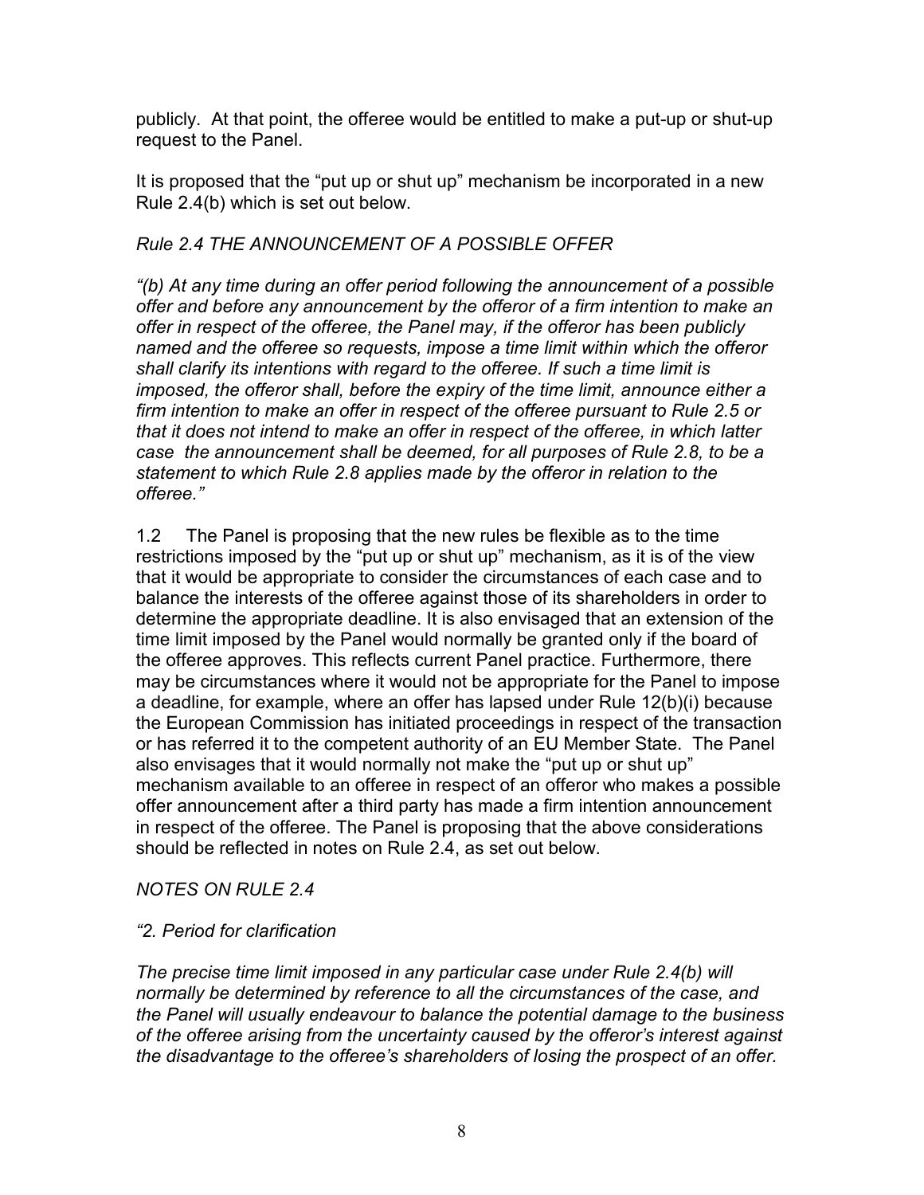publicly. At that point, the offeree would be entitled to make a put-up or shut-up request to the Panel.

It is proposed that the "put up or shut up" mechanism be incorporated in a new Rule 2.4(b) which is set out below.

*Rule 2.4 THE ANNOUNCEMENT OF A POSSIBLE OFFER*

*"(b) At any time during an offer period following the announcement of a possible offer and before any announcement by the offeror of a firm intention to make an offer in respect of the offeree, the Panel may, if the offeror has been publicly named and the offeree so requests, impose a time limit within which the offeror shall clarify its intentions with regard to the offeree. If such a time limit is imposed, the offeror shall, before the expiry of the time limit, announce either a firm intention to make an offer in respect of the offeree pursuant to Rule 2.5 or that it does not intend to make an offer in respect of the offeree, in which latter case the announcement shall be deemed, for all purposes of Rule 2.8, to be a statement to which Rule 2.8 applies made by the offeror in relation to the offeree."*

1.2 The Panel is proposing that the new rules be flexible as to the time restrictions imposed by the "put up or shut up" mechanism, as it is of the view that it would be appropriate to consider the circumstances of each case and to balance the interests of the offeree against those of its shareholders in order to determine the appropriate deadline. It is also envisaged that an extension of the time limit imposed by the Panel would normally be granted only if the board of the offeree approves. This reflects current Panel practice. Furthermore, there may be circumstances where it would not be appropriate for the Panel to impose a deadline, for example, where an offer has lapsed under Rule 12(b)(i) because the European Commission has initiated proceedings in respect of the transaction or has referred it to the competent authority of an EU Member State. The Panel also envisages that it would normally not make the "put up or shut up" mechanism available to an offeree in respect of an offeror who makes a possible offer announcement after a third party has made a firm intention announcement in respect of the offeree. The Panel is proposing that the above considerations should be reflected in notes on Rule 2.4, as set out below.

*NOTES ON RULE 2.4*

*"2. Period for clarification*

*The precise time limit imposed in any particular case under Rule 2.4(b) will normally be determined by reference to all the circumstances of the case, and the Panel will usually endeavour to balance the potential damage to the business of the offeree arising from the uncertainty caused by the offeror's interest against the disadvantage to the offeree's shareholders of losing the prospect of an offer.*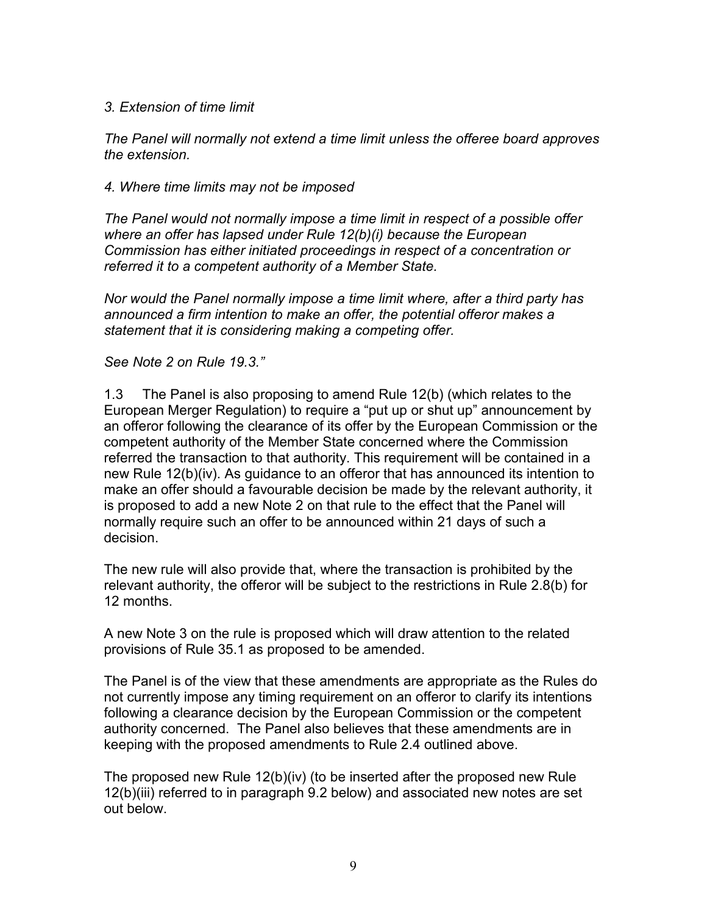*3. Extension of time limit*

*The Panel will normally not extend a time limit unless the offeree board approves the extension.*

*4. Where time limits may not be imposed*

*The Panel would not normally impose a time limit in respect of a possible offer where an offer has lapsed under Rule 12(b)(i) because the European Commission has either initiated proceedings in respect of a concentration or referred it to a competent authority of a Member State.*

*Nor would the Panel normally impose a time limit where, after a third party has announced a firm intention to make an offer, the potential offeror makes a statement that it is considering making a competing offer.*

*See Note 2 on Rule 19.3."*

1.3 The Panel is also proposing to amend Rule 12(b) (which relates to the European Merger Regulation) to require a "put up or shut up" announcement by an offeror following the clearance of its offer by the European Commission or the competent authority of the Member State concerned where the Commission referred the transaction to that authority. This requirement will be contained in a new Rule 12(b)(iv). As guidance to an offeror that has announced its intention to make an offer should a favourable decision be made by the relevant authority, it is proposed to add a new Note 2 on that rule to the effect that the Panel will normally require such an offer to be announced within 21 days of such a decision.

The new rule will also provide that, where the transaction is prohibited by the relevant authority, the offeror will be subject to the restrictions in Rule 2.8(b) for 12 months.

A new Note 3 on the rule is proposed which will draw attention to the related provisions of Rule 35.1 as proposed to be amended.

The Panel is of the view that these amendments are appropriate as the Rules do not currently impose any timing requirement on an offeror to clarify its intentions following a clearance decision by the European Commission or the competent authority concerned. The Panel also believes that these amendments are in keeping with the proposed amendments to Rule 2.4 outlined above.

The proposed new Rule 12(b)(iv) (to be inserted after the proposed new Rule 12(b)(iii) referred to in paragraph 9.2 below) and associated new notes are set out below.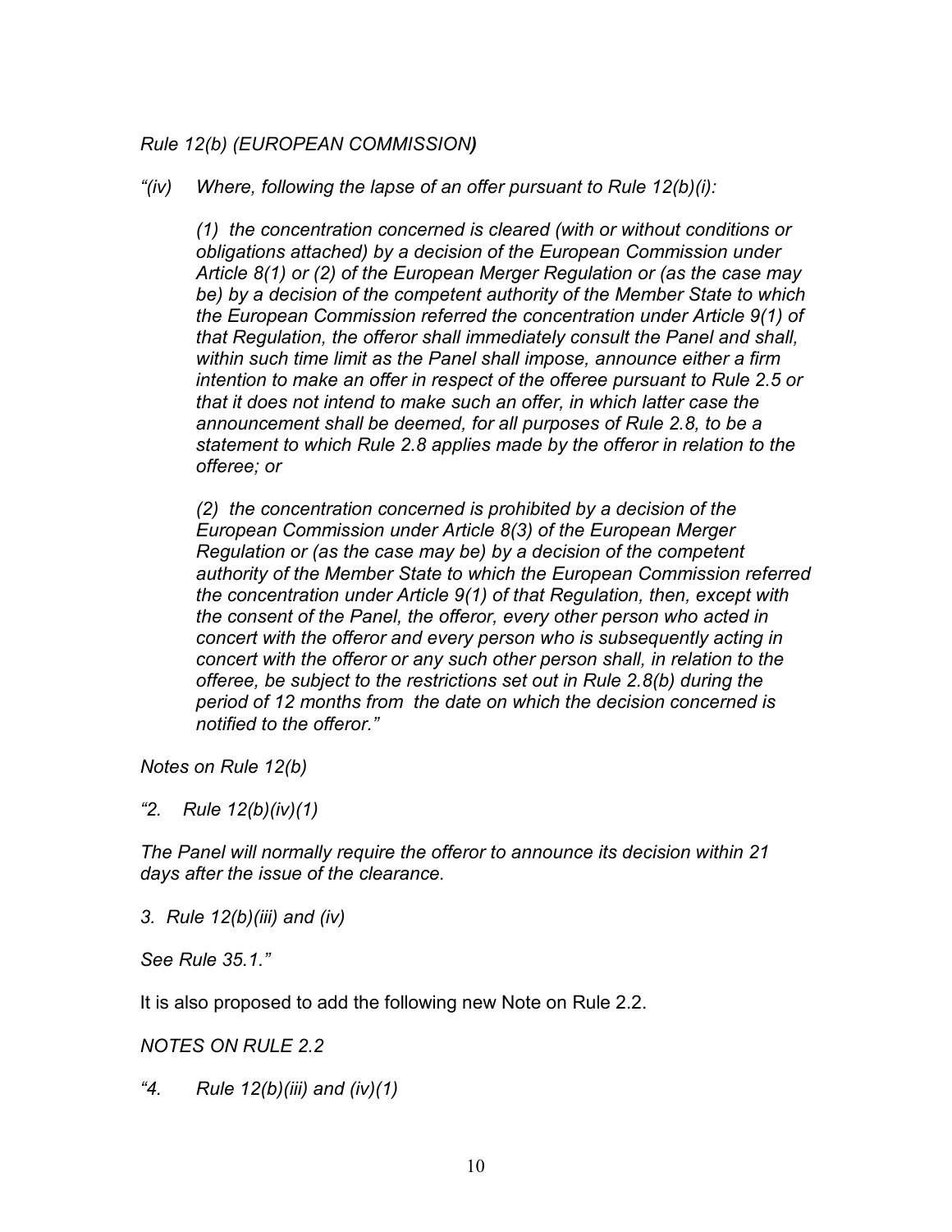*Rule 12(b) (EUROPEAN COMMISSION)*

*"(iv) Where, following the lapse of an offer pursuant to Rule 12(b)(i):*

*(1) the concentration concerned is cleared (with or without conditions or obligations attached) by a decision of the European Commission under Article 8(1) or (2) of the European Merger Regulation or (as the case may be) by a decision of the competent authority of the Member State to which the European Commission referred the concentration under Article 9(1) of that Regulation, the offeror shall immediately consult the Panel and shall, within such time limit as the Panel shall impose, announce either a firm intention to make an offer in respect of the offeree pursuant to Rule 2.5 or that it does not intend to make such an offer, in which latter case the announcement shall be deemed, for all purposes of Rule 2.8, to be a statement to which Rule 2.8 applies made by the offeror in relation to the offeree; or*

*(2) the concentration concerned is prohibited by a decision of the European Commission under Article 8(3) of the European Merger Regulation or (as the case may be) by a decision of the competent authority of the Member State to which the European Commission referred the concentration under Article 9(1) of that Regulation, then, except with the consent of the Panel, the offeror, every other person who acted in concert with the offeror and every person who is subsequently acting in concert with the offeror or any such other person shall, in relation to the offeree, be subject to the restrictions set out in Rule 2.8(b) during the period of 12 months from the date on which the decision concerned is notified to the offeror."*

*Notes on Rule 12(b)*

*"2. Rule 12(b)(iv)(1)*

*The Panel will normally require the offeror to announce its decision within 21 days after the issue of the clearance.*

*3. Rule 12(b)(iii) and (iv)*

*See Rule 35.1."*

It is also proposed to add the following new Note on Rule 2.2.

*NOTES ON RULE 2.2*

*"4. Rule 12(b)(iii) and (iv)(1)*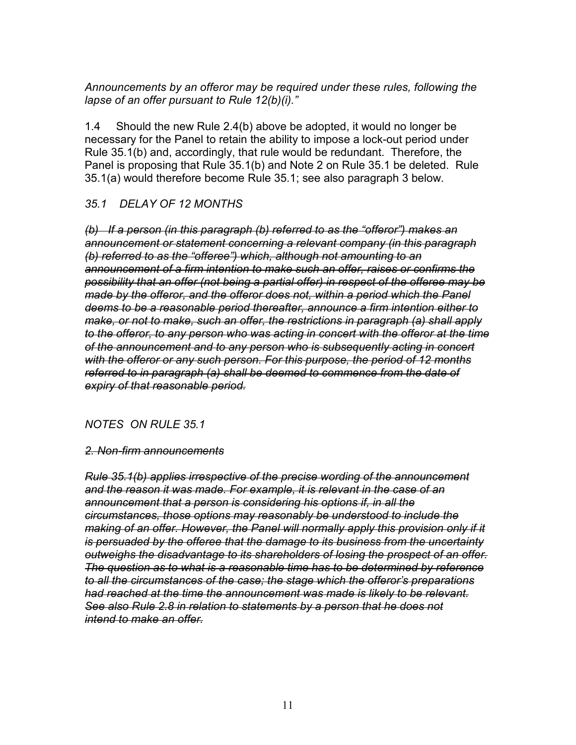*Announcements by an offeror may be required under these rules, following the lapse of an offer pursuant to Rule 12(b)(i).”*

1.4 Should the new Rule 2.4(b) above be adopted, it would no longer be necessary for the Panel to retain the ability to impose a lock-out period under Rule 35.1(b) and, accordingly, that rule would be redundant. Therefore, the Panel is proposing that Rule 35.1(b) and Note 2 on Rule 35.1 be deleted. Rule 35.1(a) would therefore become Rule 35.1; see also paragraph 3 below.

*35.1 DELAY OF 12 MONTHS*

***~~(b) If a person (in this paragraph (b) referred to as the “offeror”) makes an announcement or statement concerning a relevant company (in this paragraph (b) referred to as the “offeree”) which, although not amounting to an announcement of a firm intention to make such an offer, raises or confirms the possibility that an offer (not being a partial offer) in respect of the offeree may be made by the offeror, and the offeror does not, within a period which the Panel deems to be a reasonable period thereafter, announce a firm intention either to make, or not to make, such an offer, the restrictions in paragraph (a) shall apply to the offeror, to any person who was acting in concert with the offeror at the time of the announcement and to any person who is subsequently acting in concert with the offeror or any such person. For this purpose, the period of 12 months referred to in paragraph (a) shall be deemed to commence from the date of expiry of that reasonable period.~~***

*NOTES ON RULE 35.1*

*~~2. Non-firm announcements~~*

***~~Rule 35.1(b) applies irrespective of the precise wording of the announcement and the reason it was made. For example, it is relevant in the case of an announcement that a person is considering his options if, in all the circumstances, those options may reasonably be understood to include the making of an offer. However, the Panel will normally apply this provision only if it is persuaded by the offeree that the damage to its business from the uncertainty outweighs the disadvantage to its shareholders of losing the prospect of an offer. The question as to what is a reasonable time has to be determined by reference to all the circumstances of the case; the stage which the offeror’s preparations had reached at the time the announcement was made is likely to be relevant. See also Rule 2.8 in relation to statements by a person that he does not intend to make an offer.~~***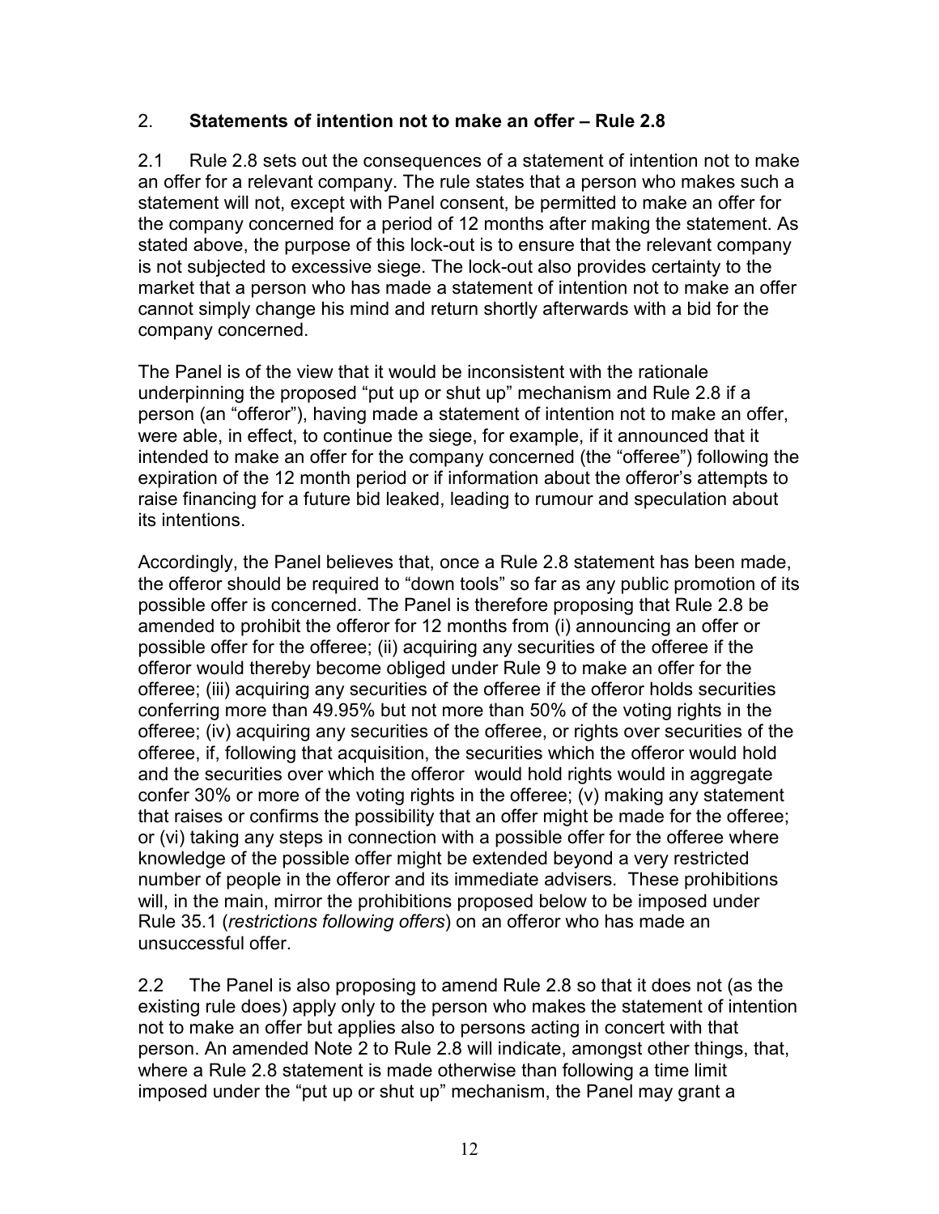## 2. **Statements of intention not to make an offer – Rule 2.8**

2.1 Rule 2.8 sets out the consequences of a statement of intention not to make an offer for a relevant company. The rule states that a person who makes such a statement will not, except with Panel consent, be permitted to make an offer for the company concerned for a period of 12 months after making the statement. As stated above, the purpose of this lock-out is to ensure that the relevant company is not subjected to excessive siege. The lock-out also provides certainty to the market that a person who has made a statement of intention not to make an offer cannot simply change his mind and return shortly afterwards with a bid for the company concerned.

The Panel is of the view that it would be inconsistent with the rationale underpinning the proposed "put up or shut up" mechanism and Rule 2.8 if a person (an "offeror"), having made a statement of intention not to make an offer, were able, in effect, to continue the siege, for example, if it announced that it intended to make an offer for the company concerned (the "offeree") following the expiration of the 12 month period or if information about the offeror's attempts to raise financing for a future bid leaked, leading to rumour and speculation about its intentions.

Accordingly, the Panel believes that, once a Rule 2.8 statement has been made, the offeror should be required to "down tools" so far as any public promotion of its possible offer is concerned. The Panel is therefore proposing that Rule 2.8 be amended to prohibit the offeror for 12 months from (i) announcing an offer or possible offer for the offeree; (ii) acquiring any securities of the offeree if the offeror would thereby become obliged under Rule 9 to make an offer for the offeree; (iii) acquiring any securities of the offeree if the offeror holds securities conferring more than 49.95% but not more than 50% of the voting rights in the offeree; (iv) acquiring any securities of the offeree, or rights over securities of the offeree, if, following that acquisition, the securities which the offeror would hold and the securities over which the offeror would hold rights would in aggregate confer 30% or more of the voting rights in the offeree; (v) making any statement that raises or confirms the possibility that an offer might be made for the offeree; or (vi) taking any steps in connection with a possible offer for the offeree where knowledge of the possible offer might be extended beyond a very restricted number of people in the offeror and its immediate advisers. These prohibitions will, in the main, mirror the prohibitions proposed below to be imposed under Rule 35.1 (*restrictions following offers*) on an offeror who has made an unsuccessful offer.

2.2 The Panel is also proposing to amend Rule 2.8 so that it does not (as the existing rule does) apply only to the person who makes the statement of intention not to make an offer but applies also to persons acting in concert with that person. An amended Note 2 to Rule 2.8 will indicate, amongst other things, that, where a Rule 2.8 statement is made otherwise than following a time limit imposed under the "put up or shut up" mechanism, the Panel may grant a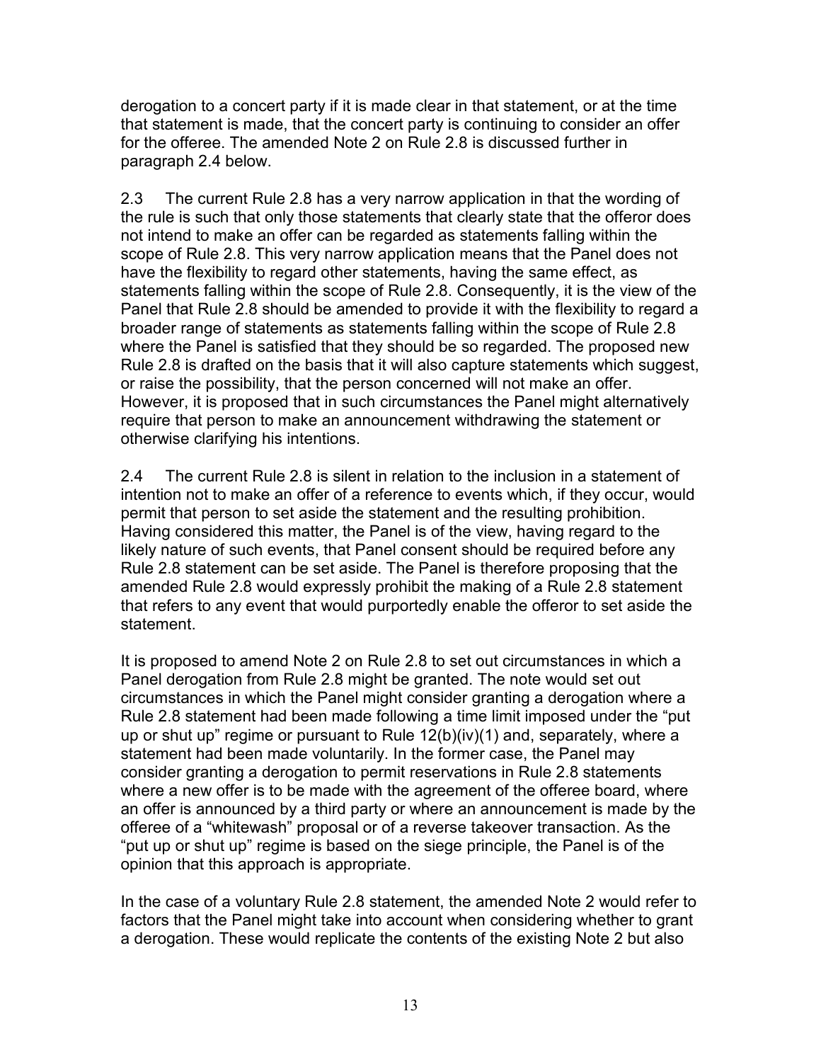derogation to a concert party if it is made clear in that statement, or at the time that statement is made, that the concert party is continuing to consider an offer for the offeree. The amended Note 2 on Rule 2.8 is discussed further in paragraph 2.4 below.

2.3 The current Rule 2.8 has a very narrow application in that the wording of the rule is such that only those statements that clearly state that the offeror does not intend to make an offer can be regarded as statements falling within the scope of Rule 2.8. This very narrow application means that the Panel does not have the flexibility to regard other statements, having the same effect, as statements falling within the scope of Rule 2.8. Consequently, it is the view of the Panel that Rule 2.8 should be amended to provide it with the flexibility to regard a broader range of statements as statements falling within the scope of Rule 2.8 where the Panel is satisfied that they should be so regarded. The proposed new Rule 2.8 is drafted on the basis that it will also capture statements which suggest, or raise the possibility, that the person concerned will not make an offer. However, it is proposed that in such circumstances the Panel might alternatively require that person to make an announcement withdrawing the statement or otherwise clarifying his intentions.

2.4 The current Rule 2.8 is silent in relation to the inclusion in a statement of intention not to make an offer of a reference to events which, if they occur, would permit that person to set aside the statement and the resulting prohibition. Having considered this matter, the Panel is of the view, having regard to the likely nature of such events, that Panel consent should be required before any Rule 2.8 statement can be set aside. The Panel is therefore proposing that the amended Rule 2.8 would expressly prohibit the making of a Rule 2.8 statement that refers to any event that would purportedly enable the offeror to set aside the statement.

It is proposed to amend Note 2 on Rule 2.8 to set out circumstances in which a Panel derogation from Rule 2.8 might be granted. The note would set out circumstances in which the Panel might consider granting a derogation where a Rule 2.8 statement had been made following a time limit imposed under the "put up or shut up" regime or pursuant to Rule 12(b)(iv)(1) and, separately, where a statement had been made voluntarily. In the former case, the Panel may consider granting a derogation to permit reservations in Rule 2.8 statements where a new offer is to be made with the agreement of the offeree board, where an offer is announced by a third party or where an announcement is made by the offeree of a "whitewash" proposal or of a reverse takeover transaction. As the "put up or shut up" regime is based on the siege principle, the Panel is of the opinion that this approach is appropriate.

In the case of a voluntary Rule 2.8 statement, the amended Note 2 would refer to factors that the Panel might take into account when considering whether to grant a derogation. These would replicate the contents of the existing Note 2 but also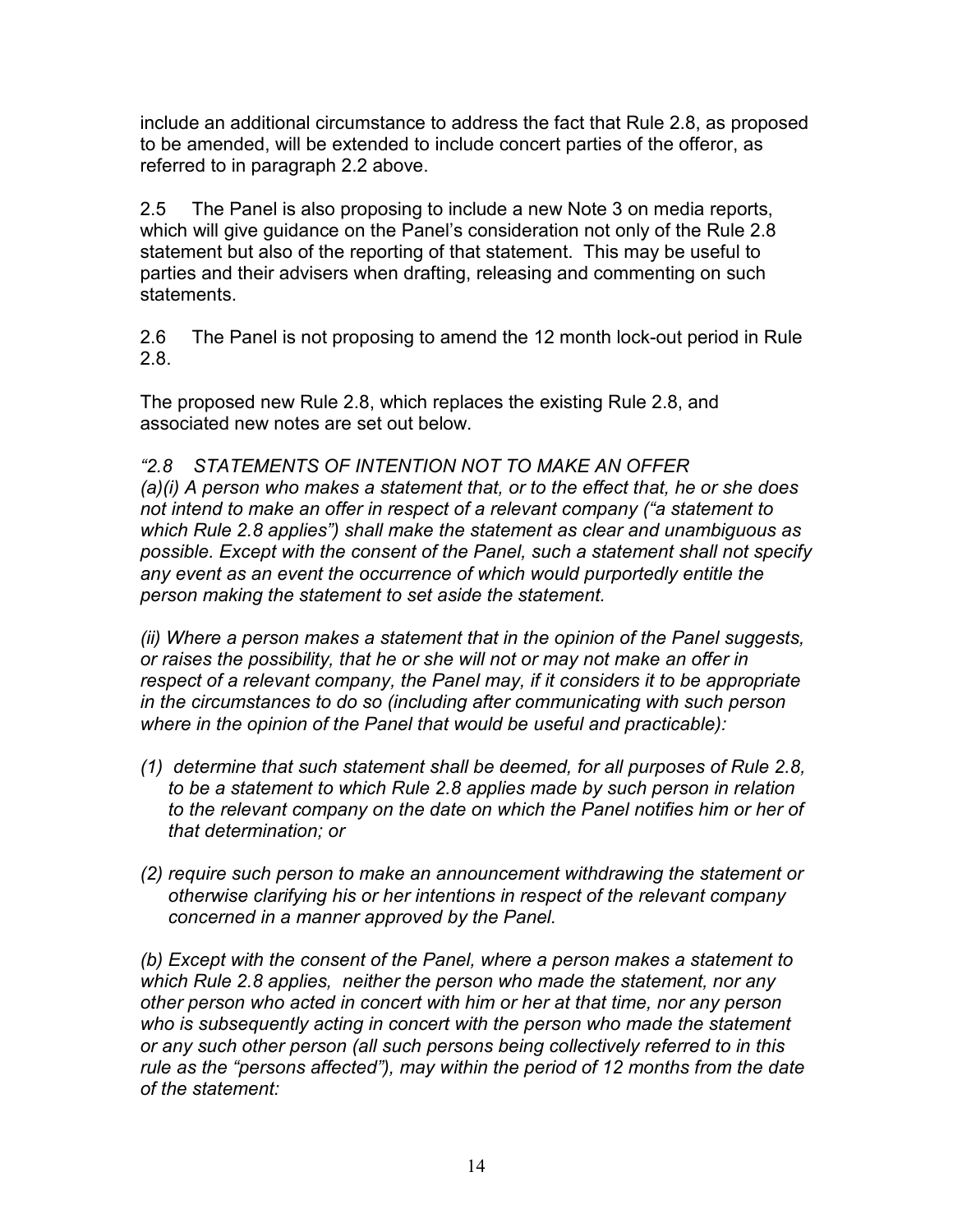include an additional circumstance to address the fact that Rule 2.8, as proposed to be amended, will be extended to include concert parties of the offeror, as referred to in paragraph 2.2 above.

2.5 The Panel is also proposing to include a new Note 3 on media reports, which will give guidance on the Panel's consideration not only of the Rule 2.8 statement but also of the reporting of that statement. This may be useful to parties and their advisers when drafting, releasing and commenting on such statements.

2.6 The Panel is not proposing to amend the 12 month lock-out period in Rule 2.8.

The proposed new Rule 2.8, which replaces the existing Rule 2.8, and associated new notes are set out below.

*"2.8 STATEMENTS OF INTENTION NOT TO MAKE AN OFFER*

*(a)(i) A person who makes a statement that, or to the effect that, he or she does not intend to make an offer in respect of a relevant company ("a statement to which Rule 2.8 applies") shall make the statement as clear and unambiguous as possible. Except with the consent of the Panel, such a statement shall not specify any event as an event the occurrence of which would purportedly entitle the person making the statement to set aside the statement.*

*(ii) Where a person makes a statement that in the opinion of the Panel suggests, or raises the possibility, that he or she will not or may not make an offer in respect of a relevant company, the Panel may, if it considers it to be appropriate in the circumstances to do so (including after communicating with such person where in the opinion of the Panel that would be useful and practicable):*

*(1) determine that such statement shall be deemed, for all purposes of Rule 2.8, to be a statement to which Rule 2.8 applies made by such person in relation to the relevant company on the date on which the Panel notifies him or her of that determination; or*

*(2) require such person to make an announcement withdrawing the statement or otherwise clarifying his or her intentions in respect of the relevant company concerned in a manner approved by the Panel.*

*(b) Except with the consent of the Panel, where a person makes a statement to which Rule 2.8 applies, neither the person who made the statement, nor any other person who acted in concert with him or her at that time, nor any person who is subsequently acting in concert with the person who made the statement or any such other person (all such persons being collectively referred to in this rule as the "persons affected"), may within the period of 12 months from the date of the statement:*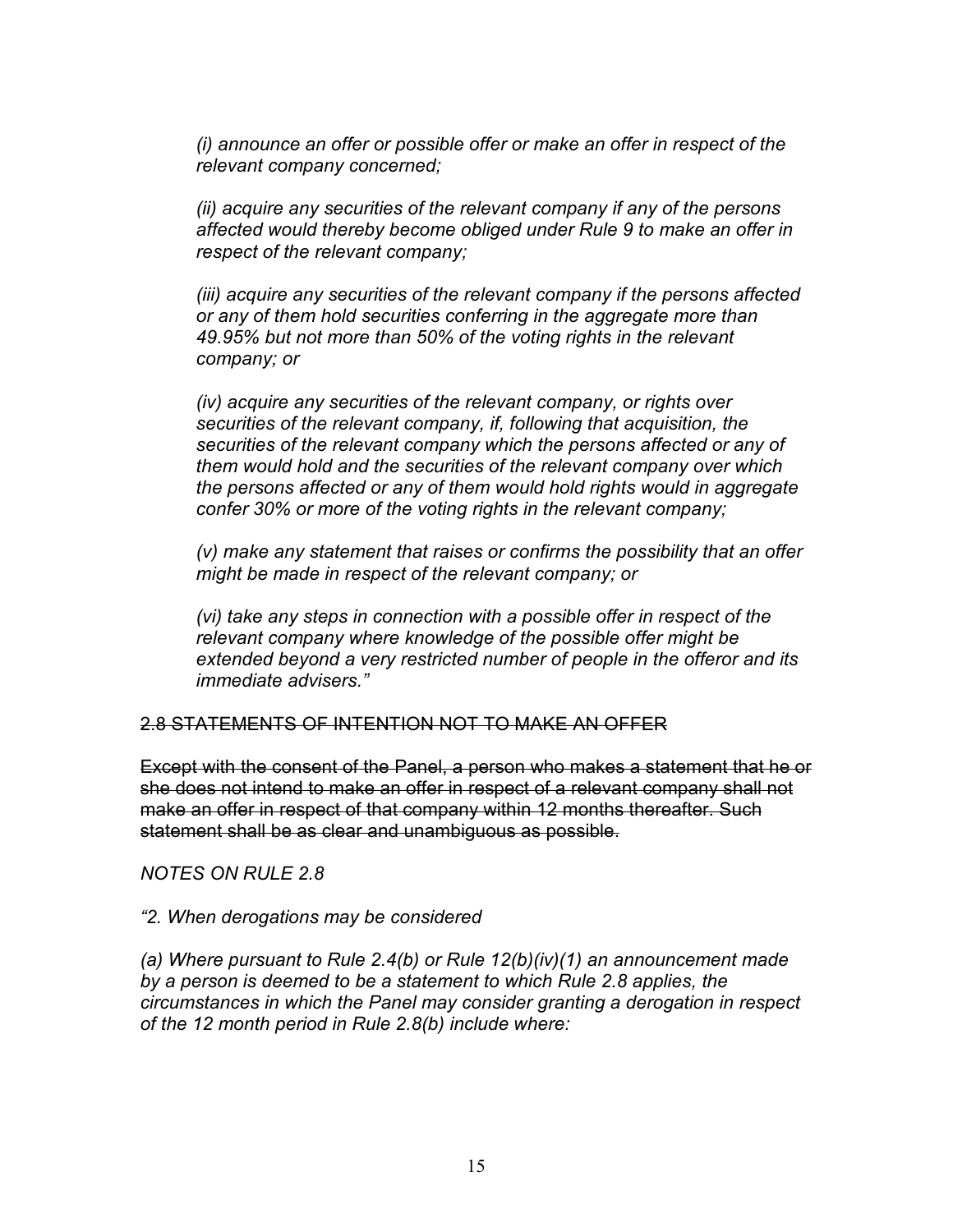*(i) announce an offer or possible offer or make an offer in respect of the relevant company concerned;*

*(ii) acquire any securities of the relevant company if any of the persons affected would thereby become obliged under Rule 9 to make an offer in respect of the relevant company;*

*(iii) acquire any securities of the relevant company if the persons affected or any of them hold securities conferring in the aggregate more than 49.95% but not more than 50% of the voting rights in the relevant company; or*

*(iv) acquire any securities of the relevant company, or rights over securities of the relevant company, if, following that acquisition, the securities of the relevant company which the persons affected or any of them would hold and the securities of the relevant company over which the persons affected or any of them would hold rights would in aggregate confer 30% or more of the voting rights in the relevant company;*

*(v) make any statement that raises or confirms the possibility that an offer might be made in respect of the relevant company; or*

*(vi) take any steps in connection with a possible offer in respect of the relevant company where knowledge of the possible offer might be extended beyond a very restricted number of people in the offeror and its immediate advisers."*

~~2.8 STATEMENTS OF INTENTION NOT TO MAKE AN OFFER~~

~~Except with the consent of the Panel, a person who makes a statement that he or she does not intend to make an offer in respect of a relevant company shall not make an offer in respect of that company within 12 months thereafter. Such statement shall be as clear and unambiguous as possible.~~

*NOTES ON RULE 2.8*

*"2. When derogations may be considered*

*(a) Where pursuant to Rule 2.4(b) or Rule 12(b)(iv)(1) an announcement made by a person is deemed to be a statement to which Rule 2.8 applies, the circumstances in which the Panel may consider granting a derogation in respect of the 12 month period in Rule 2.8(b) include where:*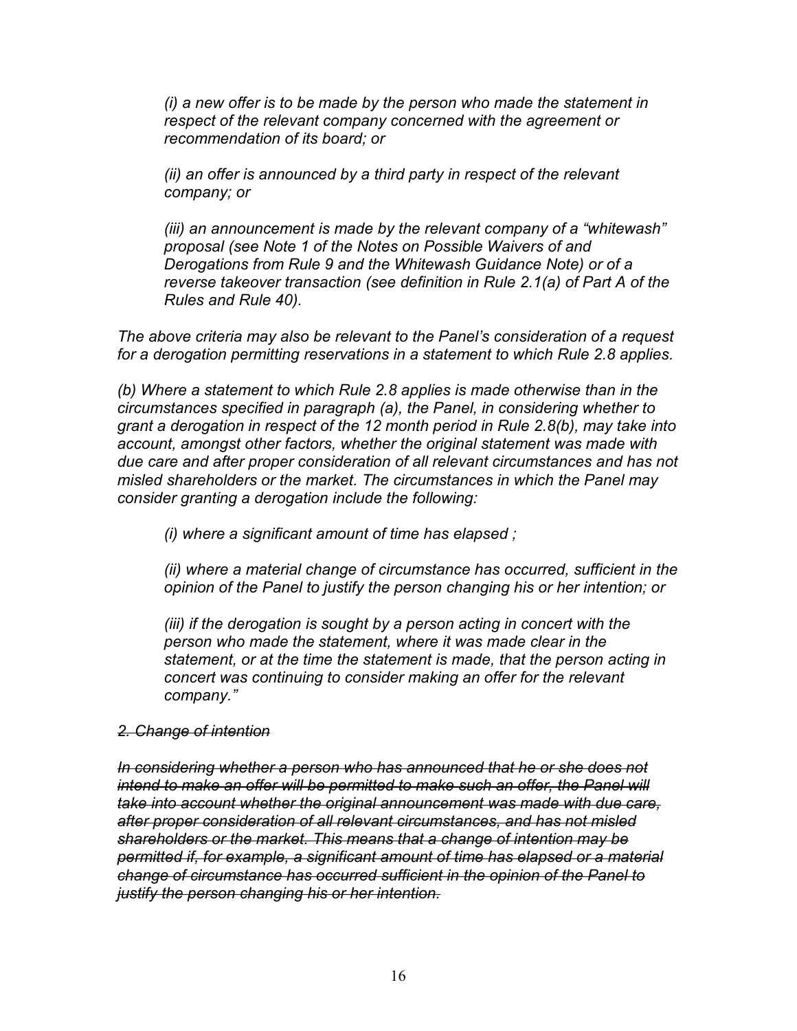*(i) a new offer is to be made by the person who made the statement in respect of the relevant company concerned with the agreement or recommendation of its board; or*

*(ii) an offer is announced by a third party in respect of the relevant company; or*

*(iii) an announcement is made by the relevant company of a "whitewash" proposal (see Note 1 of the Notes on Possible Waivers of and Derogations from Rule 9 and the Whitewash Guidance Note) or of a reverse takeover transaction (see definition in Rule 2.1(a) of Part A of the Rules and Rule 40).*

*The above criteria may also be relevant to the Panel's consideration of a request for a derogation permitting reservations in a statement to which Rule 2.8 applies.*

*(b) Where a statement to which Rule 2.8 applies is made otherwise than in the circumstances specified in paragraph (a), the Panel, in considering whether to grant a derogation in respect of the 12 month period in Rule 2.8(b), may take into account, amongst other factors, whether the original statement was made with due care and after proper consideration of all relevant circumstances and has not misled shareholders or the market. The circumstances in which the Panel may consider granting a derogation include the following:*

*(i) where a significant amount of time has elapsed ;*

*(ii) where a material change of circumstance has occurred, sufficient in the opinion of the Panel to justify the person changing his or her intention; or*

*(iii) if the derogation is sought by a person acting in concert with the person who made the statement, where it was made clear in the statement, or at the time the statement is made, that the person acting in concert was continuing to consider making an offer for the relevant company."*

~~*2. Change of intention*~~

~~*In considering whether a person who has announced that he or she does not intend to make an offer will be permitted to make such an offer, the Panel will take into account whether the original announcement was made with due care, after proper consideration of all relevant circumstances, and has not misled shareholders or the market. This means that a change of intention may be permitted if, for example, a significant amount of time has elapsed or a material change of circumstance has occurred sufficient in the opinion of the Panel to justify the person changing his or her intention.*~~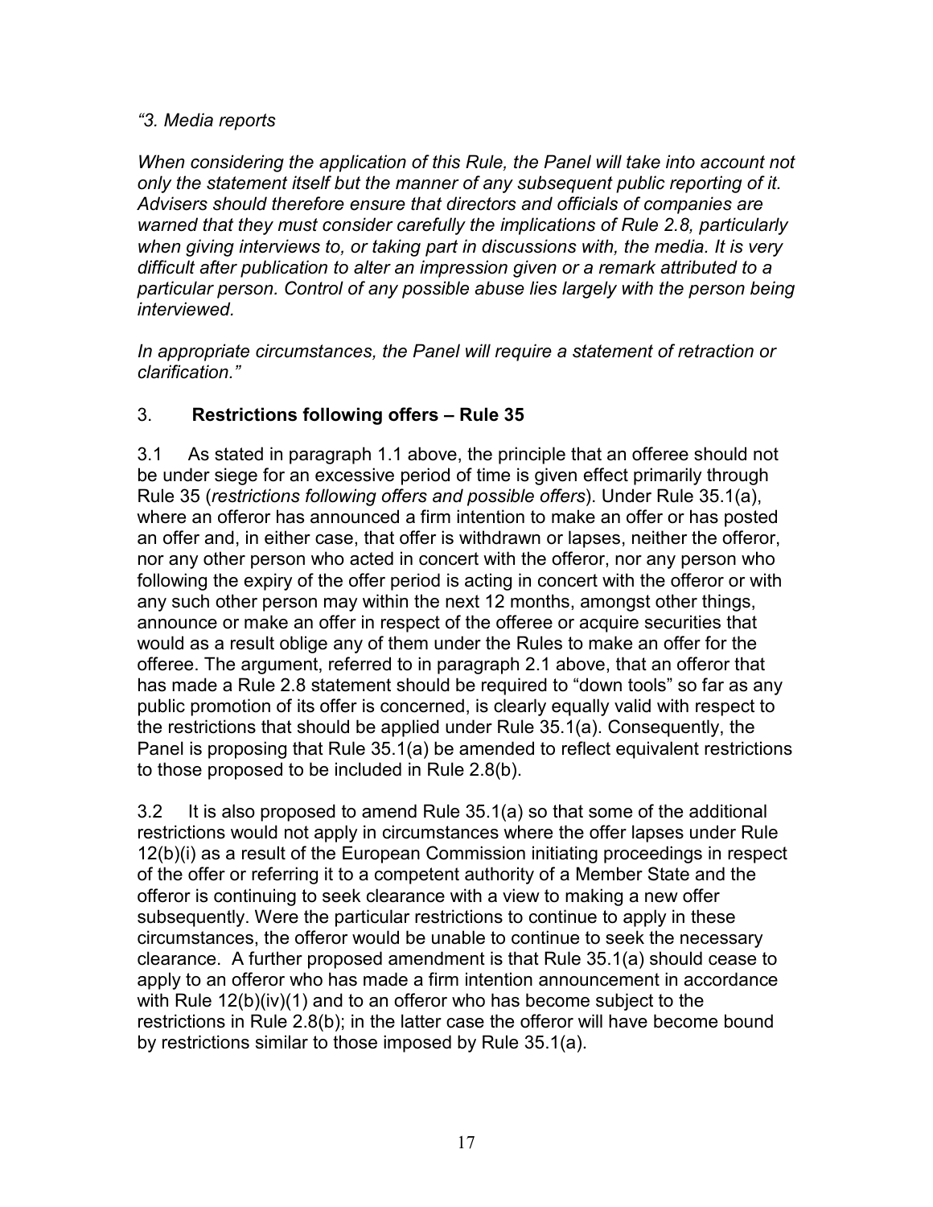*"3. Media reports*

*When considering the application of this Rule, the Panel will take into account not only the statement itself but the manner of any subsequent public reporting of it. Advisers should therefore ensure that directors and officials of companies are warned that they must consider carefully the implications of Rule 2.8, particularly when giving interviews to, or taking part in discussions with, the media. It is very difficult after publication to alter an impression given or a remark attributed to a particular person. Control of any possible abuse lies largely with the person being interviewed.*

*In appropriate circumstances, the Panel will require a statement of retraction or clarification."*

## 3. Restrictions following offers – Rule 35

3.1 As stated in paragraph 1.1 above, the principle that an offeree should not be under siege for an excessive period of time is given effect primarily through Rule 35 (*restrictions following offers and possible offers*). Under Rule 35.1(a), where an offeror has announced a firm intention to make an offer or has posted an offer and, in either case, that offer is withdrawn or lapses, neither the offeror, nor any other person who acted in concert with the offeror, nor any person who following the expiry of the offer period is acting in concert with the offeror or with any such other person may within the next 12 months, amongst other things, announce or make an offer in respect of the offeree or acquire securities that would as a result oblige any of them under the Rules to make an offer for the offeree. The argument, referred to in paragraph 2.1 above, that an offeror that has made a Rule 2.8 statement should be required to "down tools" so far as any public promotion of its offer is concerned, is clearly equally valid with respect to the restrictions that should be applied under Rule 35.1(a). Consequently, the Panel is proposing that Rule 35.1(a) be amended to reflect equivalent restrictions to those proposed to be included in Rule 2.8(b).

3.2 It is also proposed to amend Rule 35.1(a) so that some of the additional restrictions would not apply in circumstances where the offer lapses under Rule 12(b)(i) as a result of the European Commission initiating proceedings in respect of the offer or referring it to a competent authority of a Member State and the offeror is continuing to seek clearance with a view to making a new offer subsequently. Were the particular restrictions to continue to apply in these circumstances, the offeror would be unable to continue to seek the necessary clearance. A further proposed amendment is that Rule 35.1(a) should cease to apply to an offeror who has made a firm intention announcement in accordance with Rule 12(b)(iv)(1) and to an offeror who has become subject to the restrictions in Rule 2.8(b); in the latter case the offeror will have become bound by restrictions similar to those imposed by Rule 35.1(a).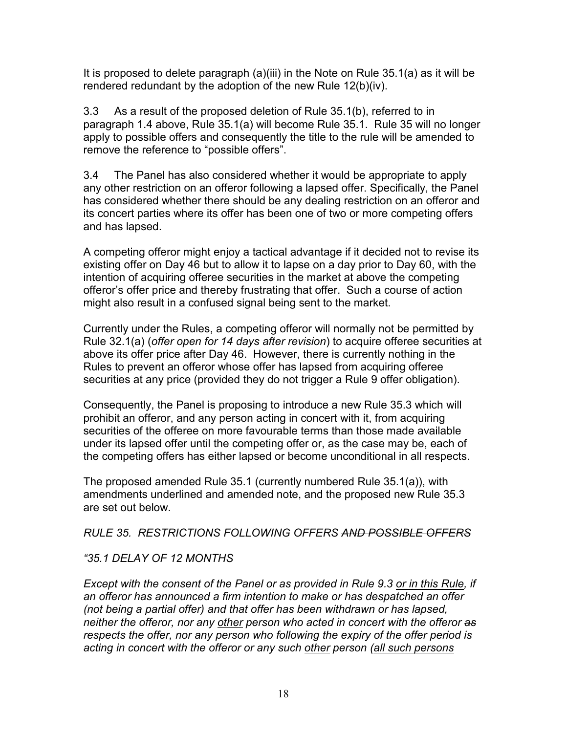It is proposed to delete paragraph (a)(iii) in the Note on Rule 35.1(a) as it will be rendered redundant by the adoption of the new Rule 12(b)(iv).

3.3 As a result of the proposed deletion of Rule 35.1(b), referred to in paragraph 1.4 above, Rule 35.1(a) will become Rule 35.1. Rule 35 will no longer apply to possible offers and consequently the title to the rule will be amended to remove the reference to "possible offers".

3.4 The Panel has also considered whether it would be appropriate to apply any other restriction on an offeror following a lapsed offer. Specifically, the Panel has considered whether there should be any dealing restriction on an offeror and its concert parties where its offer has been one of two or more competing offers and has lapsed.

A competing offeror might enjoy a tactical advantage if it decided not to revise its existing offer on Day 46 but to allow it to lapse on a day prior to Day 60, with the intention of acquiring offeree securities in the market at above the competing offeror's offer price and thereby frustrating that offer. Such a course of action might also result in a confused signal being sent to the market.

Currently under the Rules, a competing offeror will normally not be permitted by Rule 32.1(a) (*offer open for 14 days after revision*) to acquire offeree securities at above its offer price after Day 46. However, there is currently nothing in the Rules to prevent an offeror whose offer has lapsed from acquiring offeree securities at any price (provided they do not trigger a Rule 9 offer obligation).

Consequently, the Panel is proposing to introduce a new Rule 35.3 which will prohibit an offeror, and any person acting in concert with it, from acquiring securities of the offeree on more favourable terms than those made available under its lapsed offer until the competing offer or, as the case may be, each of the competing offers has either lapsed or become unconditional in all respects.

The proposed amended Rule 35.1 (currently numbered Rule 35.1(a)), with amendments underlined and amended note, and the proposed new Rule 35.3 are set out below.

*RULE 35. RESTRICTIONS FOLLOWING OFFERS ~~AND POSSIBLE OFFERS~~*

*"35.1 DELAY OF 12 MONTHS*

*Except with the consent of the Panel or as provided in Rule 9.3 <u>or in this Rule</u>, if an offeror has announced a firm intention to make or has despatched an offer (not being a partial offer) and that offer has been withdrawn or has lapsed, neither the offeror, nor any <u>other</u> person who acted in concert with the offeror ~~as respects the offer~~, nor any person who following the expiry of the offer period is acting in concert with the offeror or any such <u>other</u> person <u>(all such persons</u>*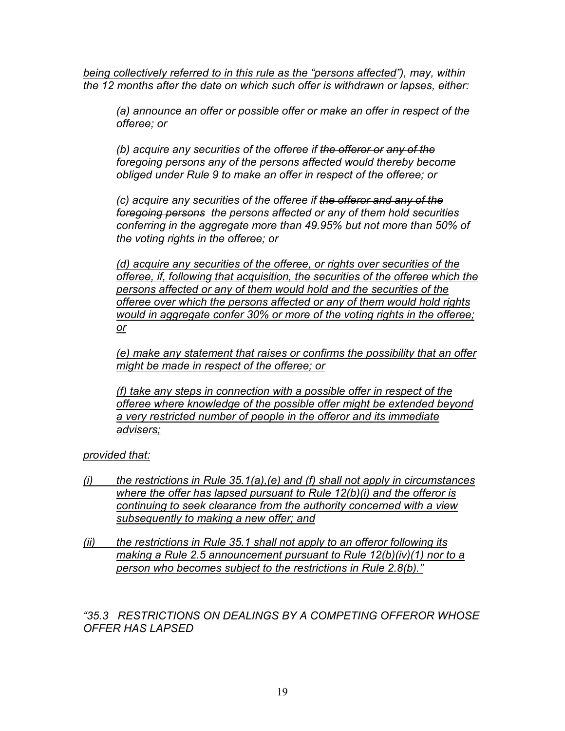*<u>being collectively referred to in this rule as the "persons affected"</u>), may, within the 12 months after the date on which such offer is withdrawn or lapses, either:*

> *(a) announce an offer or possible offer or make an offer in respect of the offeree; or*
>
> *(b) acquire any securities of the offeree if ~~the offeror or any of the foregoing persons~~ any of the persons affected would thereby become obliged under Rule 9 to make an offer in respect of the offeree; or*
>
> *(c) acquire any securities of the offeree if ~~the offeror and any of the foregoing persons~~ the persons affected or any of them hold securities conferring in the aggregate more than 49.95% but not more than 50% of the voting rights in the offeree; or*
>
> *<u>(d) acquire any securities of the offeree, or rights over securities of the offeree, if, following that acquisition, the securities of the offeree which the persons affected or any of them would hold and the securities of the offeree over which the persons affected or any of them would hold rights would in aggregate confer 30% or more of the voting rights in the offeree; or</u>*
>
> *<u>(e) make any statement that raises or confirms the possibility that an offer might be made in respect of the offeree; or</u>*
>
> *<u>(f) take any steps in connection with a possible offer in respect of the offeree where knowledge of the possible offer might be extended beyond a very restricted number of people in the offeror and its immediate advisers;</u>*

*<u>provided that:</u>*

*<u>(i) the restrictions in Rule 35.1(a),(e) and (f) shall not apply in circumstances where the offer has lapsed pursuant to Rule 12(b)(i) and the offeror is continuing to seek clearance from the authority concerned with a view subsequently to making a new offer; and</u>*

*<u>(ii) the restrictions in Rule 35.1 shall not apply to an offeror following its making a Rule 2.5 announcement pursuant to Rule 12(b)(iv)(1) nor to a person who becomes subject to the restrictions in Rule 2.8(b)."</u>*

*"35.3 RESTRICTIONS ON DEALINGS BY A COMPETING OFFEROR WHOSE OFFER HAS LAPSED*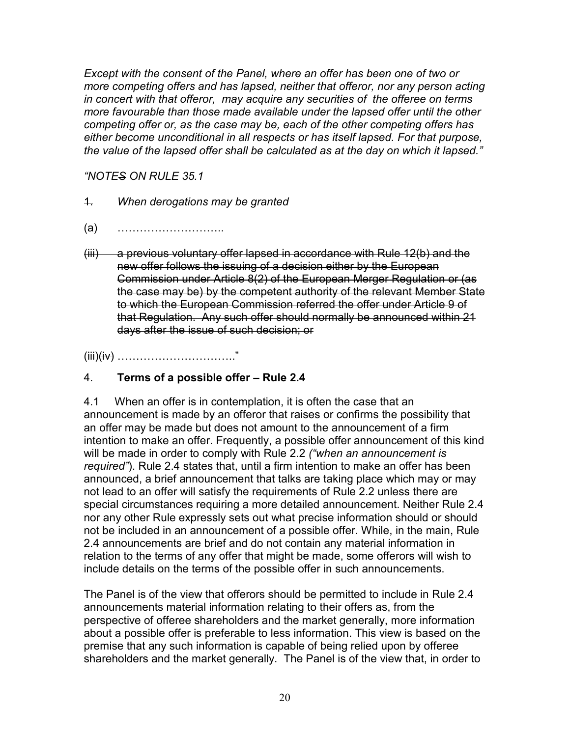*Except with the consent of the Panel, where an offer has been one of two or more competing offers and has lapsed, neither that offeror, nor any person acting in concert with that offeror, may acquire any securities of the offeree on terms more favourable than those made available under the lapsed offer until the other competing offer or, as the case may be, each of the other competing offers has either become unconditional in all respects or has itself lapsed. For that purpose, the value of the lapsed offer shall be calculated as at the day on which it lapsed."*

*"NOTE~~S~~ ON RULE 35.1*

~~1.~~ *When derogations may be granted*

(a) ………………………..

~~(iii) a previous voluntary offer lapsed in accordance with Rule 12(b) and the new offer follows the issuing of a decision either by the European Commission under Article 8(2) of the European Merger Regulation or (as the case may be) by the competent authority of the relevant Member State to which the European Commission referred the offer under Article 9 of that Regulation. Any such offer should normally be announced within 21 days after the issue of such decision; or~~

(iii)~~(iv)~~ ………………………….."

## 4. **Terms of a possible offer – Rule 2.4**

4.1 When an offer is in contemplation, it is often the case that an announcement is made by an offeror that raises or confirms the possibility that an offer may be made but does not amount to the announcement of a firm intention to make an offer. Frequently, a possible offer announcement of this kind will be made in order to comply with Rule 2.2 *("when an announcement is required"*). Rule 2.4 states that, until a firm intention to make an offer has been announced, a brief announcement that talks are taking place which may or may not lead to an offer will satisfy the requirements of Rule 2.2 unless there are special circumstances requiring a more detailed announcement. Neither Rule 2.4 nor any other Rule expressly sets out what precise information should or should not be included in an announcement of a possible offer. While, in the main, Rule 2.4 announcements are brief and do not contain any material information in relation to the terms of any offer that might be made, some offerors will wish to include details on the terms of the possible offer in such announcements.

The Panel is of the view that offerors should be permitted to include in Rule 2.4 announcements material information relating to their offers as, from the perspective of offeree shareholders and the market generally, more information about a possible offer is preferable to less information. This view is based on the premise that any such information is capable of being relied upon by offeree shareholders and the market generally. The Panel is of the view that, in order to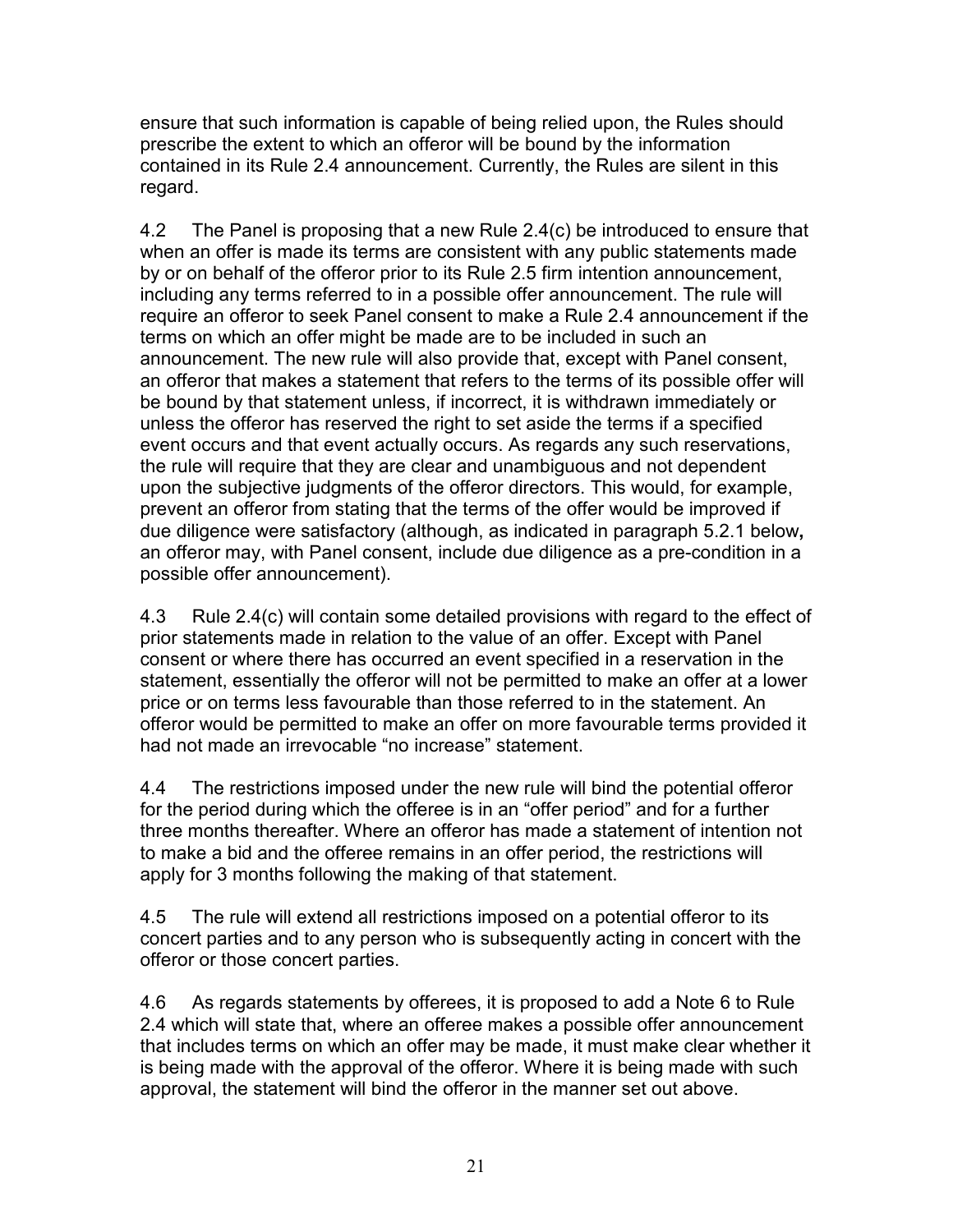ensure that such information is capable of being relied upon, the Rules should prescribe the extent to which an offeror will be bound by the information contained in its Rule 2.4 announcement. Currently, the Rules are silent in this regard.

4.2 The Panel is proposing that a new Rule 2.4(c) be introduced to ensure that when an offer is made its terms are consistent with any public statements made by or on behalf of the offeror prior to its Rule 2.5 firm intention announcement, including any terms referred to in a possible offer announcement. The rule will require an offeror to seek Panel consent to make a Rule 2.4 announcement if the terms on which an offer might be made are to be included in such an announcement. The new rule will also provide that, except with Panel consent, an offeror that makes a statement that refers to the terms of its possible offer will be bound by that statement unless, if incorrect, it is withdrawn immediately or unless the offeror has reserved the right to set aside the terms if a specified event occurs and that event actually occurs. As regards any such reservations, the rule will require that they are clear and unambiguous and not dependent upon the subjective judgments of the offeror directors. This would, for example, prevent an offeror from stating that the terms of the offer would be improved if due diligence were satisfactory (although, as indicated in paragraph 5.2.1 below**,** an offeror may, with Panel consent, include due diligence as a pre-condition in a possible offer announcement).

4.3 Rule 2.4(c) will contain some detailed provisions with regard to the effect of prior statements made in relation to the value of an offer. Except with Panel consent or where there has occurred an event specified in a reservation in the statement, essentially the offeror will not be permitted to make an offer at a lower price or on terms less favourable than those referred to in the statement. An offeror would be permitted to make an offer on more favourable terms provided it had not made an irrevocable "no increase" statement.

4.4 The restrictions imposed under the new rule will bind the potential offeror for the period during which the offeree is in an "offer period" and for a further three months thereafter. Where an offeror has made a statement of intention not to make a bid and the offeree remains in an offer period, the restrictions will apply for 3 months following the making of that statement.

4.5 The rule will extend all restrictions imposed on a potential offeror to its concert parties and to any person who is subsequently acting in concert with the offeror or those concert parties.

4.6 As regards statements by offerees, it is proposed to add a Note 6 to Rule 2.4 which will state that, where an offeree makes a possible offer announcement that includes terms on which an offer may be made, it must make clear whether it is being made with the approval of the offeror. Where it is being made with such approval, the statement will bind the offeror in the manner set out above.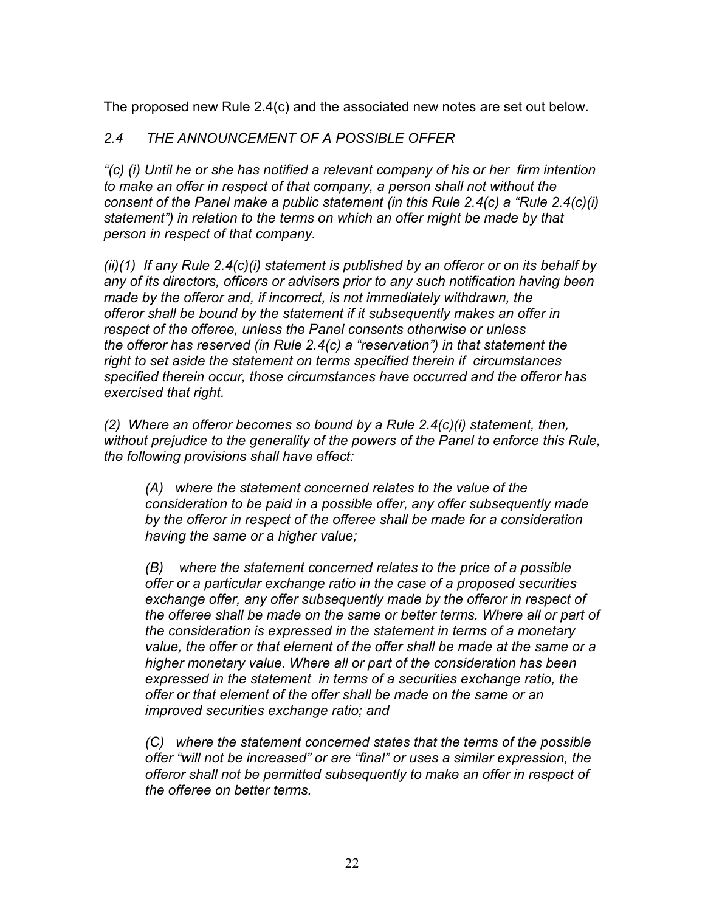The proposed new Rule 2.4(c) and the associated new notes are set out below.

*2.4 THE ANNOUNCEMENT OF A POSSIBLE OFFER*

*"(c) (i) Until he or she has notified a relevant company of his or her firm intention to make an offer in respect of that company, a person shall not without the consent of the Panel make a public statement (in this Rule 2.4(c) a "Rule 2.4(c)(i) statement") in relation to the terms on which an offer might be made by that person in respect of that company.*

*(ii)(1) If any Rule 2.4(c)(i) statement is published by an offeror or on its behalf by any of its directors, officers or advisers prior to any such notification having been made by the offeror and, if incorrect, is not immediately withdrawn, the offeror shall be bound by the statement if it subsequently makes an offer in respect of the offeree, unless the Panel consents otherwise or unless the offeror has reserved (in Rule 2.4(c) a "reservation") in that statement the right to set aside the statement on terms specified therein if circumstances specified therein occur, those circumstances have occurred and the offeror has exercised that right.*

*(2) Where an offeror becomes so bound by a Rule 2.4(c)(i) statement, then, without prejudice to the generality of the powers of the Panel to enforce this Rule, the following provisions shall have effect:*

> *(A) where the statement concerned relates to the value of the consideration to be paid in a possible offer, any offer subsequently made by the offeror in respect of the offeree shall be made for a consideration having the same or a higher value;*
>
> *(B) where the statement concerned relates to the price of a possible offer or a particular exchange ratio in the case of a proposed securities exchange offer, any offer subsequently made by the offeror in respect of the offeree shall be made on the same or better terms. Where all or part of the consideration is expressed in the statement in terms of a monetary value, the offer or that element of the offer shall be made at the same or a higher monetary value. Where all or part of the consideration has been expressed in the statement in terms of a securities exchange ratio, the offer or that element of the offer shall be made on the same or an improved securities exchange ratio; and*
>
> *(C) where the statement concerned states that the terms of the possible offer "will not be increased" or are "final" or uses a similar expression, the offeror shall not be permitted subsequently to make an offer in respect of the offeree on better terms.*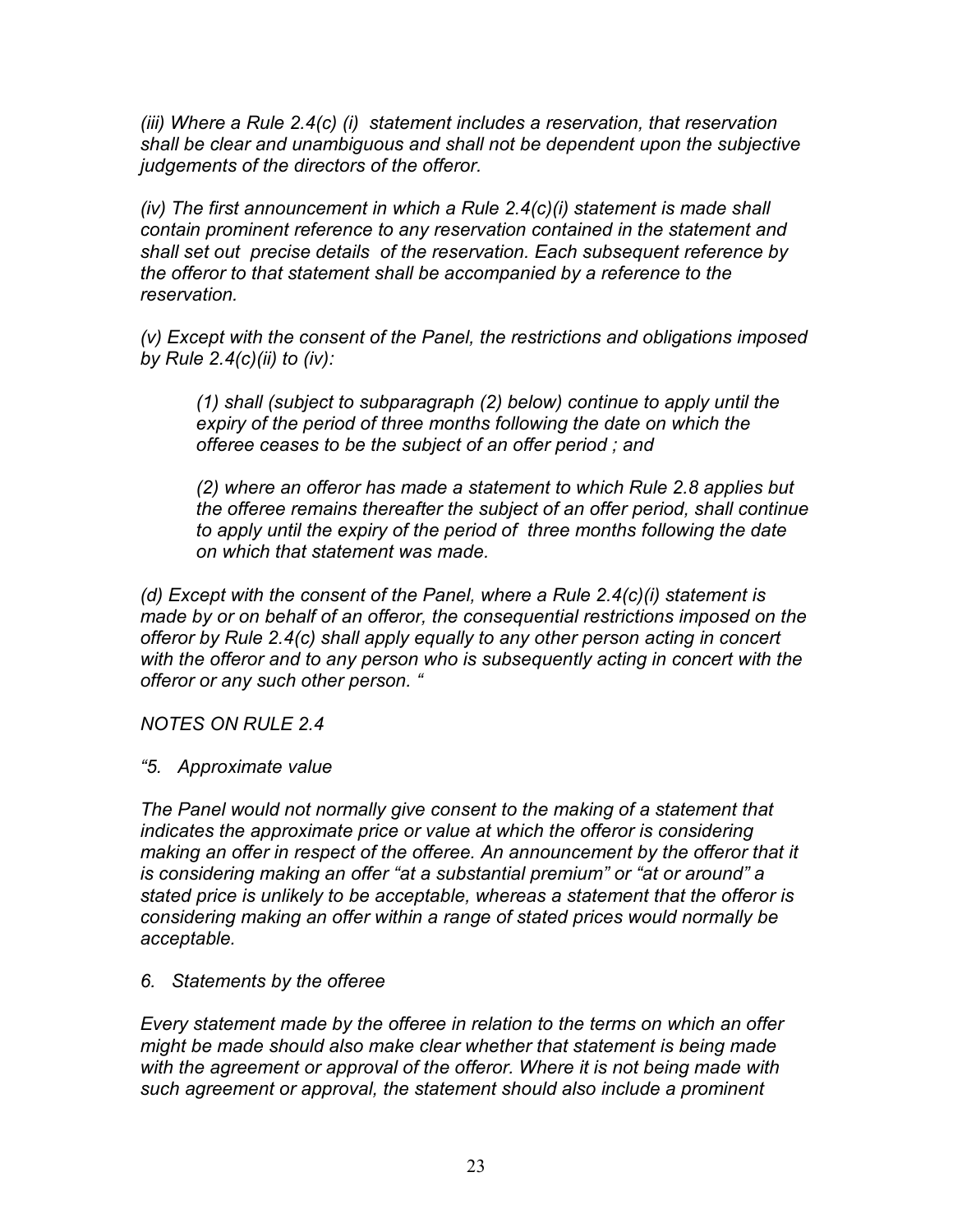*(iii) Where a Rule 2.4(c) (i) statement includes a reservation, that reservation shall be clear and unambiguous and shall not be dependent upon the subjective judgements of the directors of the offeror.*

*(iv) The first announcement in which a Rule 2.4(c)(i) statement is made shall contain prominent reference to any reservation contained in the statement and shall set out precise details of the reservation. Each subsequent reference by the offeror to that statement shall be accompanied by a reference to the reservation.*

*(v) Except with the consent of the Panel, the restrictions and obligations imposed by Rule 2.4(c)(ii) to (iv):*

> *(1) shall (subject to subparagraph (2) below) continue to apply until the expiry of the period of three months following the date on which the offeree ceases to be the subject of an offer period ; and*
>
> *(2) where an offeror has made a statement to which Rule 2.8 applies but the offeree remains thereafter the subject of an offer period, shall continue to apply until the expiry of the period of three months following the date on which that statement was made.*

*(d) Except with the consent of the Panel, where a Rule 2.4(c)(i) statement is made by or on behalf of an offeror, the consequential restrictions imposed on the offeror by Rule 2.4(c) shall apply equally to any other person acting in concert with the offeror and to any person who is subsequently acting in concert with the offeror or any such other person. "*

*NOTES ON RULE 2.4*

*"5. Approximate value*

*The Panel would not normally give consent to the making of a statement that indicates the approximate price or value at which the offeror is considering making an offer in respect of the offeree. An announcement by the offeror that it is considering making an offer "at a substantial premium" or "at or around" a stated price is unlikely to be acceptable, whereas a statement that the offeror is considering making an offer within a range of stated prices would normally be acceptable.*

*6. Statements by the offeree*

*Every statement made by the offeree in relation to the terms on which an offer might be made should also make clear whether that statement is being made with the agreement or approval of the offeror. Where it is not being made with such agreement or approval, the statement should also include a prominent*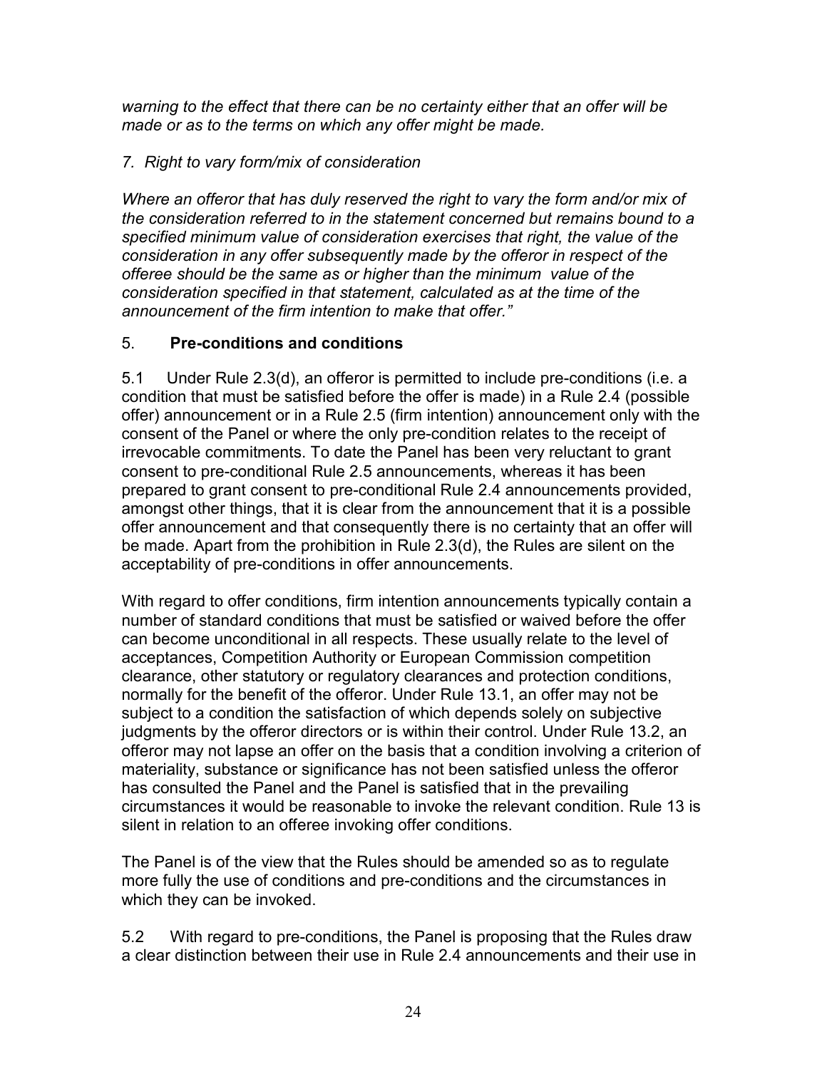*warning to the effect that there can be no certainty either that an offer will be made or as to the terms on which any offer might be made.*

*7. Right to vary form/mix of consideration*

*Where an offeror that has duly reserved the right to vary the form and/or mix of the consideration referred to in the statement concerned but remains bound to a specified minimum value of consideration exercises that right, the value of the consideration in any offer subsequently made by the offeror in respect of the offeree should be the same as or higher than the minimum value of the consideration specified in that statement, calculated as at the time of the announcement of the firm intention to make that offer."*

## 5. Pre-conditions and conditions

5.1 Under Rule 2.3(d), an offeror is permitted to include pre-conditions (i.e. a condition that must be satisfied before the offer is made) in a Rule 2.4 (possible offer) announcement or in a Rule 2.5 (firm intention) announcement only with the consent of the Panel or where the only pre-condition relates to the receipt of irrevocable commitments. To date the Panel has been very reluctant to grant consent to pre-conditional Rule 2.5 announcements, whereas it has been prepared to grant consent to pre-conditional Rule 2.4 announcements provided, amongst other things, that it is clear from the announcement that it is a possible offer announcement and that consequently there is no certainty that an offer will be made. Apart from the prohibition in Rule 2.3(d), the Rules are silent on the acceptability of pre-conditions in offer announcements.

With regard to offer conditions, firm intention announcements typically contain a number of standard conditions that must be satisfied or waived before the offer can become unconditional in all respects. These usually relate to the level of acceptances, Competition Authority or European Commission competition clearance, other statutory or regulatory clearances and protection conditions, normally for the benefit of the offeror. Under Rule 13.1, an offer may not be subject to a condition the satisfaction of which depends solely on subjective judgments by the offeror directors or is within their control. Under Rule 13.2, an offeror may not lapse an offer on the basis that a condition involving a criterion of materiality, substance or significance has not been satisfied unless the offeror has consulted the Panel and the Panel is satisfied that in the prevailing circumstances it would be reasonable to invoke the relevant condition. Rule 13 is silent in relation to an offeree invoking offer conditions.

The Panel is of the view that the Rules should be amended so as to regulate more fully the use of conditions and pre-conditions and the circumstances in which they can be invoked.

5.2 With regard to pre-conditions, the Panel is proposing that the Rules draw a clear distinction between their use in Rule 2.4 announcements and their use in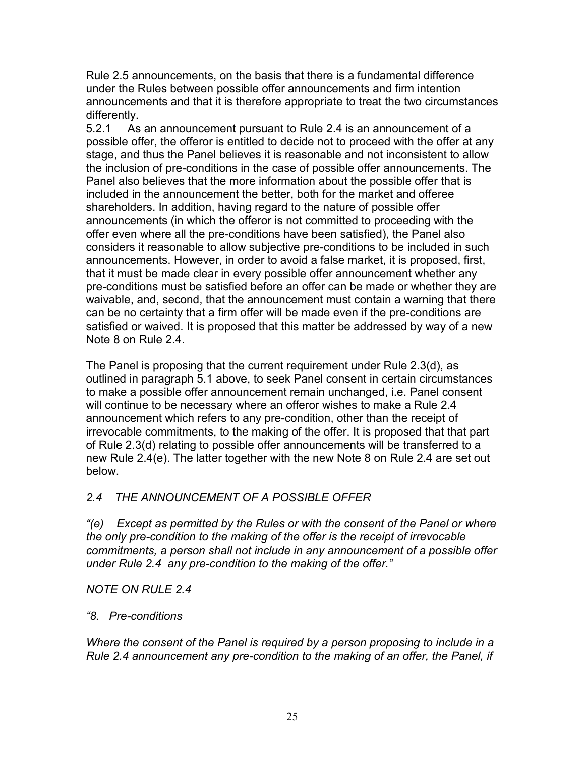Rule 2.5 announcements, on the basis that there is a fundamental difference under the Rules between possible offer announcements and firm intention announcements and that it is therefore appropriate to treat the two circumstances differently.

5.2.1 As an announcement pursuant to Rule 2.4 is an announcement of a possible offer, the offeror is entitled to decide not to proceed with the offer at any stage, and thus the Panel believes it is reasonable and not inconsistent to allow the inclusion of pre-conditions in the case of possible offer announcements. The Panel also believes that the more information about the possible offer that is included in the announcement the better, both for the market and offeree shareholders. In addition, having regard to the nature of possible offer announcements (in which the offeror is not committed to proceeding with the offer even where all the pre-conditions have been satisfied), the Panel also considers it reasonable to allow subjective pre-conditions to be included in such announcements. However, in order to avoid a false market, it is proposed, first, that it must be made clear in every possible offer announcement whether any pre-conditions must be satisfied before an offer can be made or whether they are waivable, and, second, that the announcement must contain a warning that there can be no certainty that a firm offer will be made even if the pre-conditions are satisfied or waived. It is proposed that this matter be addressed by way of a new Note 8 on Rule 2.4.

The Panel is proposing that the current requirement under Rule 2.3(d), as outlined in paragraph 5.1 above, to seek Panel consent in certain circumstances to make a possible offer announcement remain unchanged, i.e. Panel consent will continue to be necessary where an offeror wishes to make a Rule 2.4 announcement which refers to any pre-condition, other than the receipt of irrevocable commitments, to the making of the offer. It is proposed that that part of Rule 2.3(d) relating to possible offer announcements will be transferred to a new Rule 2.4(e). The latter together with the new Note 8 on Rule 2.4 are set out below.

*2.4 THE ANNOUNCEMENT OF A POSSIBLE OFFER*

*"(e) Except as permitted by the Rules or with the consent of the Panel or where the only pre-condition to the making of the offer is the receipt of irrevocable commitments, a person shall not include in any announcement of a possible offer under Rule 2.4 any pre-condition to the making of the offer."*

*NOTE ON RULE 2.4*

*"8. Pre-conditions*

*Where the consent of the Panel is required by a person proposing to include in a Rule 2.4 announcement any pre-condition to the making of an offer, the Panel, if*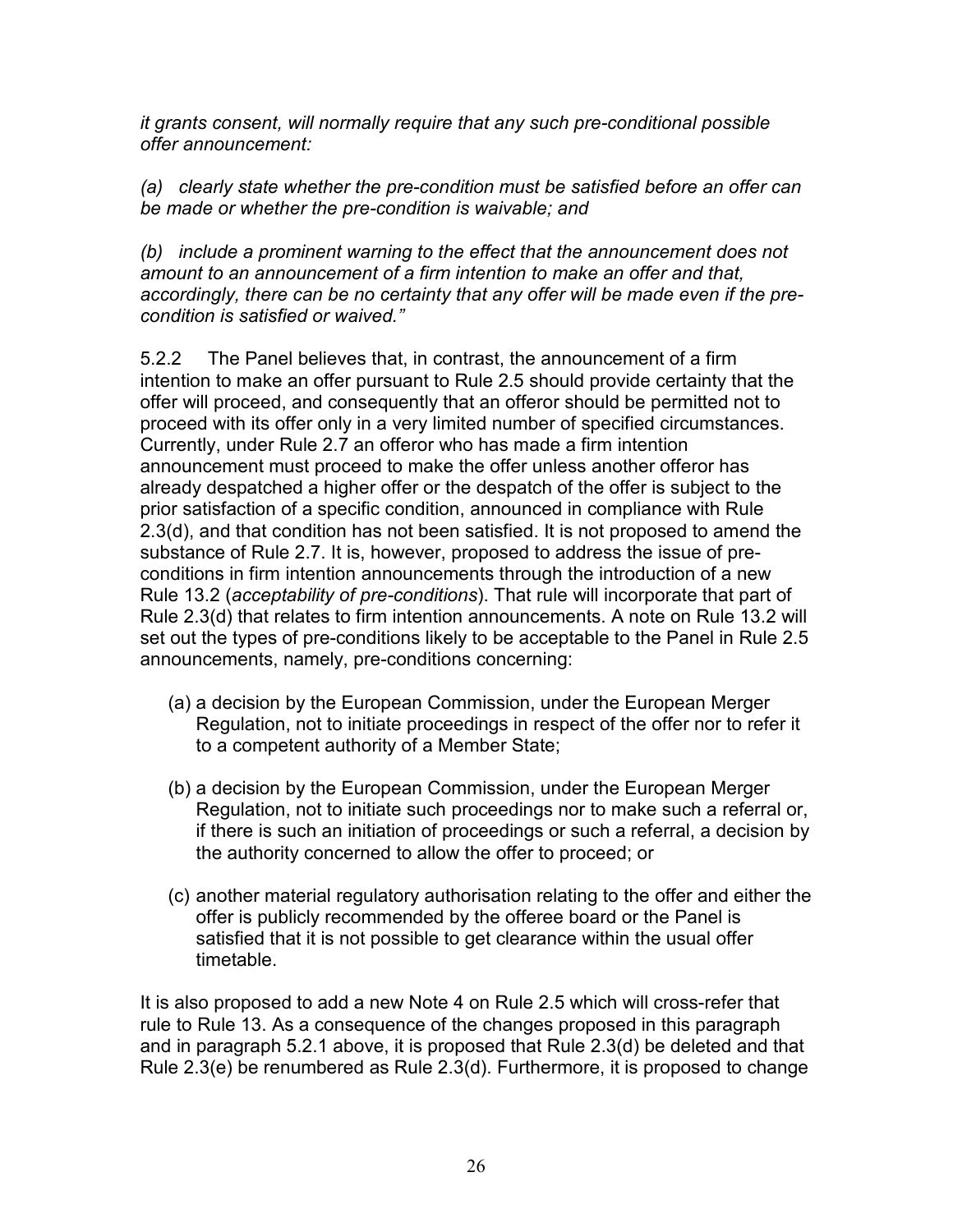*it grants consent, will normally require that any such pre-conditional possible offer announcement:*

*(a) clearly state whether the pre-condition must be satisfied before an offer can be made or whether the pre-condition is waivable; and*

*(b) include a prominent warning to the effect that the announcement does not amount to an announcement of a firm intention to make an offer and that, accordingly, there can be no certainty that any offer will be made even if the pre-condition is satisfied or waived."*

5.2.2 The Panel believes that, in contrast, the announcement of a firm intention to make an offer pursuant to Rule 2.5 should provide certainty that the offer will proceed, and consequently that an offeror should be permitted not to proceed with its offer only in a very limited number of specified circumstances. Currently, under Rule 2.7 an offeror who has made a firm intention announcement must proceed to make the offer unless another offeror has already despatched a higher offer or the despatch of the offer is subject to the prior satisfaction of a specific condition, announced in compliance with Rule 2.3(d), and that condition has not been satisfied. It is not proposed to amend the substance of Rule 2.7. It is, however, proposed to address the issue of pre-conditions in firm intention announcements through the introduction of a new Rule 13.2 (*acceptability of pre-conditions*). That rule will incorporate that part of Rule 2.3(d) that relates to firm intention announcements. A note on Rule 13.2 will set out the types of pre-conditions likely to be acceptable to the Panel in Rule 2.5 announcements, namely, pre-conditions concerning:

(a) a decision by the European Commission, under the European Merger Regulation, not to initiate proceedings in respect of the offer nor to refer it to a competent authority of a Member State;

(b) a decision by the European Commission, under the European Merger Regulation, not to initiate such proceedings nor to make such a referral or, if there is such an initiation of proceedings or such a referral, a decision by the authority concerned to allow the offer to proceed; or

(c) another material regulatory authorisation relating to the offer and either the offer is publicly recommended by the offeree board or the Panel is satisfied that it is not possible to get clearance within the usual offer timetable.

It is also proposed to add a new Note 4 on Rule 2.5 which will cross-refer that rule to Rule 13. As a consequence of the changes proposed in this paragraph and in paragraph 5.2.1 above, it is proposed that Rule 2.3(d) be deleted and that Rule 2.3(e) be renumbered as Rule 2.3(d). Furthermore, it is proposed to change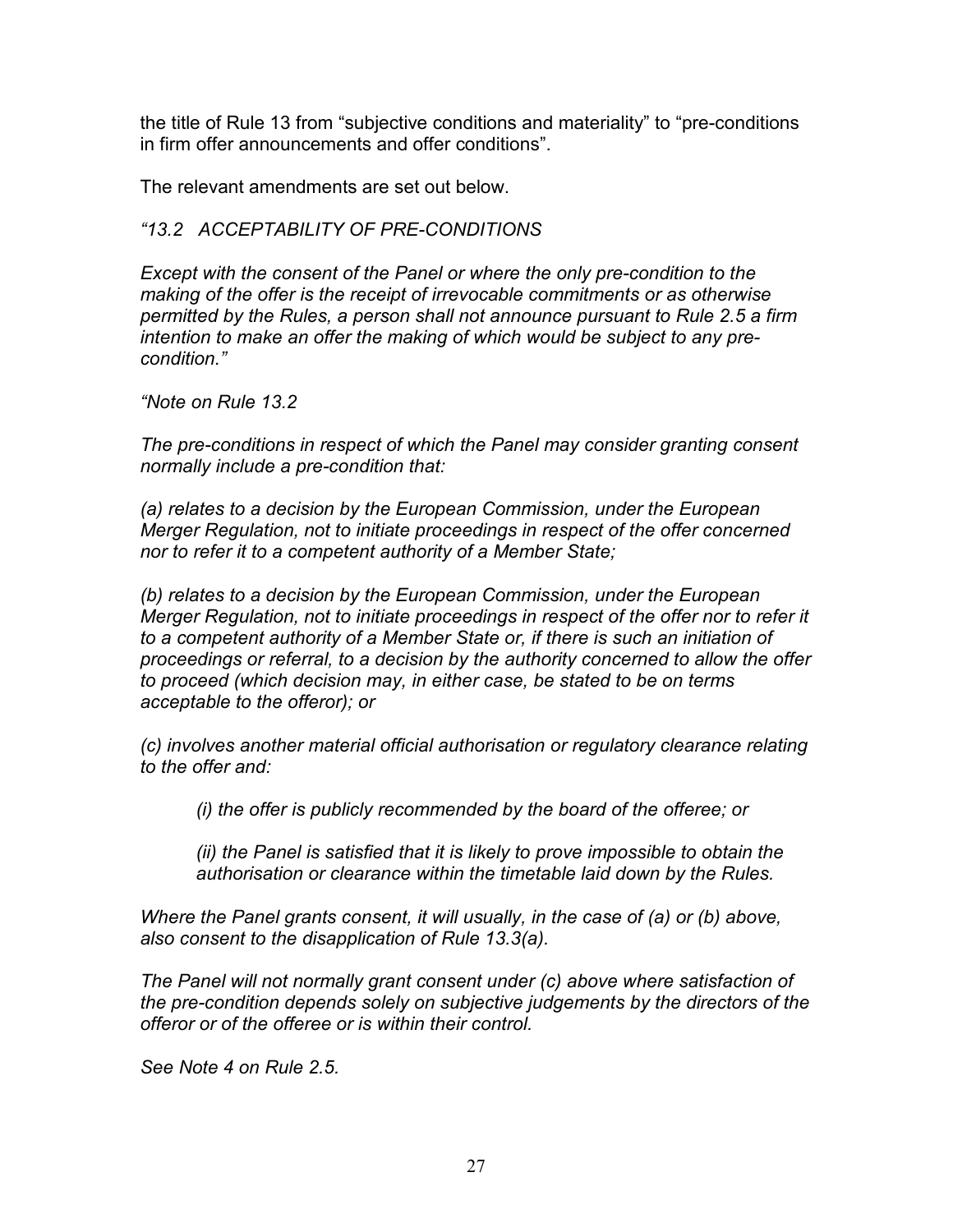the title of Rule 13 from “subjective conditions and materiality” to “pre-conditions in firm offer announcements and offer conditions”.

The relevant amendments are set out below.

*“13.2 ACCEPTABILITY OF PRE-CONDITIONS*

*Except with the consent of the Panel or where the only pre-condition to the making of the offer is the receipt of irrevocable commitments or as otherwise permitted by the Rules, a person shall not announce pursuant to Rule 2.5 a firm intention to make an offer the making of which would be subject to any pre-condition.”*

*“Note on Rule 13.2*

*The pre-conditions in respect of which the Panel may consider granting consent normally include a pre-condition that:*

*(a) relates to a decision by the European Commission, under the European Merger Regulation, not to initiate proceedings in respect of the offer concerned nor to refer it to a competent authority of a Member State;*

*(b) relates to a decision by the European Commission, under the European Merger Regulation, not to initiate proceedings in respect of the offer nor to refer it to a competent authority of a Member State or, if there is such an initiation of proceedings or referral, to a decision by the authority concerned to allow the offer to proceed (which decision may, in either case, be stated to be on terms acceptable to the offeror); or*

*(c) involves another material official authorisation or regulatory clearance relating to the offer and:*

> *(i) the offer is publicly recommended by the board of the offeree; or*
>
> *(ii) the Panel is satisfied that it is likely to prove impossible to obtain the authorisation or clearance within the timetable laid down by the Rules.*

*Where the Panel grants consent, it will usually, in the case of (a) or (b) above, also consent to the disapplication of Rule 13.3(a).*

*The Panel will not normally grant consent under (c) above where satisfaction of the pre-condition depends solely on subjective judgements by the directors of the offeror or of the offeree or is within their control.*

*See Note 4 on Rule 2.5.*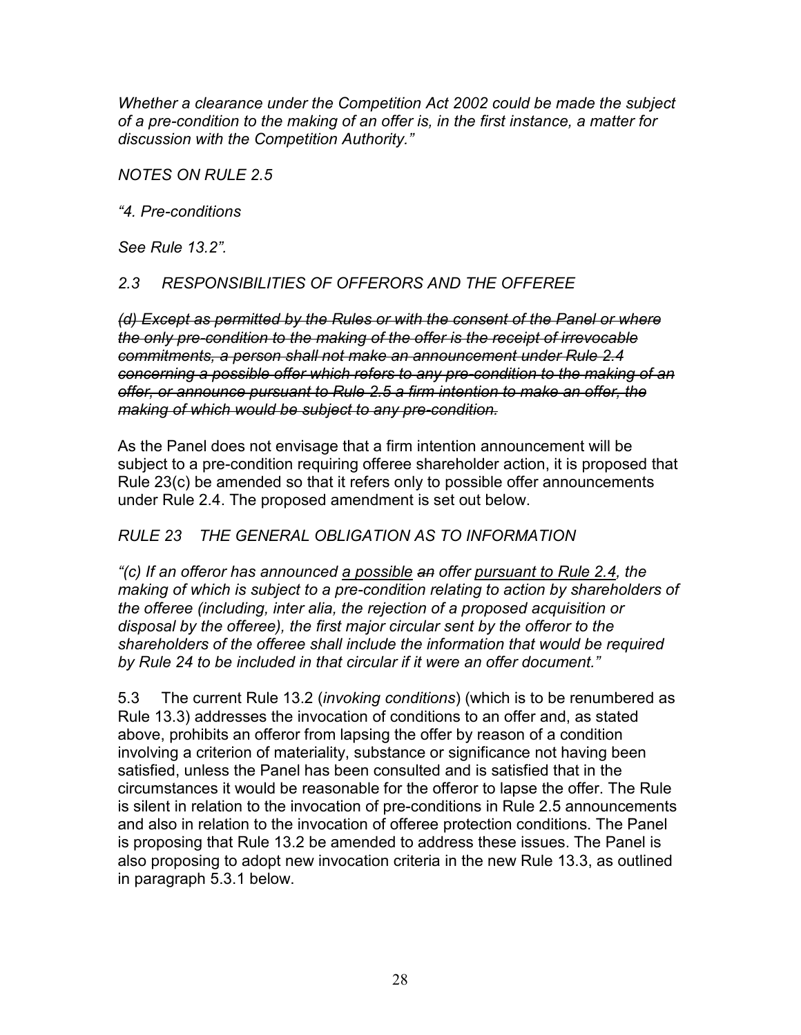*Whether a clearance under the Competition Act 2002 could be made the subject of a pre-condition to the making of an offer is, in the first instance, a matter for discussion with the Competition Authority."*

*NOTES ON RULE 2.5*

*"4. Pre-conditions*

*See Rule 13.2".*

*2.3 RESPONSIBILITIES OF OFFERORS AND THE OFFEREE*

~~*(d) Except as permitted by the Rules or with the consent of the Panel or where the only pre-condition to the making of the offer is the receipt of irrevocable commitments, a person shall not make an announcement under Rule 2.4 concerning a possible offer which refers to any pre-condition to the making of an offer, or announce pursuant to Rule 2.5 a firm intention to make an offer, the making of which would be subject to any pre-condition.*~~

As the Panel does not envisage that a firm intention announcement will be subject to a pre-condition requiring offeree shareholder action, it is proposed that Rule 23(c) be amended so that it refers only to possible offer announcements under Rule 2.4. The proposed amendment is set out below.

*RULE 23 THE GENERAL OBLIGATION AS TO INFORMATION*

*"(c) If an offeror has announced <u>a possible</u> ~~an~~ offer <u>pursuant to Rule 2.4</u>, the making of which is subject to a pre-condition relating to action by shareholders of the offeree (including, inter alia, the rejection of a proposed acquisition or disposal by the offeree), the first major circular sent by the offeror to the shareholders of the offeree shall include the information that would be required by Rule 24 to be included in that circular if it were an offer document."*

5.3 The current Rule 13.2 (*invoking conditions*) (which is to be renumbered as Rule 13.3) addresses the invocation of conditions to an offer and, as stated above, prohibits an offeror from lapsing the offer by reason of a condition involving a criterion of materiality, substance or significance not having been satisfied, unless the Panel has been consulted and is satisfied that in the circumstances it would be reasonable for the offeror to lapse the offer. The Rule is silent in relation to the invocation of pre-conditions in Rule 2.5 announcements and also in relation to the invocation of offeree protection conditions. The Panel is proposing that Rule 13.2 be amended to address these issues. The Panel is also proposing to adopt new invocation criteria in the new Rule 13.3, as outlined in paragraph 5.3.1 below.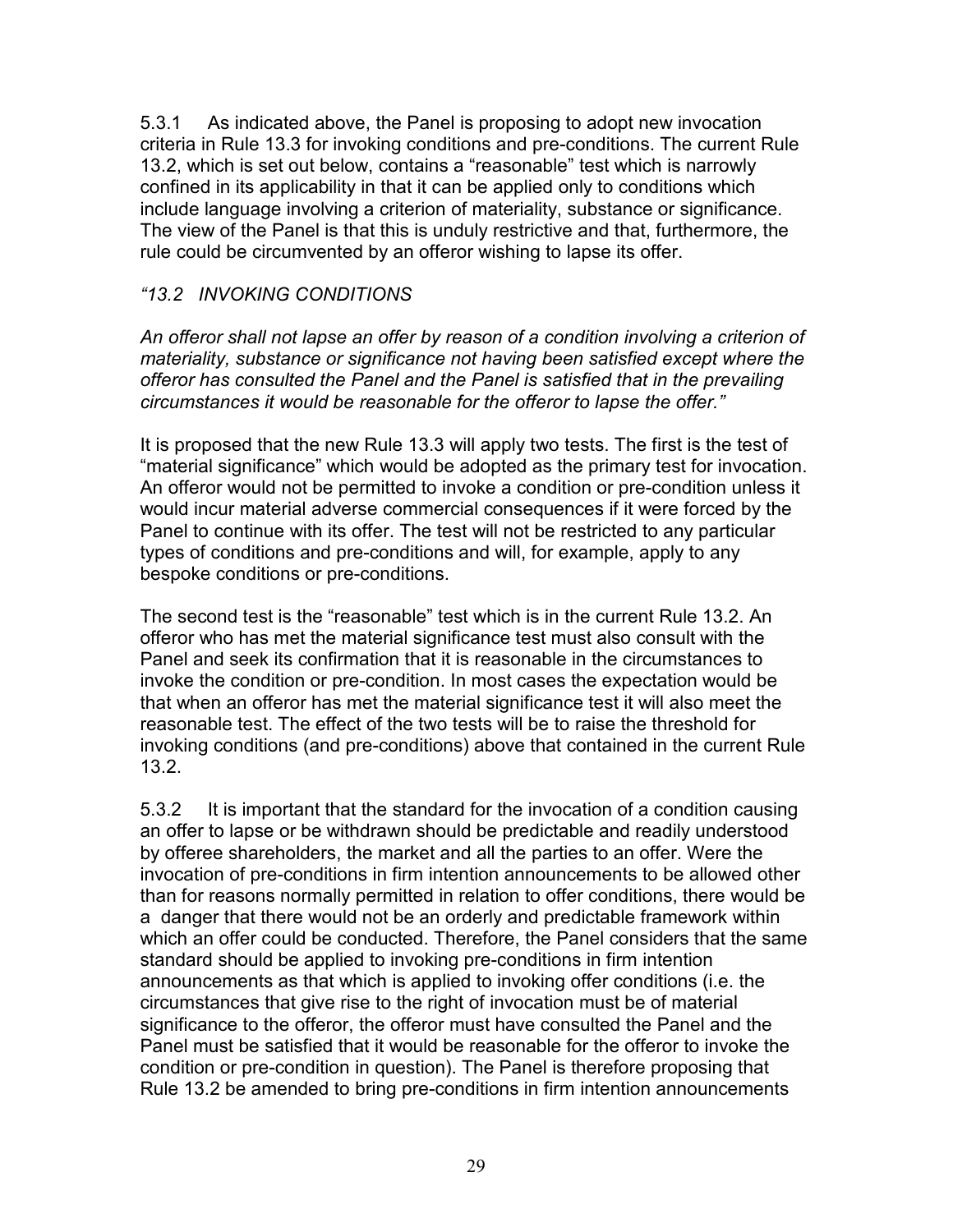5.3.1 As indicated above, the Panel is proposing to adopt new invocation criteria in Rule 13.3 for invoking conditions and pre-conditions. The current Rule 13.2, which is set out below, contains a "reasonable" test which is narrowly confined in its applicability in that it can be applied only to conditions which include language involving a criterion of materiality, substance or significance. The view of the Panel is that this is unduly restrictive and that, furthermore, the rule could be circumvented by an offeror wishing to lapse its offer.

*"13.2 INVOKING CONDITIONS*

*An offeror shall not lapse an offer by reason of a condition involving a criterion of materiality, substance or significance not having been satisfied except where the offeror has consulted the Panel and the Panel is satisfied that in the prevailing circumstances it would be reasonable for the offeror to lapse the offer."*

It is proposed that the new Rule 13.3 will apply two tests. The first is the test of "material significance" which would be adopted as the primary test for invocation. An offeror would not be permitted to invoke a condition or pre-condition unless it would incur material adverse commercial consequences if it were forced by the Panel to continue with its offer. The test will not be restricted to any particular types of conditions and pre-conditions and will, for example, apply to any bespoke conditions or pre-conditions.

The second test is the "reasonable" test which is in the current Rule 13.2. An offeror who has met the material significance test must also consult with the Panel and seek its confirmation that it is reasonable in the circumstances to invoke the condition or pre-condition. In most cases the expectation would be that when an offeror has met the material significance test it will also meet the reasonable test. The effect of the two tests will be to raise the threshold for invoking conditions (and pre-conditions) above that contained in the current Rule 13.2.

5.3.2 It is important that the standard for the invocation of a condition causing an offer to lapse or be withdrawn should be predictable and readily understood by offeree shareholders, the market and all the parties to an offer. Were the invocation of pre-conditions in firm intention announcements to be allowed other than for reasons normally permitted in relation to offer conditions, there would be a danger that there would not be an orderly and predictable framework within which an offer could be conducted. Therefore, the Panel considers that the same standard should be applied to invoking pre-conditions in firm intention announcements as that which is applied to invoking offer conditions (i.e. the circumstances that give rise to the right of invocation must be of material significance to the offeror, the offeror must have consulted the Panel and the Panel must be satisfied that it would be reasonable for the offeror to invoke the condition or pre-condition in question). The Panel is therefore proposing that Rule 13.2 be amended to bring pre-conditions in firm intention announcements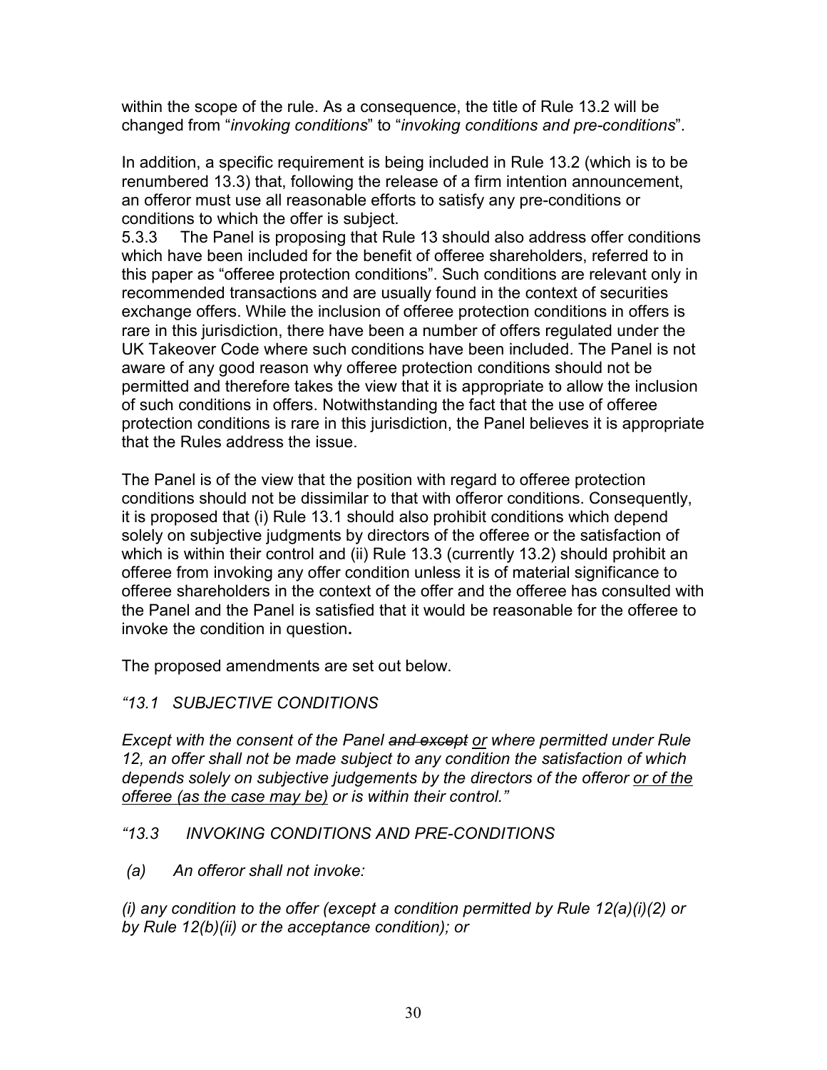within the scope of the rule. As a consequence, the title of Rule 13.2 will be changed from "*invoking conditions*" to "*invoking conditions and pre-conditions*".

In addition, a specific requirement is being included in Rule 13.2 (which is to be renumbered 13.3) that, following the release of a firm intention announcement, an offeror must use all reasonable efforts to satisfy any pre-conditions or conditions to which the offer is subject.

5.3.3 The Panel is proposing that Rule 13 should also address offer conditions which have been included for the benefit of offeree shareholders, referred to in this paper as "offeree protection conditions". Such conditions are relevant only in recommended transactions and are usually found in the context of securities exchange offers. While the inclusion of offeree protection conditions in offers is rare in this jurisdiction, there have been a number of offers regulated under the UK Takeover Code where such conditions have been included. The Panel is not aware of any good reason why offeree protection conditions should not be permitted and therefore takes the view that it is appropriate to allow the inclusion of such conditions in offers. Notwithstanding the fact that the use of offeree protection conditions is rare in this jurisdiction, the Panel believes it is appropriate that the Rules address the issue.

The Panel is of the view that the position with regard to offeree protection conditions should not be dissimilar to that with offeror conditions. Consequently, it is proposed that (i) Rule 13.1 should also prohibit conditions which depend solely on subjective judgments by directors of the offeree or the satisfaction of which is within their control and (ii) Rule 13.3 (currently 13.2) should prohibit an offeree from invoking any offer condition unless it is of material significance to offeree shareholders in the context of the offer and the offeree has consulted with the Panel and the Panel is satisfied that it would be reasonable for the offeree to invoke the condition in question**.**

The proposed amendments are set out below.

*"13.1 SUBJECTIVE CONDITIONS*

*Except with the consent of the Panel ~~and except~~ <u>or</u> where permitted under Rule 12, an offer shall not be made subject to any condition the satisfaction of which depends solely on subjective judgements by the directors of the offeror <u>or of the offeree (as the case may be)</u> or is within their control."*

*"13.3 INVOKING CONDITIONS AND PRE-CONDITIONS*

*(a) An offeror shall not invoke:*

*(i) any condition to the offer (except a condition permitted by Rule 12(a)(i)(2) or by Rule 12(b)(ii) or the acceptance condition); or*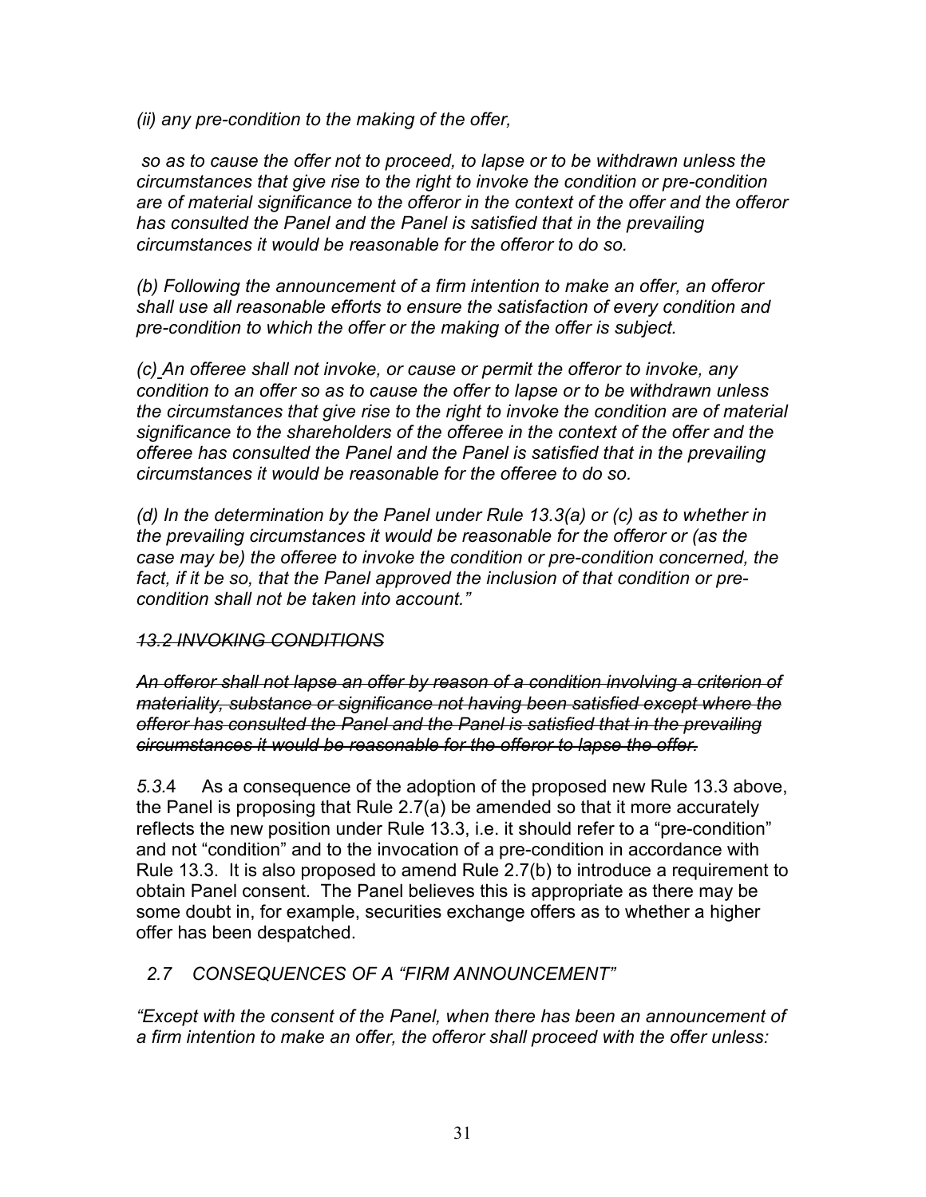*(ii) any pre-condition to the making of the offer,*

*so as to cause the offer not to proceed, to lapse or to be withdrawn unless the circumstances that give rise to the right to invoke the condition or pre-condition are of material significance to the offeror in the context of the offer and the offeror has consulted the Panel and the Panel is satisfied that in the prevailing circumstances it would be reasonable for the offeror to do so.*

*(b) Following the announcement of a firm intention to make an offer, an offeror shall use all reasonable efforts to ensure the satisfaction of every condition and pre-condition to which the offer or the making of the offer is subject.*

*(c) An offeree shall not invoke, or cause or permit the offeror to invoke, any condition to an offer so as to cause the offer to lapse or to be withdrawn unless the circumstances that give rise to the right to invoke the condition are of material significance to the shareholders of the offeree in the context of the offer and the offeree has consulted the Panel and the Panel is satisfied that in the prevailing circumstances it would be reasonable for the offeree to do so.*

*(d) In the determination by the Panel under Rule 13.3(a) or (c) as to whether in the prevailing circumstances it would be reasonable for the offeror or (as the case may be) the offeree to invoke the condition or pre-condition concerned, the fact, if it be so, that the Panel approved the inclusion of that condition or pre-condition shall not be taken into account."*

~~*13.2 INVOKING CONDITIONS*~~

~~***An offeror shall not lapse an offer by reason of a condition involving a criterion of materiality, substance or significance not having been satisfied except where the offeror has consulted the Panel and the Panel is satisfied that in the prevailing circumstances it would be reasonable for the offeror to lapse the offer.***~~

*5.3.*4 As a consequence of the adoption of the proposed new Rule 13.3 above, the Panel is proposing that Rule 2.7(a) be amended so that it more accurately reflects the new position under Rule 13.3, i.e. it should refer to a "pre-condition" and not "condition" and to the invocation of a pre-condition in accordance with Rule 13.3. It is also proposed to amend Rule 2.7(b) to introduce a requirement to obtain Panel consent. The Panel believes this is appropriate as there may be some doubt in, for example, securities exchange offers as to whether a higher offer has been despatched.

*2.7 CONSEQUENCES OF A "FIRM ANNOUNCEMENT"*

*"Except with the consent of the Panel, when there has been an announcement of a firm intention to make an offer, the offeror shall proceed with the offer unless:*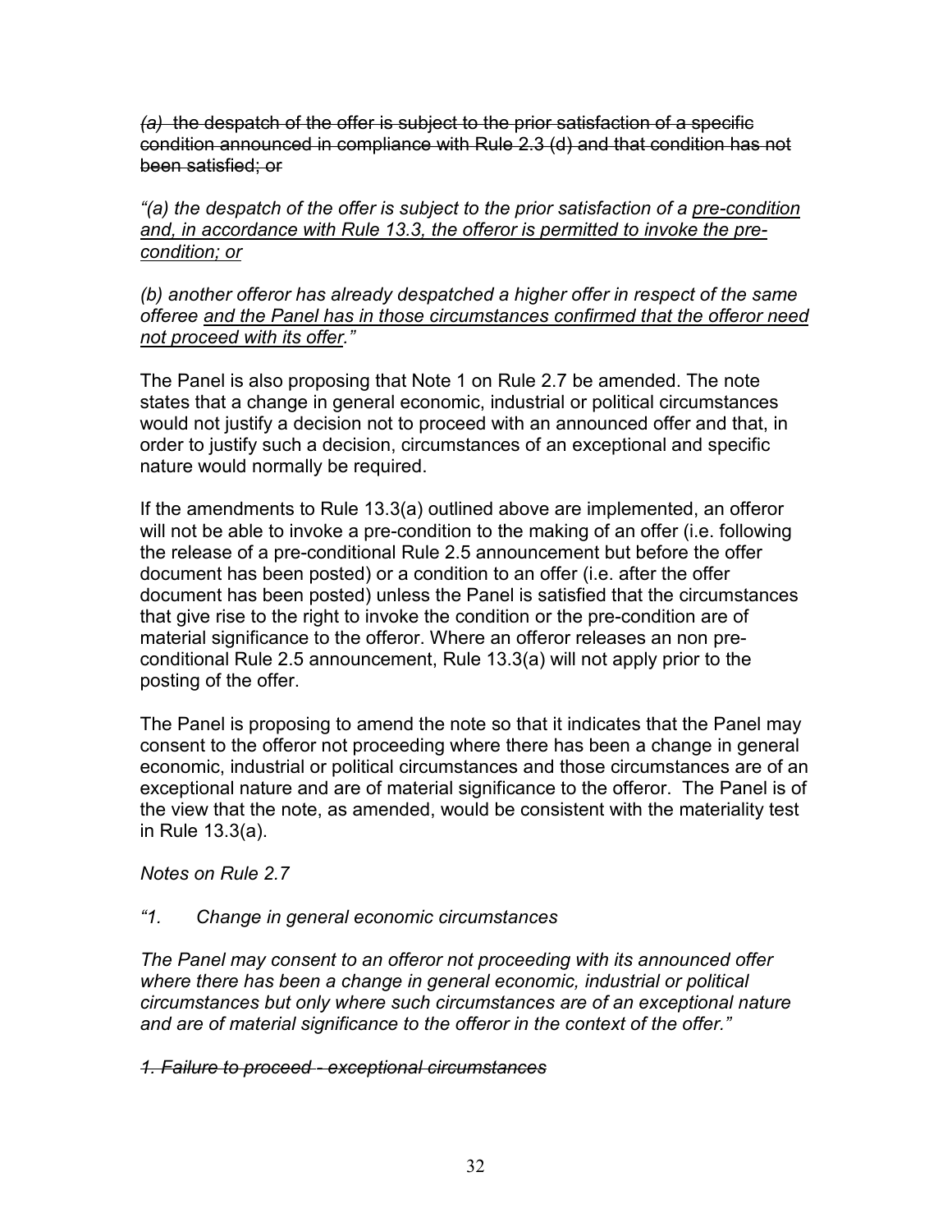~~*(a)* the despatch of the offer is subject to the prior satisfaction of a specific condition announced in compliance with Rule 2.3 (d) and that condition has not been satisfied; or~~

*"(a) the despatch of the offer is subject to the prior satisfaction of a <u>pre-condition and, in accordance with Rule 13.3, the offeror is permitted to invoke the pre-condition; or</u>*

*(b) another offeror has already despatched a higher offer in respect of the same offeree <u>and the Panel has in those circumstances confirmed that the offeror need not proceed with its offer</u>."*

The Panel is also proposing that Note 1 on Rule 2.7 be amended. The note states that a change in general economic, industrial or political circumstances would not justify a decision not to proceed with an announced offer and that, in order to justify such a decision, circumstances of an exceptional and specific nature would normally be required.

If the amendments to Rule 13.3(a) outlined above are implemented, an offeror will not be able to invoke a pre-condition to the making of an offer (i.e. following the release of a pre-conditional Rule 2.5 announcement but before the offer document has been posted) or a condition to an offer (i.e. after the offer document has been posted) unless the Panel is satisfied that the circumstances that give rise to the right to invoke the condition or the pre-condition are of material significance to the offeror. Where an offeror releases an non pre-conditional Rule 2.5 announcement, Rule 13.3(a) will not apply prior to the posting of the offer.

The Panel is proposing to amend the note so that it indicates that the Panel may consent to the offeror not proceeding where there has been a change in general economic, industrial or political circumstances and those circumstances are of an exceptional nature and are of material significance to the offeror. The Panel is of the view that the note, as amended, would be consistent with the materiality test in Rule 13.3(a).

*Notes on Rule 2.7*

*"1. Change in general economic circumstances*

*The Panel may consent to an offeror not proceeding with its announced offer where there has been a change in general economic, industrial or political circumstances but only where such circumstances are of an exceptional nature and are of material significance to the offeror in the context of the offer."*

~~*1. Failure to proceed - exceptional circumstances*~~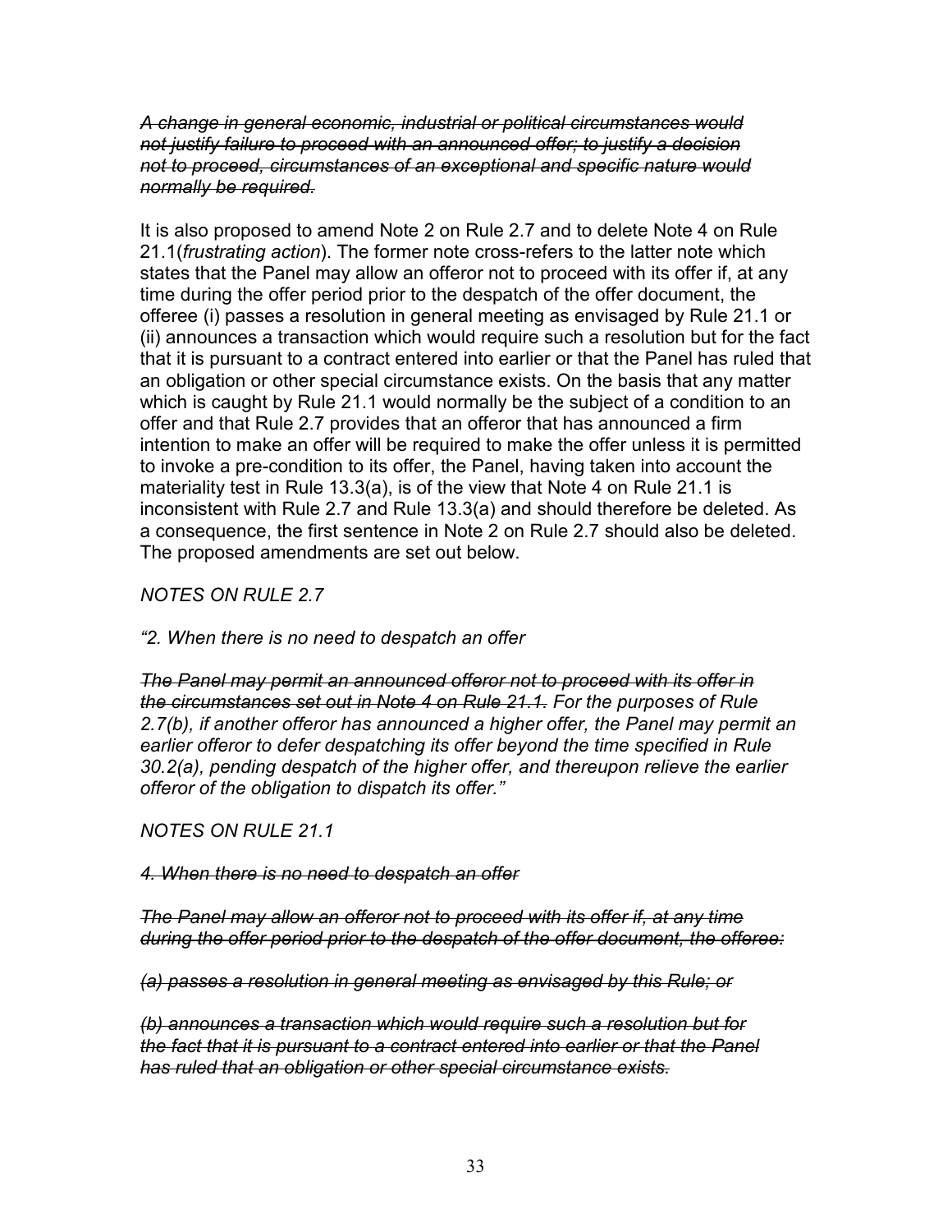~~*A change in general economic, industrial or political circumstances would not justify failure to proceed with an announced offer; to justify a decision not to proceed, circumstances of an exceptional and specific nature would normally be required.*~~

It is also proposed to amend Note 2 on Rule 2.7 and to delete Note 4 on Rule 21.1(*frustrating action*). The former note cross-refers to the latter note which states that the Panel may allow an offeror not to proceed with its offer if, at any time during the offer period prior to the despatch of the offer document, the offeree (i) passes a resolution in general meeting as envisaged by Rule 21.1 or (ii) announces a transaction which would require such a resolution but for the fact that it is pursuant to a contract entered into earlier or that the Panel has ruled that an obligation or other special circumstance exists. On the basis that any matter which is caught by Rule 21.1 would normally be the subject of a condition to an offer and that Rule 2.7 provides that an offeror that has announced a firm intention to make an offer will be required to make the offer unless it is permitted to invoke a pre-condition to its offer, the Panel, having taken into account the materiality test in Rule 13.3(a), is of the view that Note 4 on Rule 21.1 is inconsistent with Rule 2.7 and Rule 13.3(a) and should therefore be deleted. As a consequence, the first sentence in Note 2 on Rule 2.7 should also be deleted. The proposed amendments are set out below.

*NOTES ON RULE 2.7*

*"2. When there is no need to despatch an offer*

~~*The Panel may permit an announced offeror not to proceed with its offer in the circumstances set out in Note 4 on Rule 21.1.*~~ *For the purposes of Rule 2.7(b), if another offeror has announced a higher offer, the Panel may permit an earlier offeror to defer despatching its offer beyond the time specified in Rule 30.2(a), pending despatch of the higher offer, and thereupon relieve the earlier offeror of the obligation to dispatch its offer."*

*NOTES ON RULE 21.1*

~~*4. When there is no need to despatch an offer*~~

~~*The Panel may allow an offeror not to proceed with its offer if, at any time during the offer period prior to the despatch of the offer document, the offeree:*~~

~~*(a) passes a resolution in general meeting as envisaged by this Rule; or*~~

~~*(b) announces a transaction which would require such a resolution but for the fact that it is pursuant to a contract entered into earlier or that the Panel has ruled that an obligation or other special circumstance exists.*~~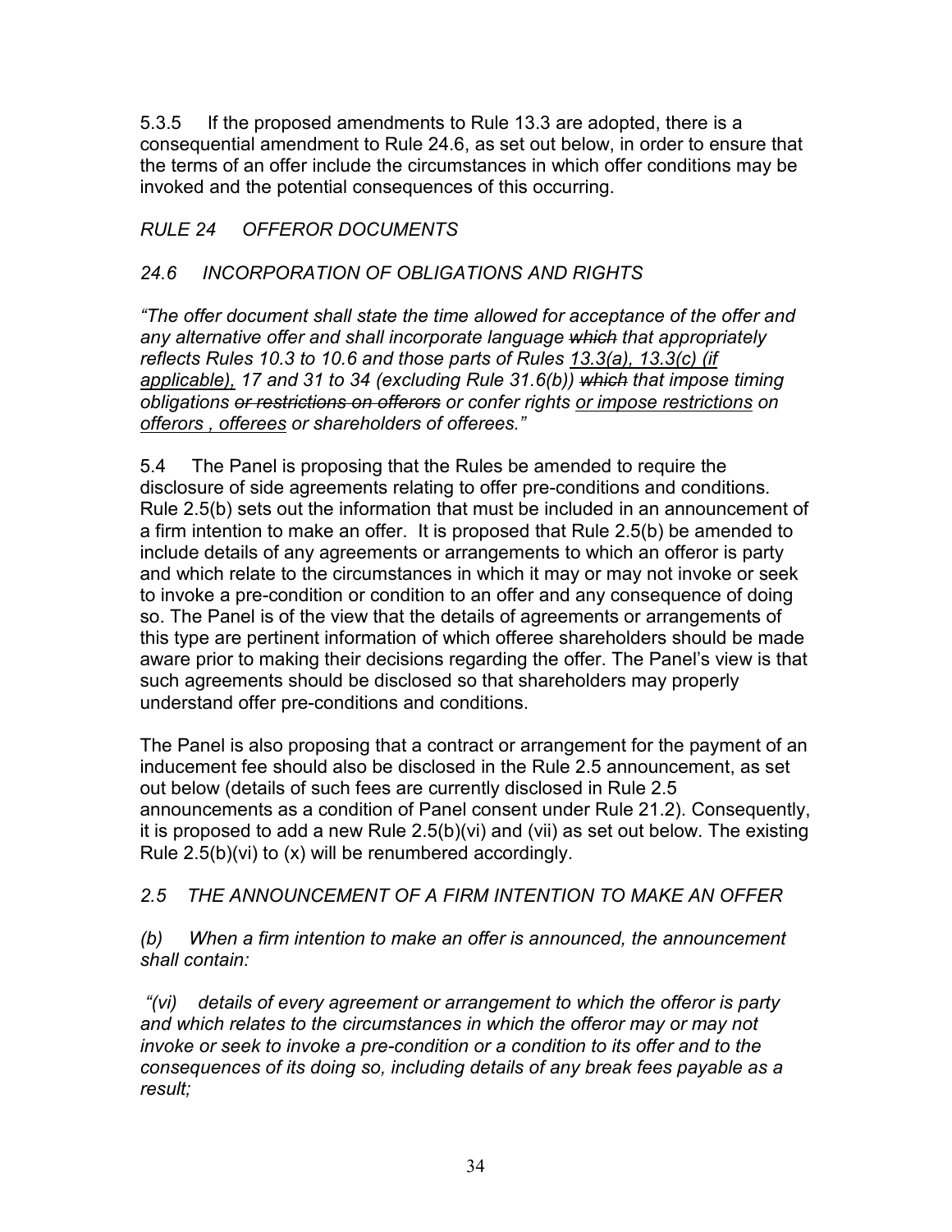5.3.5 If the proposed amendments to Rule 13.3 are adopted, there is a consequential amendment to Rule 24.6, as set out below, in order to ensure that the terms of an offer include the circumstances in which offer conditions may be invoked and the potential consequences of this occurring.

*RULE 24 OFFEROR DOCUMENTS*

*24.6 INCORPORATION OF OBLIGATIONS AND RIGHTS*

*"The offer document shall state the time allowed for acceptance of the offer and any alternative offer and shall incorporate language ~~which~~ that appropriately reflects Rules 10.3 to 10.6 and those parts of Rules <u>13.3(a), 13.3(c) (if applicable),</u> 17 and 31 to 34 (excluding Rule 31.6(b)) ~~which~~ that impose timing obligations ~~or restrictions on offerors~~ or confer rights <u>or impose restrictions</u> on <u>offerors , offerees</u> or shareholders of offerees."*

5.4 The Panel is proposing that the Rules be amended to require the disclosure of side agreements relating to offer pre-conditions and conditions. Rule 2.5(b) sets out the information that must be included in an announcement of a firm intention to make an offer. It is proposed that Rule 2.5(b) be amended to include details of any agreements or arrangements to which an offeror is party and which relate to the circumstances in which it may or may not invoke or seek to invoke a pre-condition or condition to an offer and any consequence of doing so. The Panel is of the view that the details of agreements or arrangements of this type are pertinent information of which offeree shareholders should be made aware prior to making their decisions regarding the offer. The Panel's view is that such agreements should be disclosed so that shareholders may properly understand offer pre-conditions and conditions.

The Panel is also proposing that a contract or arrangement for the payment of an inducement fee should also be disclosed in the Rule 2.5 announcement, as set out below (details of such fees are currently disclosed in Rule 2.5 announcements as a condition of Panel consent under Rule 21.2). Consequently, it is proposed to add a new Rule 2.5(b)(vi) and (vii) as set out below. The existing Rule 2.5(b)(vi) to (x) will be renumbered accordingly.

*2.5 THE ANNOUNCEMENT OF A FIRM INTENTION TO MAKE AN OFFER*

*(b) When a firm intention to make an offer is announced, the announcement shall contain:*

*"(vi) details of every agreement or arrangement to which the offeror is party and which relates to the circumstances in which the offeror may or may not invoke or seek to invoke a pre-condition or a condition to its offer and to the consequences of its doing so, including details of any break fees payable as a result;*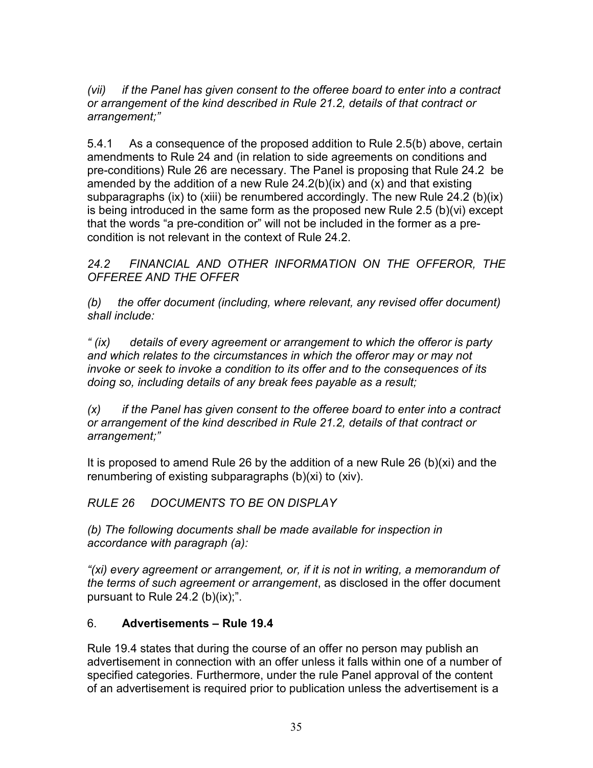*(vii) if the Panel has given consent to the offeree board to enter into a contract or arrangement of the kind described in Rule 21.2, details of that contract or arrangement;"*

5.4.1 As a consequence of the proposed addition to Rule 2.5(b) above, certain amendments to Rule 24 and (in relation to side agreements on conditions and pre-conditions) Rule 26 are necessary. The Panel is proposing that Rule 24.2 be amended by the addition of a new Rule 24.2(b)(ix) and (x) and that existing subparagraphs (ix) to (xiii) be renumbered accordingly. The new Rule 24.2 (b)(ix) is being introduced in the same form as the proposed new Rule 2.5 (b)(vi) except that the words "a pre-condition or" will not be included in the former as a pre-condition is not relevant in the context of Rule 24.2.

*24.2 FINANCIAL AND OTHER INFORMATION ON THE OFFEROR, THE OFFEREE AND THE OFFER*

*(b) the offer document (including, where relevant, any revised offer document) shall include:*

*" (ix) details of every agreement or arrangement to which the offeror is party and which relates to the circumstances in which the offeror may or may not invoke or seek to invoke a condition to its offer and to the consequences of its doing so, including details of any break fees payable as a result;*

*(x) if the Panel has given consent to the offeree board to enter into a contract or arrangement of the kind described in Rule 21.2, details of that contract or arrangement;"*

It is proposed to amend Rule 26 by the addition of a new Rule 26 (b)(xi) and the renumbering of existing subparagraphs (b)(xi) to (xiv).

*RULE 26 DOCUMENTS TO BE ON DISPLAY*

*(b) The following documents shall be made available for inspection in accordance with paragraph (a):*

*"(xi) every agreement or arrangement, or, if it is not in writing, a memorandum of the terms of such agreement or arrangement*, as disclosed in the offer document pursuant to Rule 24.2 (b)(ix);".

## 6. **Advertisements – Rule 19.4**

Rule 19.4 states that during the course of an offer no person may publish an advertisement in connection with an offer unless it falls within one of a number of specified categories. Furthermore, under the rule Panel approval of the content of an advertisement is required prior to publication unless the advertisement is a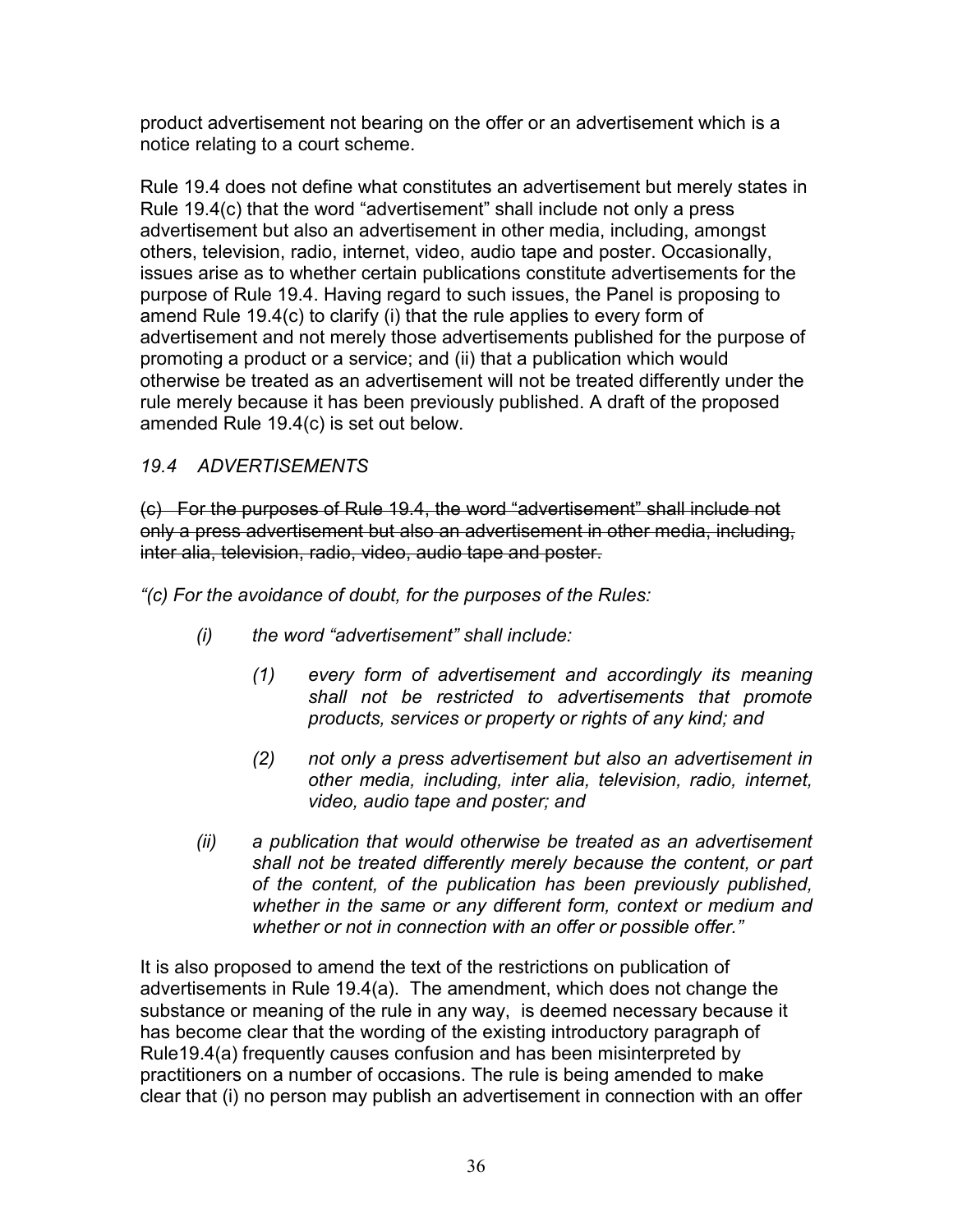product advertisement not bearing on the offer or an advertisement which is a notice relating to a court scheme.

Rule 19.4 does not define what constitutes an advertisement but merely states in Rule 19.4(c) that the word "advertisement" shall include not only a press advertisement but also an advertisement in other media, including, amongst others, television, radio, internet, video, audio tape and poster. Occasionally, issues arise as to whether certain publications constitute advertisements for the purpose of Rule 19.4. Having regard to such issues, the Panel is proposing to amend Rule 19.4(c) to clarify (i) that the rule applies to every form of advertisement and not merely those advertisements published for the purpose of promoting a product or a service; and (ii) that a publication which would otherwise be treated as an advertisement will not be treated differently under the rule merely because it has been previously published. A draft of the proposed amended Rule 19.4(c) is set out below.

*19.4 ADVERTISEMENTS*

~~(c) For the purposes of Rule 19.4, the word "advertisement" shall include not only a press advertisement but also an advertisement in other media, including, inter alia, television, radio, video, audio tape and poster.~~

*"(c) For the avoidance of doubt, for the purposes of the Rules:*

> *(i) the word "advertisement" shall include:*
>
> > *(1) every form of advertisement and accordingly its meaning shall not be restricted to advertisements that promote products, services or property or rights of any kind; and*
> >
> > *(2) not only a press advertisement but also an advertisement in other media, including, inter alia, television, radio, internet, video, audio tape and poster; and*
>
> *(ii) a publication that would otherwise be treated as an advertisement shall not be treated differently merely because the content, or part of the content, of the publication has been previously published, whether in the same or any different form, context or medium and whether or not in connection with an offer or possible offer."*

It is also proposed to amend the text of the restrictions on publication of advertisements in Rule 19.4(a). The amendment, which does not change the substance or meaning of the rule in any way, is deemed necessary because it has become clear that the wording of the existing introductory paragraph of Rule19.4(a) frequently causes confusion and has been misinterpreted by practitioners on a number of occasions. The rule is being amended to make clear that (i) no person may publish an advertisement in connection with an offer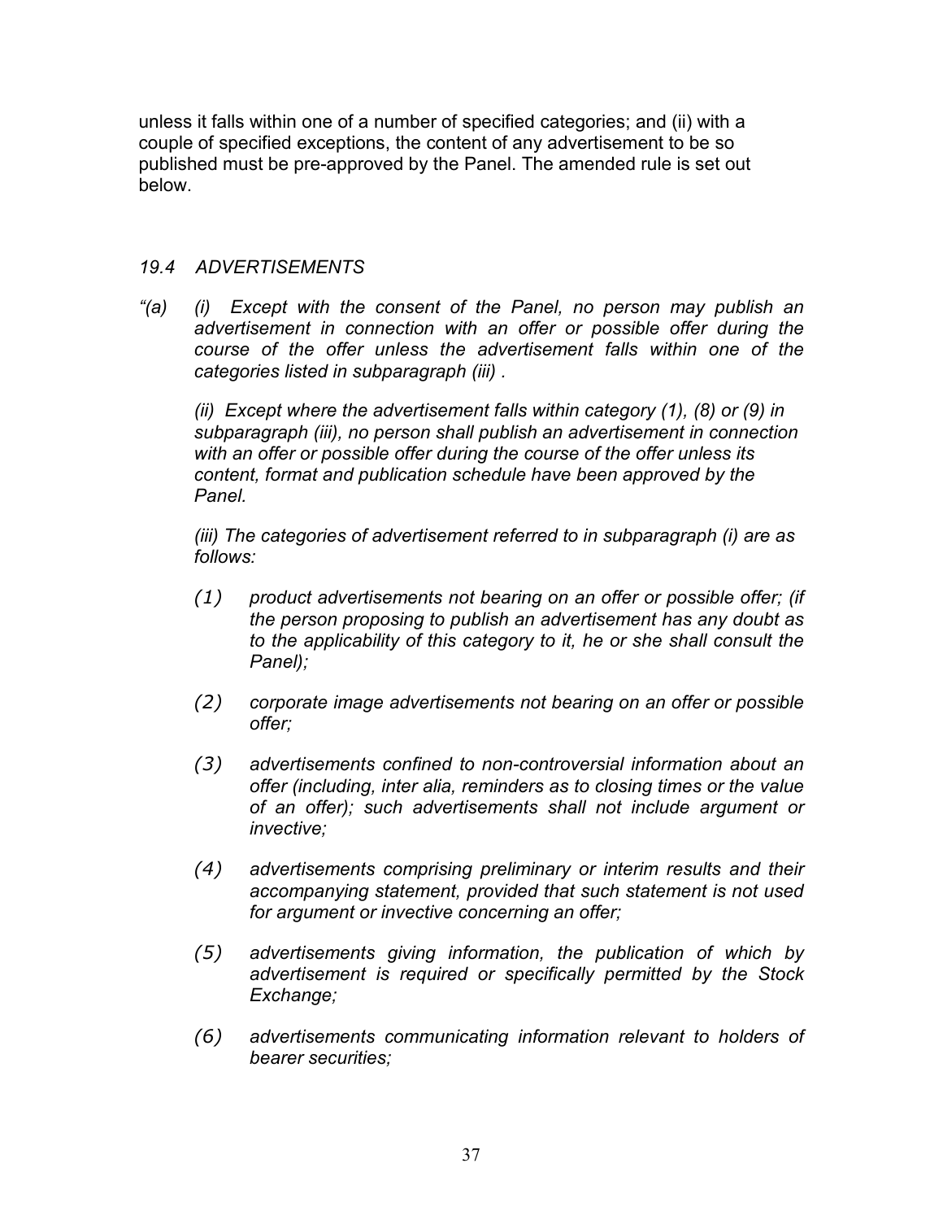unless it falls within one of a number of specified categories; and (ii) with a couple of specified exceptions, the content of any advertisement to be so published must be pre-approved by the Panel. The amended rule is set out below.

*19.4 ADVERTISEMENTS*

*"(a) (i) Except with the consent of the Panel, no person may publish an advertisement in connection with an offer or possible offer during the course of the offer unless the advertisement falls within one of the categories listed in subparagraph (iii) .*

*(ii) Except where the advertisement falls within category (1), (8) or (9) in subparagraph (iii), no person shall publish an advertisement in connection with an offer or possible offer during the course of the offer unless its content, format and publication schedule have been approved by the Panel.*

*(iii) The categories of advertisement referred to in subparagraph (i) are as follows:*

*(1) product advertisements not bearing on an offer or possible offer; (if the person proposing to publish an advertisement has any doubt as to the applicability of this category to it, he or she shall consult the Panel);*

*(2) corporate image advertisements not bearing on an offer or possible offer;*

*(3) advertisements confined to non-controversial information about an offer (including, inter alia, reminders as to closing times or the value of an offer); such advertisements shall not include argument or invective;*

*(4) advertisements comprising preliminary or interim results and their accompanying statement, provided that such statement is not used for argument or invective concerning an offer;*

*(5) advertisements giving information, the publication of which by advertisement is required or specifically permitted by the Stock Exchange;*

*(6) advertisements communicating information relevant to holders of bearer securities;*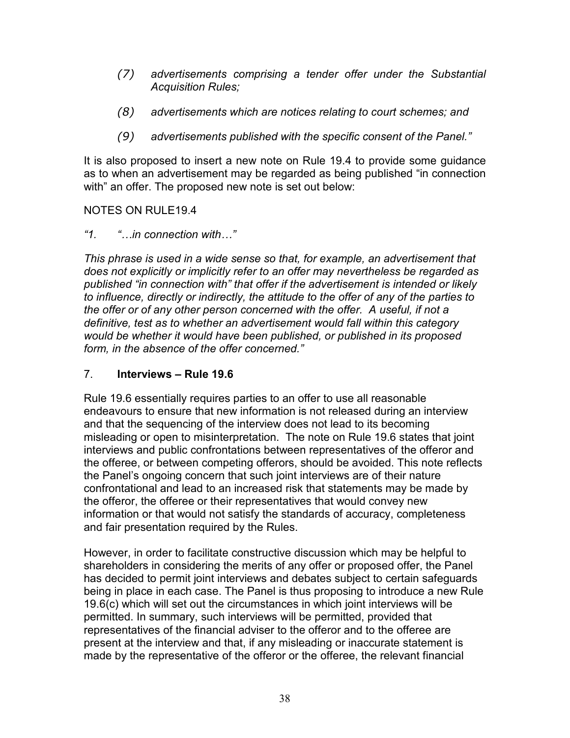*(7) advertisements comprising a tender offer under the Substantial Acquisition Rules;*

*(8) advertisements which are notices relating to court schemes; and*

*(9) advertisements published with the specific consent of the Panel."*

It is also proposed to insert a new note on Rule 19.4 to provide some guidance as to when an advertisement may be regarded as being published "in connection with" an offer. The proposed new note is set out below:

NOTES ON RULE19.4

*"1. "…in connection with…"*

*This phrase is used in a wide sense so that, for example, an advertisement that does not explicitly or implicitly refer to an offer may nevertheless be regarded as published "in connection with" that offer if the advertisement is intended or likely to influence, directly or indirectly, the attitude to the offer of any of the parties to the offer or of any other person concerned with the offer. A useful, if not a definitive, test as to whether an advertisement would fall within this category would be whether it would have been published, or published in its proposed form, in the absence of the offer concerned."*

## 7. **Interviews – Rule 19.6**

Rule 19.6 essentially requires parties to an offer to use all reasonable endeavours to ensure that new information is not released during an interview and that the sequencing of the interview does not lead to its becoming misleading or open to misinterpretation. The note on Rule 19.6 states that joint interviews and public confrontations between representatives of the offeror and the offeree, or between competing offerors, should be avoided. This note reflects the Panel's ongoing concern that such joint interviews are of their nature confrontational and lead to an increased risk that statements may be made by the offeror, the offeree or their representatives that would convey new information or that would not satisfy the standards of accuracy, completeness and fair presentation required by the Rules.

However, in order to facilitate constructive discussion which may be helpful to shareholders in considering the merits of any offer or proposed offer, the Panel has decided to permit joint interviews and debates subject to certain safeguards being in place in each case. The Panel is thus proposing to introduce a new Rule 19.6(c) which will set out the circumstances in which joint interviews will be permitted. In summary, such interviews will be permitted, provided that representatives of the financial adviser to the offeror and to the offeree are present at the interview and that, if any misleading or inaccurate statement is made by the representative of the offeror or the offeree, the relevant financial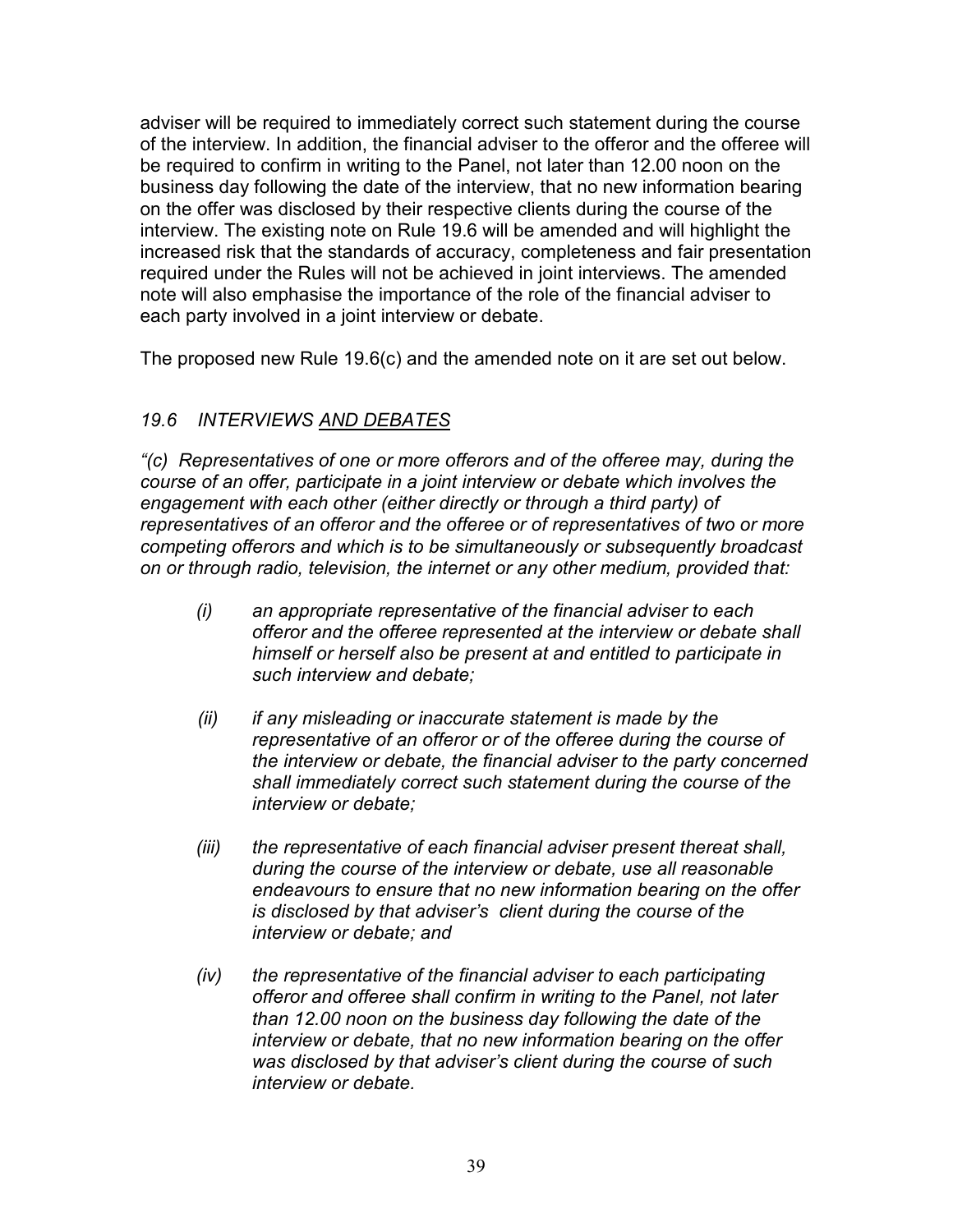adviser will be required to immediately correct such statement during the course of the interview. In addition, the financial adviser to the offeror and the offeree will be required to confirm in writing to the Panel, not later than 12.00 noon on the business day following the date of the interview, that no new information bearing on the offer was disclosed by their respective clients during the course of the interview. The existing note on Rule 19.6 will be amended and will highlight the increased risk that the standards of accuracy, completeness and fair presentation required under the Rules will not be achieved in joint interviews. The amended note will also emphasise the importance of the role of the financial adviser to each party involved in a joint interview or debate.

The proposed new Rule 19.6(c) and the amended note on it are set out below.

*19.6 INTERVIEWS <u>AND DEBATES</u>*

*"(c) Representatives of one or more offerors and of the offeree may, during the course of an offer, participate in a joint interview or debate which involves the engagement with each other (either directly or through a third party) of representatives of an offeror and the offeree or of representatives of two or more competing offerors and which is to be simultaneously or subsequently broadcast on or through radio, television, the internet or any other medium, provided that:*

*(i) an appropriate representative of the financial adviser to each offeror and the offeree represented at the interview or debate shall himself or herself also be present at and entitled to participate in such interview and debate;*

*(ii) if any misleading or inaccurate statement is made by the representative of an offeror or of the offeree during the course of the interview or debate, the financial adviser to the party concerned shall immediately correct such statement during the course of the interview or debate;*

*(iii) the representative of each financial adviser present thereat shall, during the course of the interview or debate, use all reasonable endeavours to ensure that no new information bearing on the offer is disclosed by that adviser's client during the course of the interview or debate; and*

*(iv) the representative of the financial adviser to each participating offeror and offeree shall confirm in writing to the Panel, not later than 12.00 noon on the business day following the date of the interview or debate, that no new information bearing on the offer was disclosed by that adviser's client during the course of such interview or debate.*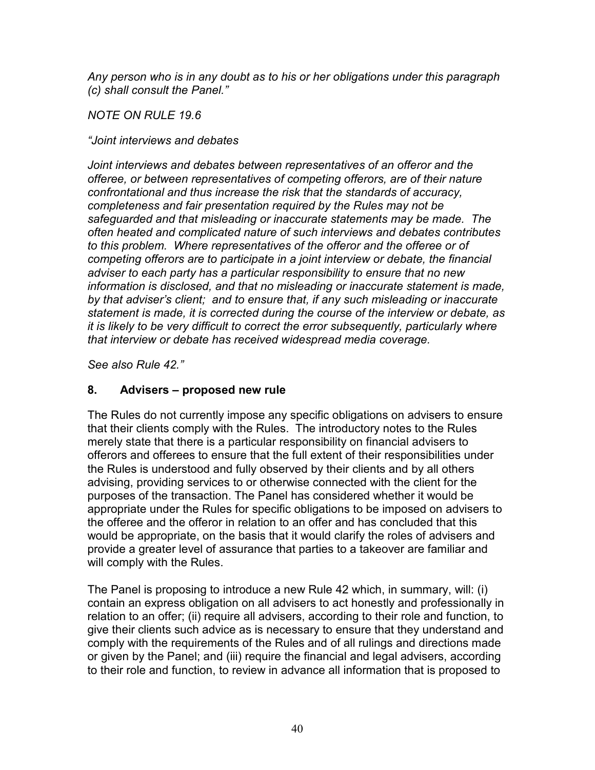*Any person who is in any doubt as to his or her obligations under this paragraph (c) shall consult the Panel."*

*NOTE ON RULE 19.6*

*"Joint interviews and debates*

*Joint interviews and debates between representatives of an offeror and the offeree, or between representatives of competing offerors, are of their nature confrontational and thus increase the risk that the standards of accuracy, completeness and fair presentation required by the Rules may not be safeguarded and that misleading or inaccurate statements may be made. The often heated and complicated nature of such interviews and debates contributes to this problem. Where representatives of the offeror and the offeree or of competing offerors are to participate in a joint interview or debate, the financial adviser to each party has a particular responsibility to ensure that no new information is disclosed, and that no misleading or inaccurate statement is made, by that adviser's client; and to ensure that, if any such misleading or inaccurate statement is made, it is corrected during the course of the interview or debate, as it is likely to be very difficult to correct the error subsequently, particularly where that interview or debate has received widespread media coverage.*

*See also Rule 42."*

## 8. Advisers – proposed new rule

The Rules do not currently impose any specific obligations on advisers to ensure that their clients comply with the Rules. The introductory notes to the Rules merely state that there is a particular responsibility on financial advisers to offerors and offerees to ensure that the full extent of their responsibilities under the Rules is understood and fully observed by their clients and by all others advising, providing services to or otherwise connected with the client for the purposes of the transaction. The Panel has considered whether it would be appropriate under the Rules for specific obligations to be imposed on advisers to the offeree and the offeror in relation to an offer and has concluded that this would be appropriate, on the basis that it would clarify the roles of advisers and provide a greater level of assurance that parties to a takeover are familiar and will comply with the Rules.

The Panel is proposing to introduce a new Rule 42 which, in summary, will: (i) contain an express obligation on all advisers to act honestly and professionally in relation to an offer; (ii) require all advisers, according to their role and function, to give their clients such advice as is necessary to ensure that they understand and comply with the requirements of the Rules and of all rulings and directions made or given by the Panel; and (iii) require the financial and legal advisers, according to their role and function, to review in advance all information that is proposed to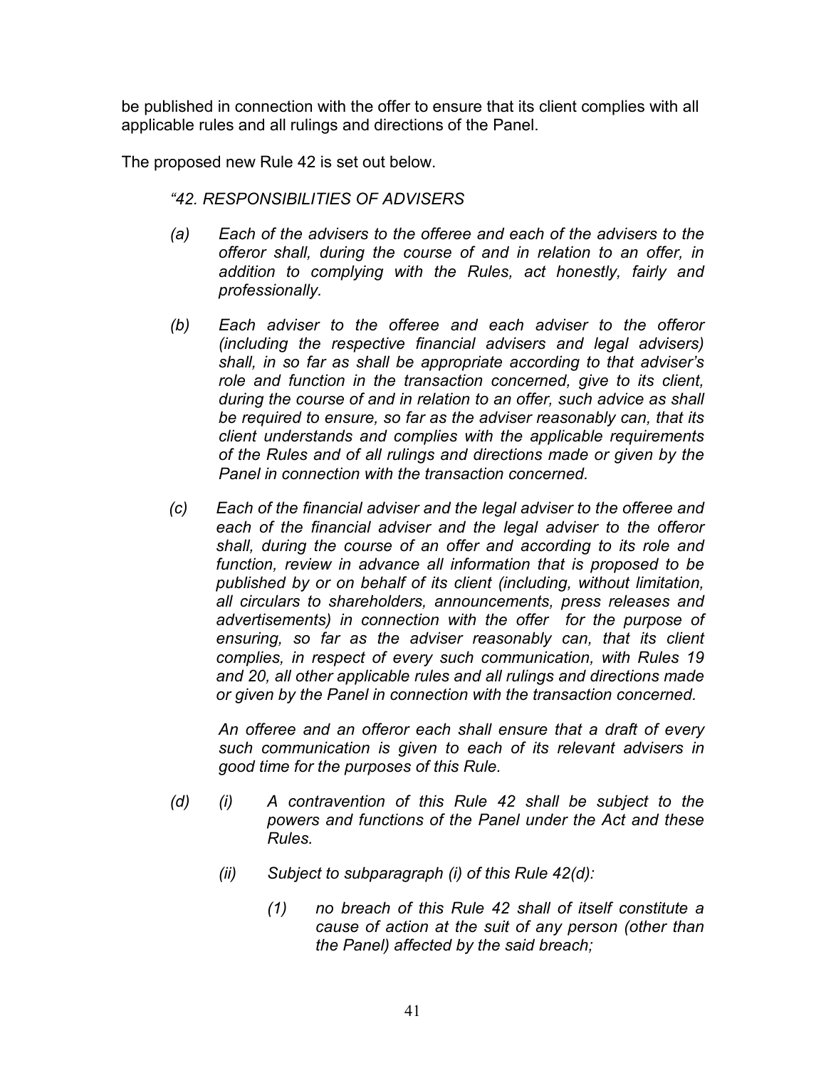be published in connection with the offer to ensure that its client complies with all applicable rules and all rulings and directions of the Panel.

The proposed new Rule 42 is set out below.

*"42. RESPONSIBILITIES OF ADVISERS*

*(a) Each of the advisers to the offeree and each of the advisers to the offeror shall, during the course of and in relation to an offer, in addition to complying with the Rules, act honestly, fairly and professionally.*

*(b) Each adviser to the offeree and each adviser to the offeror (including the respective financial advisers and legal advisers) shall, in so far as shall be appropriate according to that adviser's role and function in the transaction concerned, give to its client, during the course of and in relation to an offer, such advice as shall be required to ensure, so far as the adviser reasonably can, that its client understands and complies with the applicable requirements of the Rules and of all rulings and directions made or given by the Panel in connection with the transaction concerned.*

*(c) Each of the financial adviser and the legal adviser to the offeree and each of the financial adviser and the legal adviser to the offeror shall, during the course of an offer and according to its role and function, review in advance all information that is proposed to be published by or on behalf of its client (including, without limitation, all circulars to shareholders, announcements, press releases and advertisements) in connection with the offer for the purpose of ensuring, so far as the adviser reasonably can, that its client complies, in respect of every such communication, with Rules 19 and 20, all other applicable rules and all rulings and directions made or given by the Panel in connection with the transaction concerned.*

*An offeree and an offeror each shall ensure that a draft of every such communication is given to each of its relevant advisers in good time for the purposes of this Rule.*

*(d) (i) A contravention of this Rule 42 shall be subject to the powers and functions of the Panel under the Act and these Rules.*

*(ii) Subject to subparagraph (i) of this Rule 42(d):*

*(1) no breach of this Rule 42 shall of itself constitute a cause of action at the suit of any person (other than the Panel) affected by the said breach;*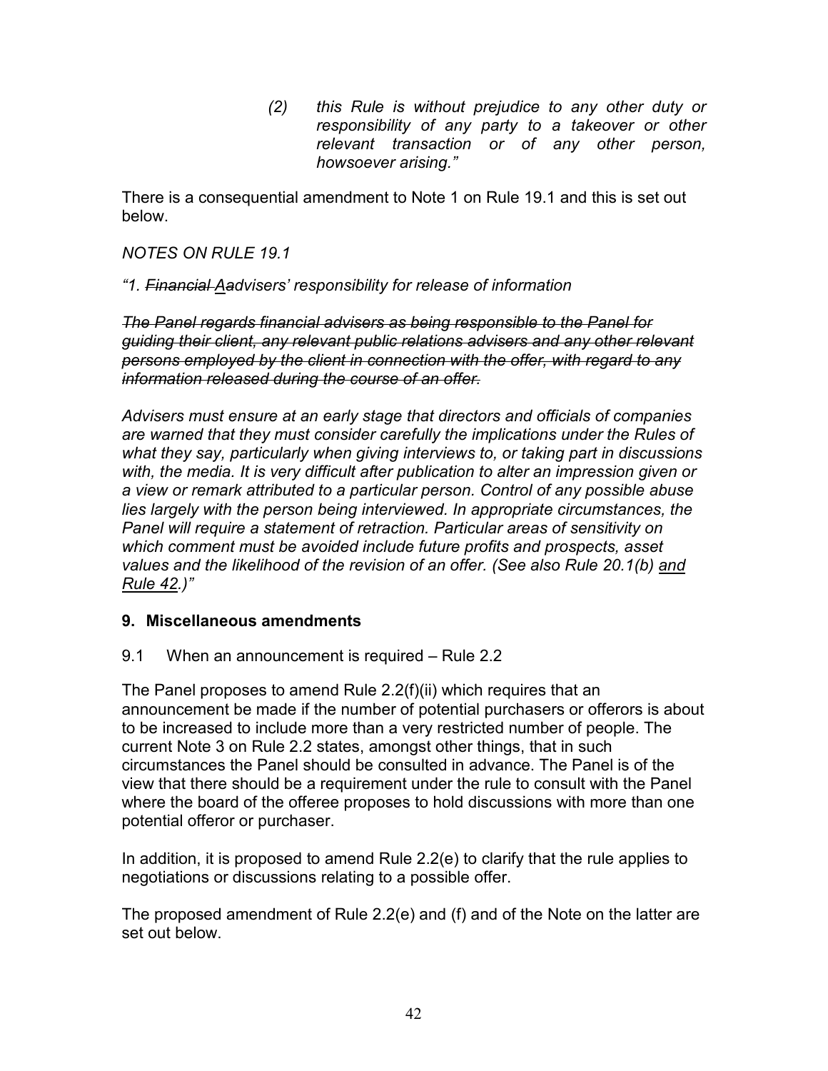> *(2) this Rule is without prejudice to any other duty or responsibility of any party to a takeover or other relevant transaction or of any other person, howsoever arising."*

There is a consequential amendment to Note 1 on Rule 19.1 and this is set out below.

*NOTES ON RULE 19.1*

*"1. ~~Financial A~~advisers' responsibility for release of information*

*~~The Panel regards financial advisers as being responsible to the Panel for guiding their client, any relevant public relations advisers and any other relevant persons employed by the client in connection with the offer, with regard to any information released during the course of an offer.~~*

*Advisers must ensure at an early stage that directors and officials of companies are warned that they must consider carefully the implications under the Rules of what they say, particularly when giving interviews to, or taking part in discussions with, the media. It is very difficult after publication to alter an impression given or a view or remark attributed to a particular person. Control of any possible abuse lies largely with the person being interviewed. In appropriate circumstances, the Panel will require a statement of retraction. Particular areas of sensitivity on which comment must be avoided include future profits and prospects, asset values and the likelihood of the revision of an offer. (See also Rule 20.1(b) <u>and Rule 42</u>.)"*

## 9. Miscellaneous amendments

9.1 When an announcement is required – Rule 2.2

The Panel proposes to amend Rule 2.2(f)(ii) which requires that an announcement be made if the number of potential purchasers or offerors is about to be increased to include more than a very restricted number of people. The current Note 3 on Rule 2.2 states, amongst other things, that in such circumstances the Panel should be consulted in advance. The Panel is of the view that there should be a requirement under the rule to consult with the Panel where the board of the offeree proposes to hold discussions with more than one potential offeror or purchaser.

In addition, it is proposed to amend Rule 2.2(e) to clarify that the rule applies to negotiations or discussions relating to a possible offer.

The proposed amendment of Rule 2.2(e) and (f) and of the Note on the latter are set out below.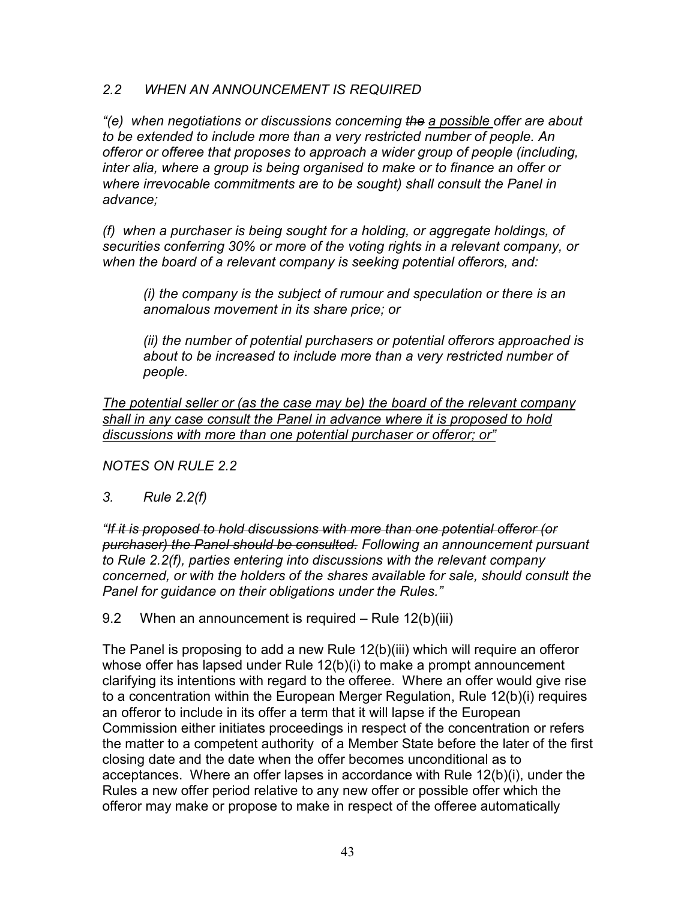*2.2 WHEN AN ANNOUNCEMENT IS REQUIRED*

*"(e) when negotiations or discussions concerning ~~the~~ <u>a possible</u> offer are about to be extended to include more than a very restricted number of people. An offeror or offeree that proposes to approach a wider group of people (including, inter alia, where a group is being organised to make or to finance an offer or where irrevocable commitments are to be sought) shall consult the Panel in advance;*

*(f) when a purchaser is being sought for a holding, or aggregate holdings, of securities conferring 30% or more of the voting rights in a relevant company, or when the board of a relevant company is seeking potential offerors, and:*

> *(i) the company is the subject of rumour and speculation or there is an anomalous movement in its share price; or*
>
> *(ii) the number of potential purchasers or potential offerors approached is about to be increased to include more than a very restricted number of people.*

*<u>The potential seller or (as the case may be) the board of the relevant company shall in any case consult the Panel in advance where it is proposed to hold discussions with more than one potential purchaser or offeror; or"</u>*

*NOTES ON RULE 2.2*

*3. Rule 2.2(f)*

*"~~If it is proposed to hold discussions with more than one potential offeror (or purchaser) the Panel should be consulted.~~ Following an announcement pursuant to Rule 2.2(f), parties entering into discussions with the relevant company concerned, or with the holders of the shares available for sale, should consult the Panel for guidance on their obligations under the Rules."*

9.2 When an announcement is required – Rule 12(b)(iii)

The Panel is proposing to add a new Rule 12(b)(iii) which will require an offeror whose offer has lapsed under Rule 12(b)(i) to make a prompt announcement clarifying its intentions with regard to the offeree. Where an offer would give rise to a concentration within the European Merger Regulation, Rule 12(b)(i) requires an offeror to include in its offer a term that it will lapse if the European Commission either initiates proceedings in respect of the concentration or refers the matter to a competent authority of a Member State before the later of the first closing date and the date when the offer becomes unconditional as to acceptances. Where an offer lapses in accordance with Rule 12(b)(i), under the Rules a new offer period relative to any new offer or possible offer which the offeror may make or propose to make in respect of the offeree automatically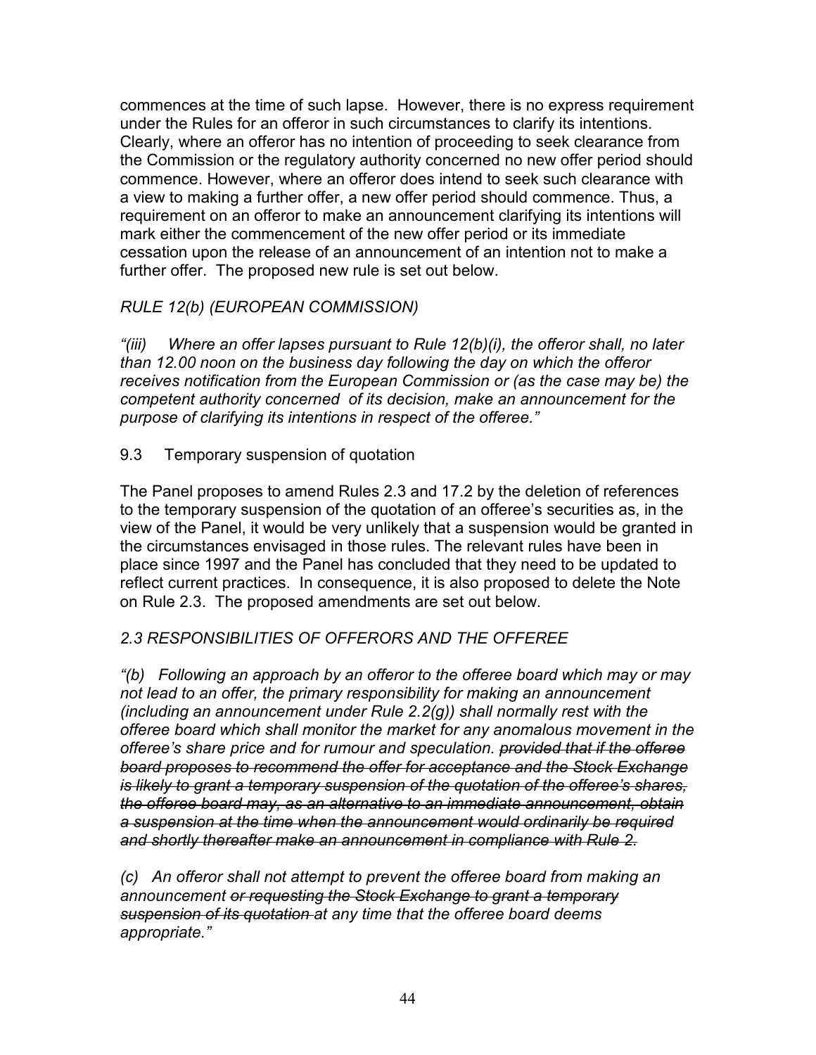commences at the time of such lapse. However, there is no express requirement under the Rules for an offeror in such circumstances to clarify its intentions. Clearly, where an offeror has no intention of proceeding to seek clearance from the Commission or the regulatory authority concerned no new offer period should commence. However, where an offeror does intend to seek such clearance with a view to making a further offer, a new offer period should commence. Thus, a requirement on an offeror to make an announcement clarifying its intentions will mark either the commencement of the new offer period or its immediate cessation upon the release of an announcement of an intention not to make a further offer. The proposed new rule is set out below.

*RULE 12(b) (EUROPEAN COMMISSION)*

*"(iii) Where an offer lapses pursuant to Rule 12(b)(i), the offeror shall, no later than 12.00 noon on the business day following the day on which the offeror receives notification from the European Commission or (as the case may be) the competent authority concerned of its decision, make an announcement for the purpose of clarifying its intentions in respect of the offeree."*

9.3 Temporary suspension of quotation

The Panel proposes to amend Rules 2.3 and 17.2 by the deletion of references to the temporary suspension of the quotation of an offeree's securities as, in the view of the Panel, it would be very unlikely that a suspension would be granted in the circumstances envisaged in those rules. The relevant rules have been in place since 1997 and the Panel has concluded that they need to be updated to reflect current practices. In consequence, it is also proposed to delete the Note on Rule 2.3. The proposed amendments are set out below.

*2.3 RESPONSIBILITIES OF OFFERORS AND THE OFFEREE*

*"(b) Following an approach by an offeror to the offeree board which may or may not lead to an offer, the primary responsibility for making an announcement (including an announcement under Rule 2.2(g)) shall normally rest with the offeree board which shall monitor the market for any anomalous movement in the offeree's share price and for rumour and speculation. ~~provided that if the offeree board proposes to recommend the offer for acceptance and the Stock Exchange is likely to grant a temporary suspension of the quotation of the offeree's shares, the offeree board may, as an alternative to an immediate announcement, obtain a suspension at the time when the announcement would ordinarily be required and shortly thereafter make an announcement in compliance with Rule 2.~~*

*(c) An offeror shall not attempt to prevent the offeree board from making an announcement ~~or requesting the Stock Exchange to grant a temporary suspension of its quotation~~ at any time that the offeree board deems appropriate."*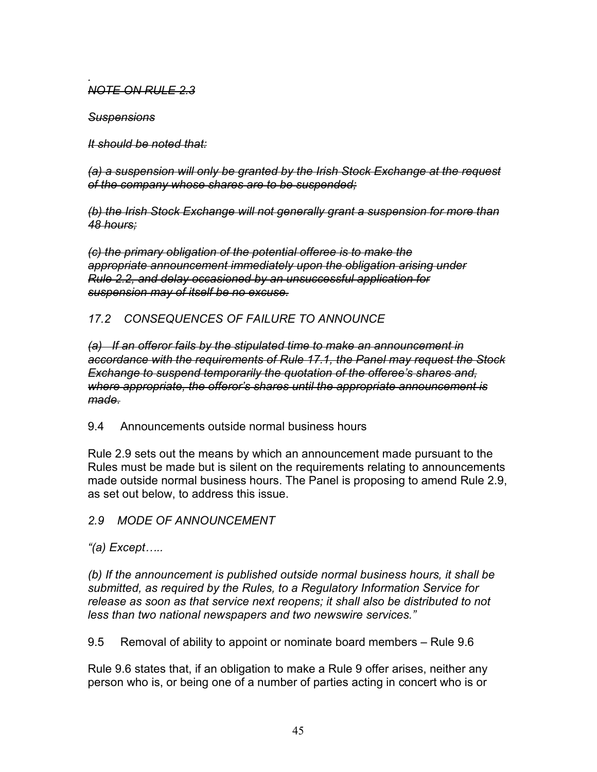.
~~*NOTE ON RULE 2.3*~~

~~*Suspensions*~~

~~*It should be noted that:*~~

~~*(a) a suspension will only be granted by the Irish Stock Exchange at the request of the company whose shares are to be suspended;*~~

~~*(b) the Irish Stock Exchange will not generally grant a suspension for more than 48 hours;*~~

~~*(c) the primary obligation of the potential offeree is to make the appropriate announcement immediately upon the obligation arising under Rule 2.2, and delay occasioned by an unsuccessful application for suspension may of itself be no excuse.*~~

*17.2 CONSEQUENCES OF FAILURE TO ANNOUNCE*

~~*(a) If an offeror fails by the stipulated time to make an announcement in accordance with the requirements of Rule 17.1, the Panel may request the Stock Exchange to suspend temporarily the quotation of the offeree's shares and, where appropriate, the offeror's shares until the appropriate announcement is made.*~~

9.4 Announcements outside normal business hours

Rule 2.9 sets out the means by which an announcement made pursuant to the Rules must be made but is silent on the requirements relating to announcements made outside normal business hours. The Panel is proposing to amend Rule 2.9, as set out below, to address this issue.

*2.9 MODE OF ANNOUNCEMENT*

*"(a) Except…..*

*(b) If the announcement is published outside normal business hours, it shall be submitted, as required by the Rules, to a Regulatory Information Service for release as soon as that service next reopens; it shall also be distributed to not less than two national newspapers and two newswire services."*

9.5 Removal of ability to appoint or nominate board members – Rule 9.6

Rule 9.6 states that, if an obligation to make a Rule 9 offer arises, neither any person who is, or being one of a number of parties acting in concert who is or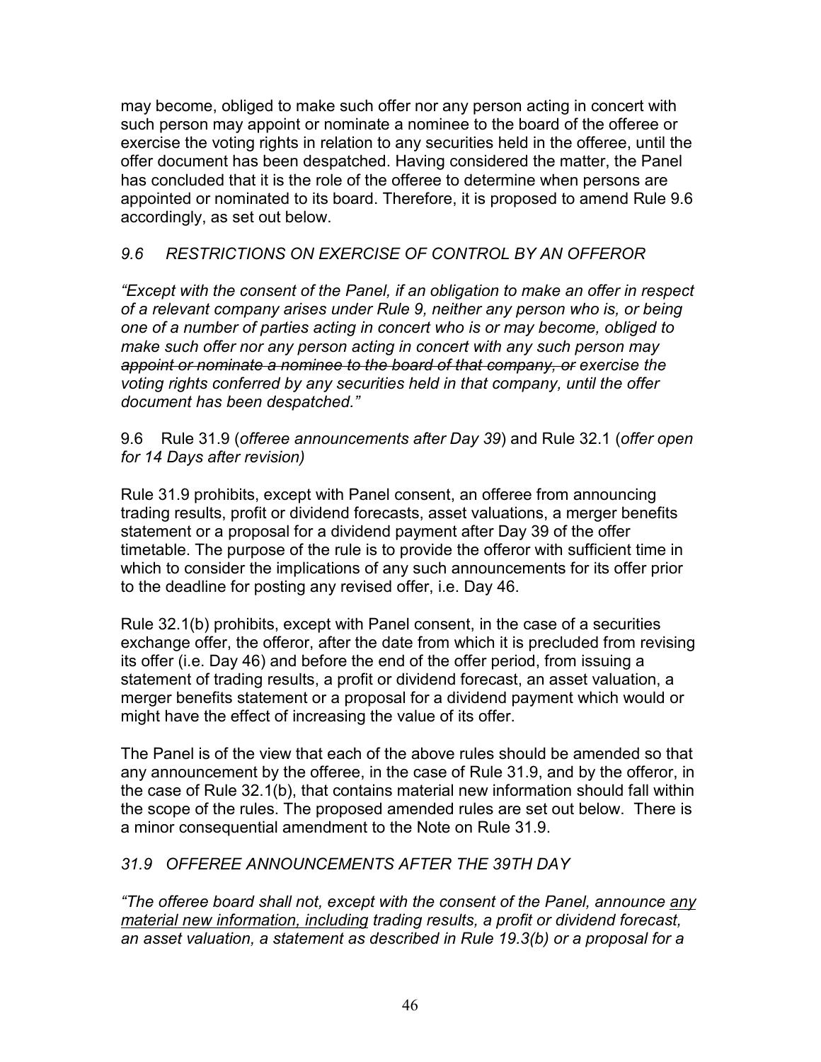may become, obliged to make such offer nor any person acting in concert with such person may appoint or nominate a nominee to the board of the offeree or exercise the voting rights in relation to any securities held in the offeree, until the offer document has been despatched. Having considered the matter, the Panel has concluded that it is the role of the offeree to determine when persons are appointed or nominated to its board. Therefore, it is proposed to amend Rule 9.6 accordingly, as set out below.

*9.6 RESTRICTIONS ON EXERCISE OF CONTROL BY AN OFFEROR*

*"Except with the consent of the Panel, if an obligation to make an offer in respect of a relevant company arises under Rule 9, neither any person who is, or being one of a number of parties acting in concert who is or may become, obliged to make such offer nor any person acting in concert with any such person may ~~appoint or nominate a nominee to the board of that company, or~~ exercise the voting rights conferred by any securities held in that company, until the offer document has been despatched."*

9.6 Rule 31.9 (*offeree announcements after Day 39*) and Rule 32.1 (*offer open for 14 Days after revision)*

Rule 31.9 prohibits, except with Panel consent, an offeree from announcing trading results, profit or dividend forecasts, asset valuations, a merger benefits statement or a proposal for a dividend payment after Day 39 of the offer timetable. The purpose of the rule is to provide the offeror with sufficient time in which to consider the implications of any such announcements for its offer prior to the deadline for posting any revised offer, i.e. Day 46.

Rule 32.1(b) prohibits, except with Panel consent, in the case of a securities exchange offer, the offeror, after the date from which it is precluded from revising its offer (i.e. Day 46) and before the end of the offer period, from issuing a statement of trading results, a profit or dividend forecast, an asset valuation, a merger benefits statement or a proposal for a dividend payment which would or might have the effect of increasing the value of its offer.

The Panel is of the view that each of the above rules should be amended so that any announcement by the offeree, in the case of Rule 31.9, and by the offeror, in the case of Rule 32.1(b), that contains material new information should fall within the scope of the rules. The proposed amended rules are set out below. There is a minor consequential amendment to the Note on Rule 31.9.

*31.9 OFFEREE ANNOUNCEMENTS AFTER THE 39TH DAY*

*"The offeree board shall not, except with the consent of the Panel, announce <u>any material new information, including</u> trading results, a profit or dividend forecast, an asset valuation, a statement as described in Rule 19.3(b) or a proposal for a*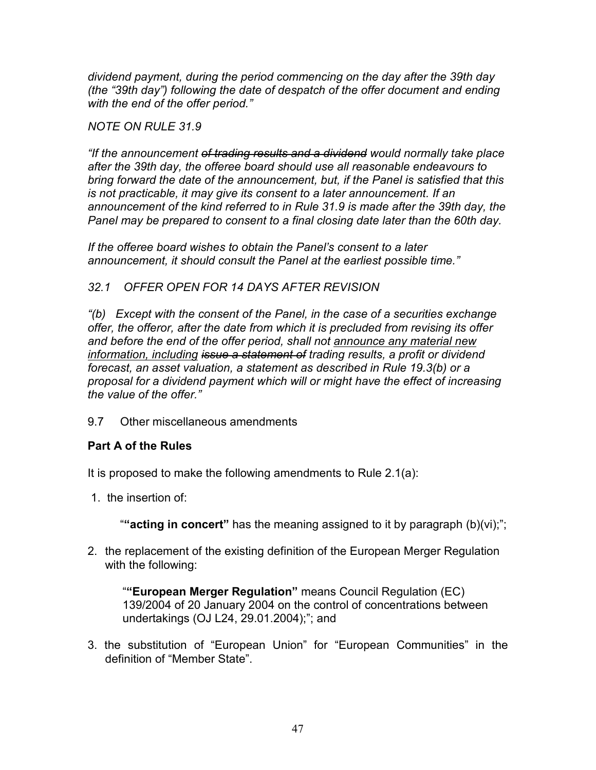*dividend payment, during the period commencing on the day after the 39th day (the "39th day") following the date of despatch of the offer document and ending with the end of the offer period."*

*NOTE ON RULE 31.9*

*"If the announcement ~~of trading results and a dividend~~ would normally take place after the 39th day, the offeree board should use all reasonable endeavours to bring forward the date of the announcement, but, if the Panel is satisfied that this is not practicable, it may give its consent to a later announcement. If an announcement of the kind referred to in Rule 31.9 is made after the 39th day, the Panel may be prepared to consent to a final closing date later than the 60th day.*

*If the offeree board wishes to obtain the Panel's consent to a later announcement, it should consult the Panel at the earliest possible time."*

*32.1 OFFER OPEN FOR 14 DAYS AFTER REVISION*

*"(b) Except with the consent of the Panel, in the case of a securities exchange offer, the offeror, after the date from which it is precluded from revising its offer and before the end of the offer period, shall not <u>announce any material new information, including</u> ~~issue a statement of~~ trading results, a profit or dividend forecast, an asset valuation, a statement as described in Rule 19.3(b) or a proposal for a dividend payment which will or might have the effect of increasing the value of the offer."*

9.7 Other miscellaneous amendments

**Part A of the Rules**

It is proposed to make the following amendments to Rule 2.1(a):

1. the insertion of:

   "**"acting in concert"** has the meaning assigned to it by paragraph (b)(vi);";

2. the replacement of the existing definition of the European Merger Regulation with the following:

   "**"European Merger Regulation"** means Council Regulation (EC) 139/2004 of 20 January 2004 on the control of concentrations between undertakings (OJ L24, 29.01.2004);"; and

3. the substitution of "European Union" for "European Communities" in the definition of "Member State".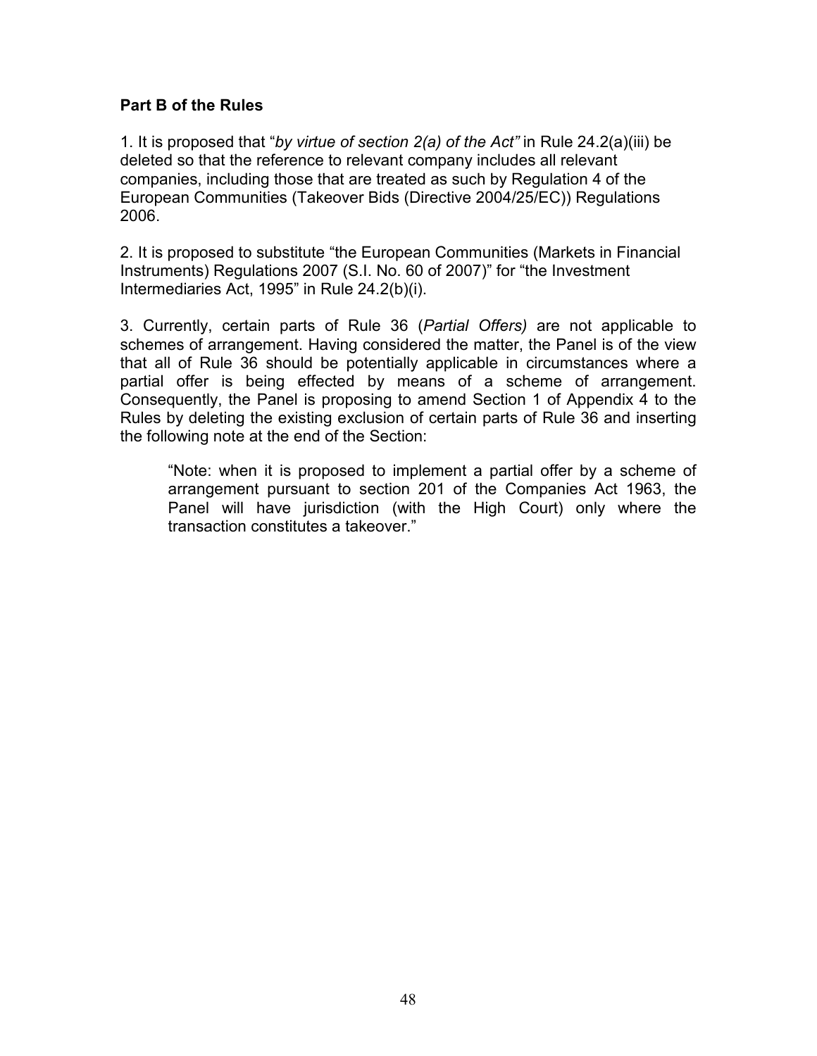**Part B of the Rules**

1. It is proposed that "*by virtue of section 2(a) of the Act"* in Rule 24.2(a)(iii) be deleted so that the reference to relevant company includes all relevant companies, including those that are treated as such by Regulation 4 of the European Communities (Takeover Bids (Directive 2004/25/EC)) Regulations 2006.

2. It is proposed to substitute "the European Communities (Markets in Financial Instruments) Regulations 2007 (S.I. No. 60 of 2007)" for "the Investment Intermediaries Act, 1995" in Rule 24.2(b)(i).

3. Currently, certain parts of Rule 36 (*Partial Offers)* are not applicable to schemes of arrangement. Having considered the matter, the Panel is of the view that all of Rule 36 should be potentially applicable in circumstances where a partial offer is being effected by means of a scheme of arrangement. Consequently, the Panel is proposing to amend Section 1 of Appendix 4 to the Rules by deleting the existing exclusion of certain parts of Rule 36 and inserting the following note at the end of the Section:

> "Note: when it is proposed to implement a partial offer by a scheme of arrangement pursuant to section 201 of the Companies Act 1963, the Panel will have jurisdiction (with the High Court) only where the transaction constitutes a takeover."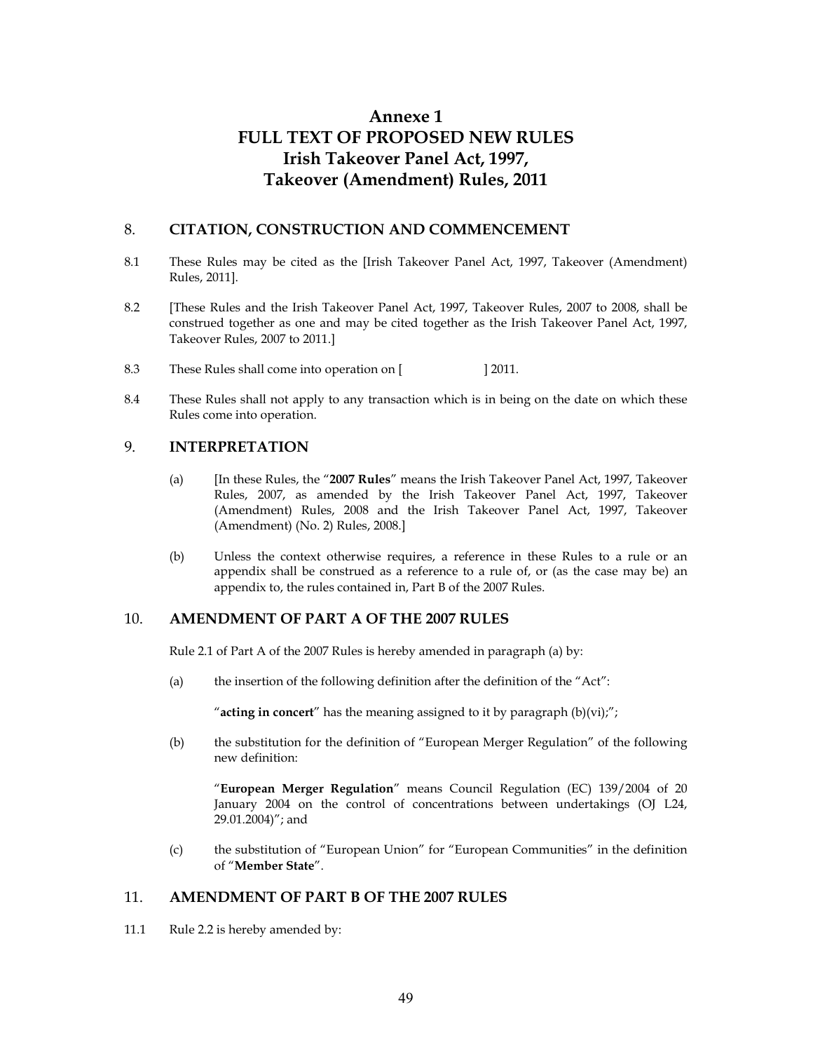# Annexe 1
# FULL TEXT OF PROPOSED NEW RULES
# Irish Takeover Panel Act, 1997, Takeover (Amendment) Rules, 2011

## 8. CITATION, CONSTRUCTION AND COMMENCEMENT

8.1 These Rules may be cited as the [Irish Takeover Panel Act, 1997, Takeover (Amendment) Rules, 2011].

8.2 [These Rules and the Irish Takeover Panel Act, 1997, Takeover Rules, 2007 to 2008, shall be construed together as one and may be cited together as the Irish Takeover Panel Act, 1997, Takeover Rules, 2007 to 2011.]

8.3 These Rules shall come into operation on [ ] 2011.

8.4 These Rules shall not apply to any transaction which is in being on the date on which these Rules come into operation.

## 9. INTERPRETATION

(a) [In these Rules, the "**2007 Rules**" means the Irish Takeover Panel Act, 1997, Takeover Rules, 2007, as amended by the Irish Takeover Panel Act, 1997, Takeover (Amendment) Rules, 2008 and the Irish Takeover Panel Act, 1997, Takeover (Amendment) (No. 2) Rules, 2008.]

(b) Unless the context otherwise requires, a reference in these Rules to a rule or an appendix shall be construed as a reference to a rule of, or (as the case may be) an appendix to, the rules contained in, Part B of the 2007 Rules.

## 10. AMENDMENT OF PART A OF THE 2007 RULES

Rule 2.1 of Part A of the 2007 Rules is hereby amended in paragraph (a) by:

(a) the insertion of the following definition after the definition of the "Act":

"**acting in concert**" has the meaning assigned to it by paragraph (b)(vi);";

(b) the substitution for the definition of "European Merger Regulation" of the following new definition:

"**European Merger Regulation**" means Council Regulation (EC) 139/2004 of 20 January 2004 on the control of concentrations between undertakings (OJ L24, 29.01.2004)"; and

(c) the substitution of "European Union" for "European Communities" in the definition of "**Member State**".

## 11. AMENDMENT OF PART B OF THE 2007 RULES

11.1 Rule 2.2 is hereby amended by: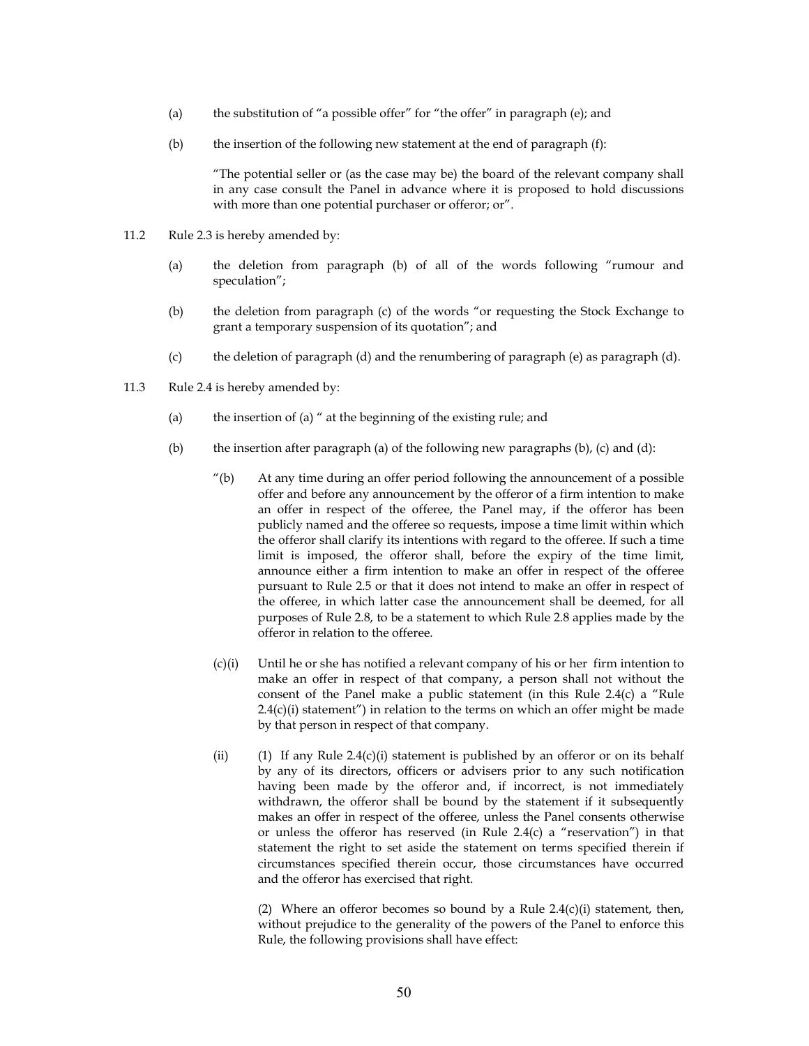(a) the substitution of "a possible offer" for "the offer" in paragraph (e); and

(b) the insertion of the following new statement at the end of paragraph (f):

"The potential seller or (as the case may be) the board of the relevant company shall in any case consult the Panel in advance where it is proposed to hold discussions with more than one potential purchaser or offeror; or".

11.2 Rule 2.3 is hereby amended by:

(a) the deletion from paragraph (b) of all of the words following "rumour and speculation";

(b) the deletion from paragraph (c) of the words "or requesting the Stock Exchange to grant a temporary suspension of its quotation"; and

(c) the deletion of paragraph (d) and the renumbering of paragraph (e) as paragraph (d).

11.3 Rule 2.4 is hereby amended by:

(a) the insertion of (a) " at the beginning of the existing rule; and

(b) the insertion after paragraph (a) of the following new paragraphs (b), (c) and (d):

"(b) At any time during an offer period following the announcement of a possible offer and before any announcement by the offeror of a firm intention to make an offer in respect of the offeree, the Panel may, if the offeror has been publicly named and the offeree so requests, impose a time limit within which the offeror shall clarify its intentions with regard to the offeree. If such a time limit is imposed, the offeror shall, before the expiry of the time limit, announce either a firm intention to make an offer in respect of the offeree pursuant to Rule 2.5 or that it does not intend to make an offer in respect of the offeree, in which latter case the announcement shall be deemed, for all purposes of Rule 2.8, to be a statement to which Rule 2.8 applies made by the offeror in relation to the offeree.

(c)(i) Until he or she has notified a relevant company of his or her firm intention to make an offer in respect of that company, a person shall not without the consent of the Panel make a public statement (in this Rule 2.4(c) a "Rule 2.4(c)(i) statement") in relation to the terms on which an offer might be made by that person in respect of that company.

(ii) (1) If any Rule 2.4(c)(i) statement is published by an offeror or on its behalf by any of its directors, officers or advisers prior to any such notification having been made by the offeror and, if incorrect, is not immediately withdrawn, the offeror shall be bound by the statement if it subsequently makes an offer in respect of the offeree, unless the Panel consents otherwise or unless the offeror has reserved (in Rule 2.4(c) a "reservation") in that statement the right to set aside the statement on terms specified therein if circumstances specified therein occur, those circumstances have occurred and the offeror has exercised that right.

(2) Where an offeror becomes so bound by a Rule 2.4(c)(i) statement, then, without prejudice to the generality of the powers of the Panel to enforce this Rule, the following provisions shall have effect: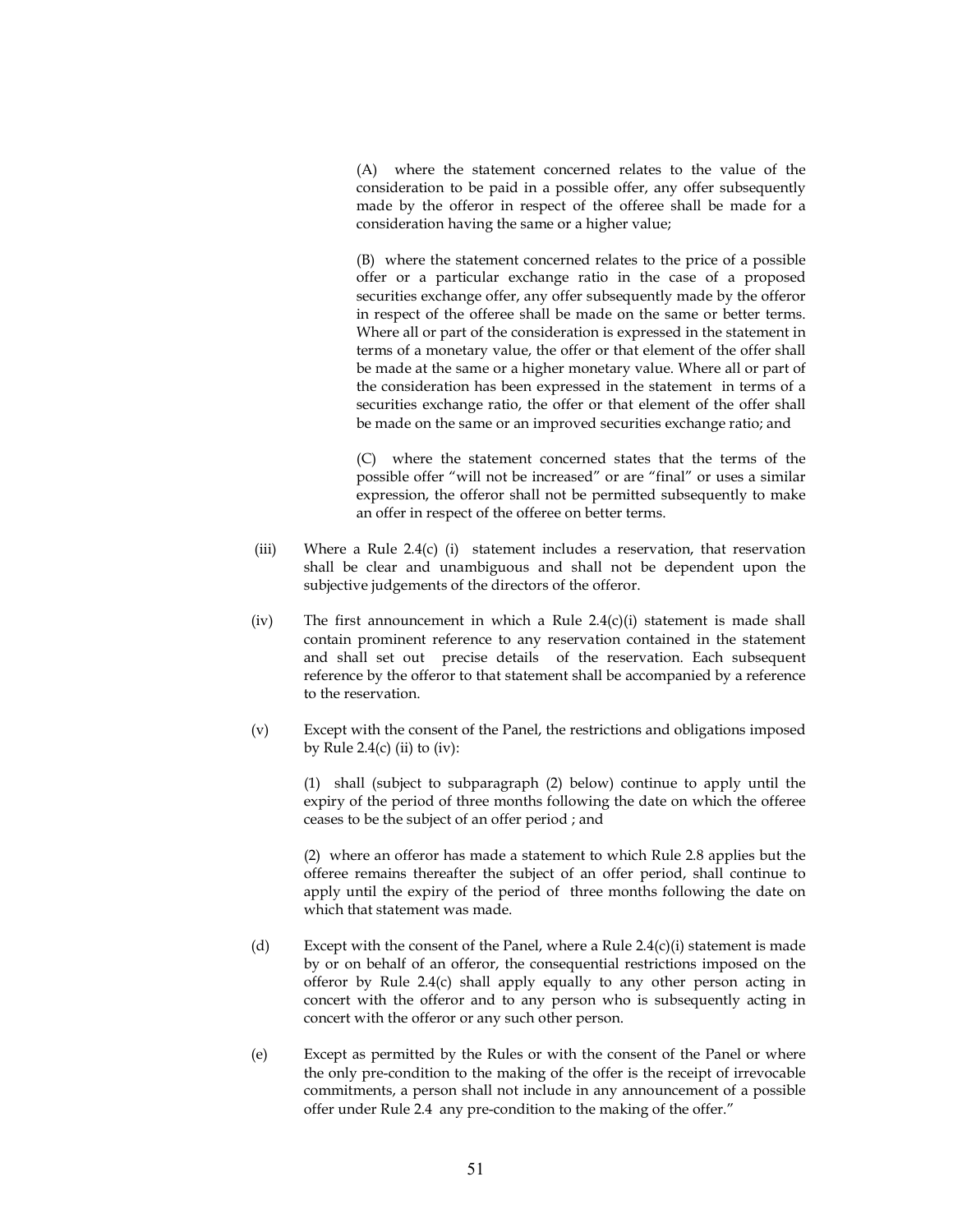(A) where the statement concerned relates to the value of the consideration to be paid in a possible offer, any offer subsequently made by the offeror in respect of the offeree shall be made for a consideration having the same or a higher value;

(B) where the statement concerned relates to the price of a possible offer or a particular exchange ratio in the case of a proposed securities exchange offer, any offer subsequently made by the offeror in respect of the offeree shall be made on the same or better terms. Where all or part of the consideration is expressed in the statement in terms of a monetary value, the offer or that element of the offer shall be made at the same or a higher monetary value. Where all or part of the consideration has been expressed in the statement in terms of a securities exchange ratio, the offer or that element of the offer shall be made on the same or an improved securities exchange ratio; and

(C) where the statement concerned states that the terms of the possible offer "will not be increased" or are "final" or uses a similar expression, the offeror shall not be permitted subsequently to make an offer in respect of the offeree on better terms.

(iii) Where a Rule 2.4(c) (i) statement includes a reservation, that reservation shall be clear and unambiguous and shall not be dependent upon the subjective judgements of the directors of the offeror.

(iv) The first announcement in which a Rule 2.4(c)(i) statement is made shall contain prominent reference to any reservation contained in the statement and shall set out precise details of the reservation. Each subsequent reference by the offeror to that statement shall be accompanied by a reference to the reservation.

(v) Except with the consent of the Panel, the restrictions and obligations imposed by Rule 2.4(c) (ii) to (iv):

(1) shall (subject to subparagraph (2) below) continue to apply until the expiry of the period of three months following the date on which the offeree ceases to be the subject of an offer period ; and

(2) where an offeror has made a statement to which Rule 2.8 applies but the offeree remains thereafter the subject of an offer period, shall continue to apply until the expiry of the period of three months following the date on which that statement was made.

(d) Except with the consent of the Panel, where a Rule 2.4(c)(i) statement is made by or on behalf of an offeror, the consequential restrictions imposed on the offeror by Rule 2.4(c) shall apply equally to any other person acting in concert with the offeror and to any person who is subsequently acting in concert with the offeror or any such other person.

(e) Except as permitted by the Rules or with the consent of the Panel or where the only pre-condition to the making of the offer is the receipt of irrevocable commitments, a person shall not include in any announcement of a possible offer under Rule 2.4 any pre-condition to the making of the offer."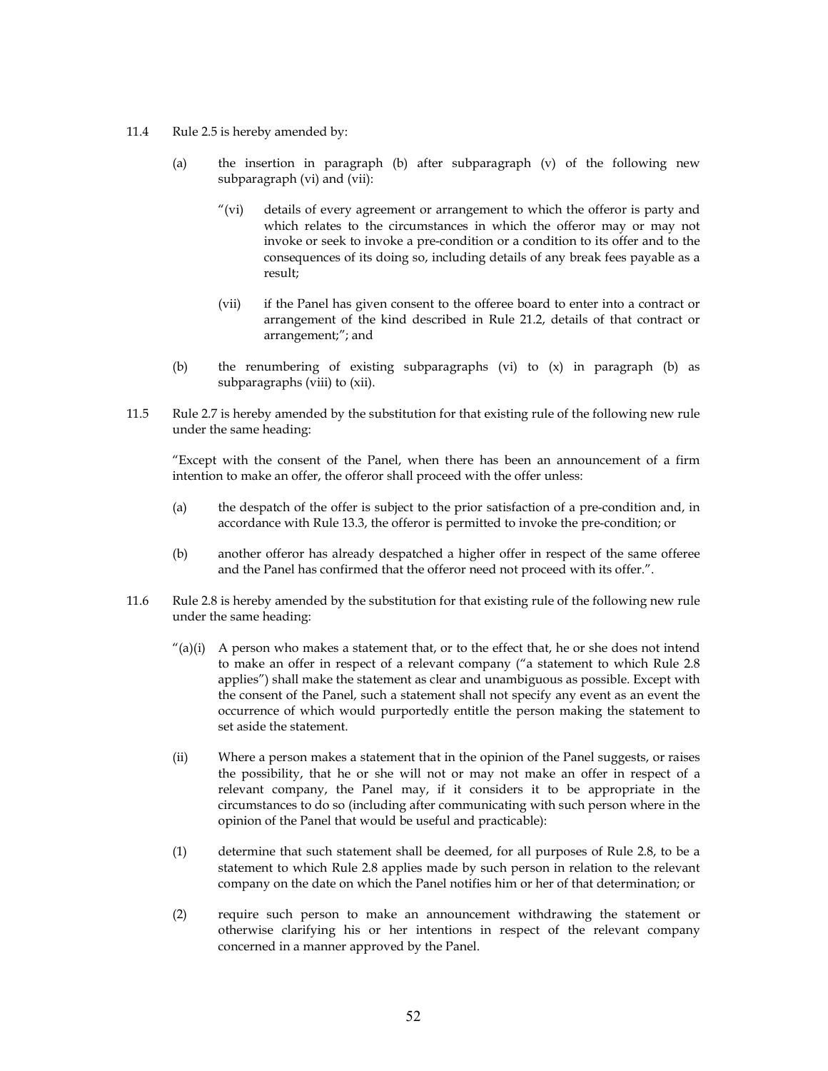11.4 Rule 2.5 is hereby amended by:

(a) the insertion in paragraph (b) after subparagraph (v) of the following new subparagraph (vi) and (vii):

"(vi) details of every agreement or arrangement to which the offeror is party and which relates to the circumstances in which the offeror may or may not invoke or seek to invoke a pre-condition or a condition to its offer and to the consequences of its doing so, including details of any break fees payable as a result;

(vii) if the Panel has given consent to the offeree board to enter into a contract or arrangement of the kind described in Rule 21.2, details of that contract or arrangement;"; and

(b) the renumbering of existing subparagraphs (vi) to (x) in paragraph (b) as subparagraphs (viii) to (xii).

11.5 Rule 2.7 is hereby amended by the substitution for that existing rule of the following new rule under the same heading:

"Except with the consent of the Panel, when there has been an announcement of a firm intention to make an offer, the offeror shall proceed with the offer unless:

(a) the despatch of the offer is subject to the prior satisfaction of a pre-condition and, in accordance with Rule 13.3, the offeror is permitted to invoke the pre-condition; or

(b) another offeror has already despatched a higher offer in respect of the same offeree and the Panel has confirmed that the offeror need not proceed with its offer.".

11.6 Rule 2.8 is hereby amended by the substitution for that existing rule of the following new rule under the same heading:

"(a)(i) A person who makes a statement that, or to the effect that, he or she does not intend to make an offer in respect of a relevant company ("a statement to which Rule 2.8 applies") shall make the statement as clear and unambiguous as possible. Except with the consent of the Panel, such a statement shall not specify any event as an event the occurrence of which would purportedly entitle the person making the statement to set aside the statement.

(ii) Where a person makes a statement that in the opinion of the Panel suggests, or raises the possibility, that he or she will not or may not make an offer in respect of a relevant company, the Panel may, if it considers it to be appropriate in the circumstances to do so (including after communicating with such person where in the opinion of the Panel that would be useful and practicable):

(1) determine that such statement shall be deemed, for all purposes of Rule 2.8, to be a statement to which Rule 2.8 applies made by such person in relation to the relevant company on the date on which the Panel notifies him or her of that determination; or

(2) require such person to make an announcement withdrawing the statement or otherwise clarifying his or her intentions in respect of the relevant company concerned in a manner approved by the Panel.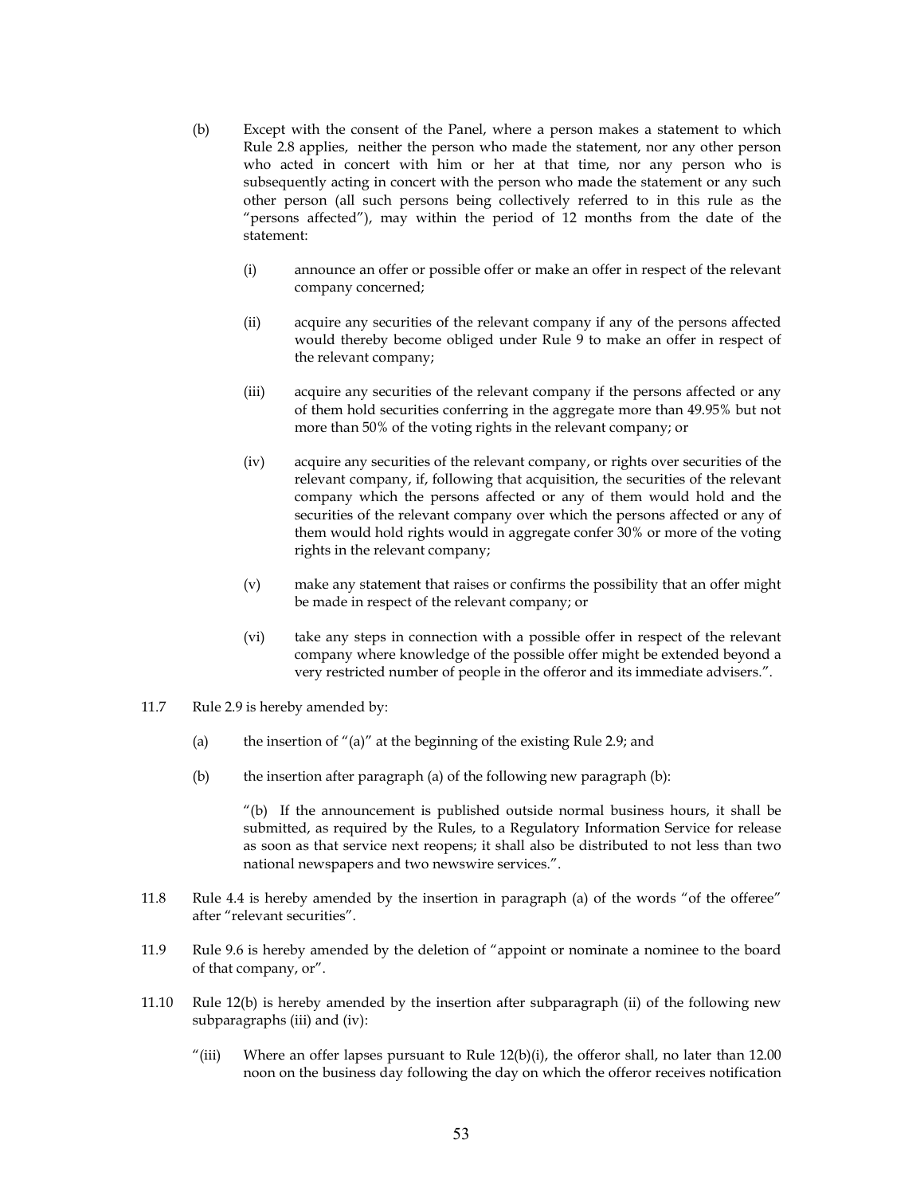(b) Except with the consent of the Panel, where a person makes a statement to which Rule 2.8 applies, neither the person who made the statement, nor any other person who acted in concert with him or her at that time, nor any person who is subsequently acting in concert with the person who made the statement or any such other person (all such persons being collectively referred to in this rule as the "persons affected"), may within the period of 12 months from the date of the statement:

(i) announce an offer or possible offer or make an offer in respect of the relevant company concerned;

(ii) acquire any securities of the relevant company if any of the persons affected would thereby become obliged under Rule 9 to make an offer in respect of the relevant company;

(iii) acquire any securities of the relevant company if the persons affected or any of them hold securities conferring in the aggregate more than 49.95% but not more than 50% of the voting rights in the relevant company; or

(iv) acquire any securities of the relevant company, or rights over securities of the relevant company, if, following that acquisition, the securities of the relevant company which the persons affected or any of them would hold and the securities of the relevant company over which the persons affected or any of them would hold rights would in aggregate confer 30% or more of the voting rights in the relevant company;

(v) make any statement that raises or confirms the possibility that an offer might be made in respect of the relevant company; or

(vi) take any steps in connection with a possible offer in respect of the relevant company where knowledge of the possible offer might be extended beyond a very restricted number of people in the offeror and its immediate advisers.".

11.7 Rule 2.9 is hereby amended by:

(a) the insertion of "(a)" at the beginning of the existing Rule 2.9; and

(b) the insertion after paragraph (a) of the following new paragraph (b):

"(b) If the announcement is published outside normal business hours, it shall be submitted, as required by the Rules, to a Regulatory Information Service for release as soon as that service next reopens; it shall also be distributed to not less than two national newspapers and two newswire services.".

11.8 Rule 4.4 is hereby amended by the insertion in paragraph (a) of the words "of the offeree" after "relevant securities".

11.9 Rule 9.6 is hereby amended by the deletion of "appoint or nominate a nominee to the board of that company, or".

11.10 Rule 12(b) is hereby amended by the insertion after subparagraph (ii) of the following new subparagraphs (iii) and (iv):

"(iii) Where an offer lapses pursuant to Rule 12(b)(i), the offeror shall, no later than 12.00 noon on the business day following the day on which the offeror receives notification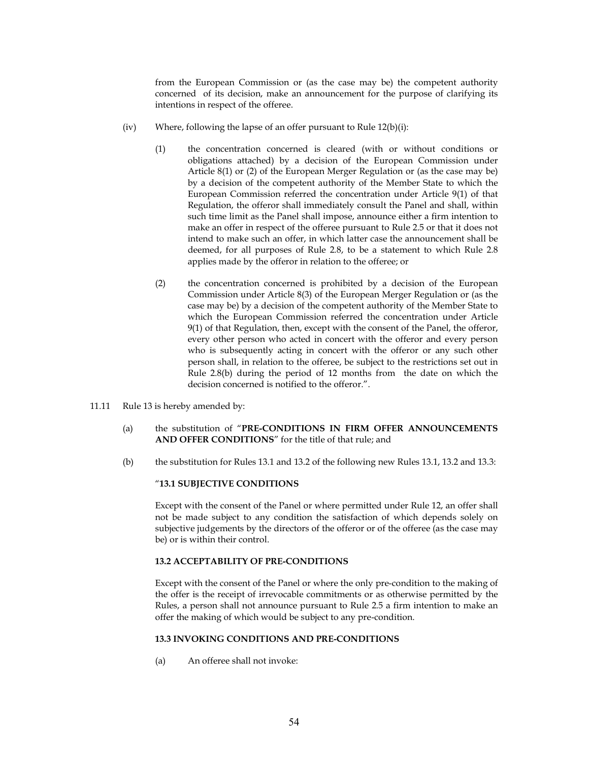from the European Commission or (as the case may be) the competent authority concerned of its decision, make an announcement for the purpose of clarifying its intentions in respect of the offeree.

(iv) Where, following the lapse of an offer pursuant to Rule 12(b)(i):

(1) the concentration concerned is cleared (with or without conditions or obligations attached) by a decision of the European Commission under Article 8(1) or (2) of the European Merger Regulation or (as the case may be) by a decision of the competent authority of the Member State to which the European Commission referred the concentration under Article 9(1) of that Regulation, the offeror shall immediately consult the Panel and shall, within such time limit as the Panel shall impose, announce either a firm intention to make an offer in respect of the offeree pursuant to Rule 2.5 or that it does not intend to make such an offer, in which latter case the announcement shall be deemed, for all purposes of Rule 2.8, to be a statement to which Rule 2.8 applies made by the offeror in relation to the offeree; or

(2) the concentration concerned is prohibited by a decision of the European Commission under Article 8(3) of the European Merger Regulation or (as the case may be) by a decision of the competent authority of the Member State to which the European Commission referred the concentration under Article 9(1) of that Regulation, then, except with the consent of the Panel, the offeror, every other person who acted in concert with the offeror and every person who is subsequently acting in concert with the offeror or any such other person shall, in relation to the offeree, be subject to the restrictions set out in Rule 2.8(b) during the period of 12 months from the date on which the decision concerned is notified to the offeror.".

11.11 Rule 13 is hereby amended by:

(a) the substitution of "**PRE-CONDITIONS IN FIRM OFFER ANNOUNCEMENTS AND OFFER CONDITIONS**" for the title of that rule; and

(b) the substitution for Rules 13.1 and 13.2 of the following new Rules 13.1, 13.2 and 13.3:

"**13.1 SUBJECTIVE CONDITIONS**

Except with the consent of the Panel or where permitted under Rule 12, an offer shall not be made subject to any condition the satisfaction of which depends solely on subjective judgements by the directors of the offeror or of the offeree (as the case may be) or is within their control.

**13.2 ACCEPTABILITY OF PRE-CONDITIONS**

Except with the consent of the Panel or where the only pre-condition to the making of the offer is the receipt of irrevocable commitments or as otherwise permitted by the Rules, a person shall not announce pursuant to Rule 2.5 a firm intention to make an offer the making of which would be subject to any pre-condition.

**13.3 INVOKING CONDITIONS AND PRE-CONDITIONS**

(a) An offeree shall not invoke: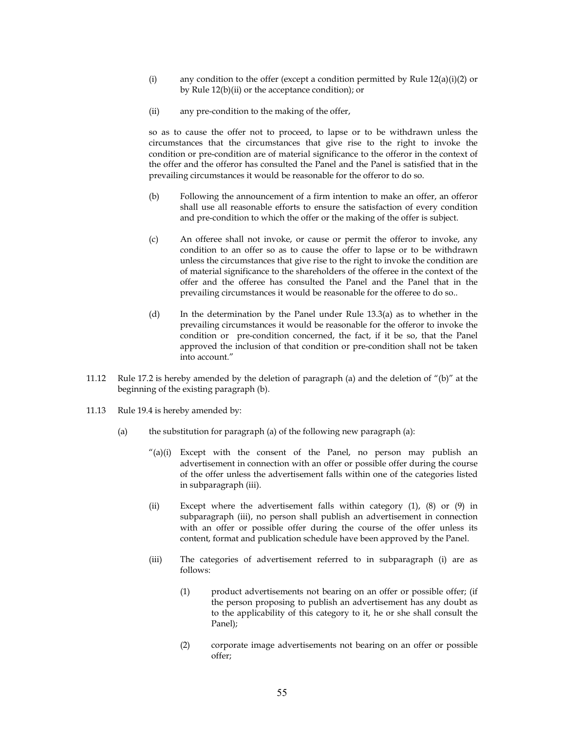(i) any condition to the offer (except a condition permitted by Rule 12(a)(i)(2) or by Rule 12(b)(ii) or the acceptance condition); or

(ii) any pre-condition to the making of the offer,

so as to cause the offer not to proceed, to lapse or to be withdrawn unless the circumstances that the circumstances that give rise to the right to invoke the condition or pre-condition are of material significance to the offeror in the context of the offer and the offeror has consulted the Panel and the Panel is satisfied that in the prevailing circumstances it would be reasonable for the offeror to do so.

(b) Following the announcement of a firm intention to make an offer, an offeror shall use all reasonable efforts to ensure the satisfaction of every condition and pre-condition to which the offer or the making of the offer is subject.

(c) An offeree shall not invoke, or cause or permit the offeror to invoke, any condition to an offer so as to cause the offer to lapse or to be withdrawn unless the circumstances that give rise to the right to invoke the condition are of material significance to the shareholders of the offeree in the context of the offer and the offeree has consulted the Panel and the Panel that in the prevailing circumstances it would be reasonable for the offeree to do so..

(d) In the determination by the Panel under Rule 13.3(a) as to whether in the prevailing circumstances it would be reasonable for the offeror to invoke the condition or pre-condition concerned, the fact, if it be so, that the Panel approved the inclusion of that condition or pre-condition shall not be taken into account."

11.12 Rule 17.2 is hereby amended by the deletion of paragraph (a) and the deletion of "(b)" at the beginning of the existing paragraph (b).

11.13 Rule 19.4 is hereby amended by:

(a) the substitution for paragraph (a) of the following new paragraph (a):

"(a)(i) Except with the consent of the Panel, no person may publish an advertisement in connection with an offer or possible offer during the course of the offer unless the advertisement falls within one of the categories listed in subparagraph (iii).

(ii) Except where the advertisement falls within category (1), (8) or (9) in subparagraph (iii), no person shall publish an advertisement in connection with an offer or possible offer during the course of the offer unless its content, format and publication schedule have been approved by the Panel.

(iii) The categories of advertisement referred to in subparagraph (i) are as follows:

(1) product advertisements not bearing on an offer or possible offer; (if the person proposing to publish an advertisement has any doubt as to the applicability of this category to it, he or she shall consult the Panel);

(2) corporate image advertisements not bearing on an offer or possible offer;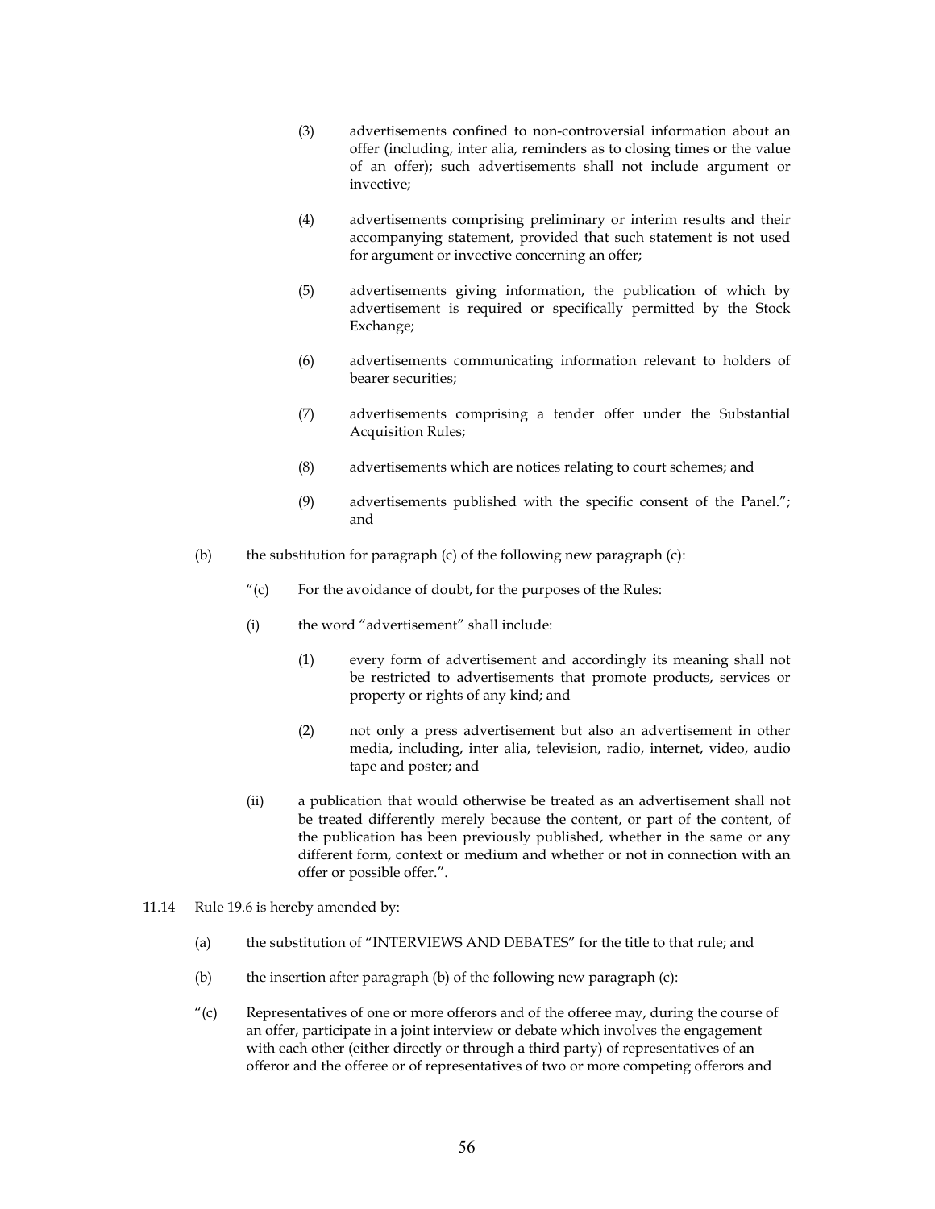(3) advertisements confined to non-controversial information about an offer (including, inter alia, reminders as to closing times or the value of an offer); such advertisements shall not include argument or invective;

(4) advertisements comprising preliminary or interim results and their accompanying statement, provided that such statement is not used for argument or invective concerning an offer;

(5) advertisements giving information, the publication of which by advertisement is required or specifically permitted by the Stock Exchange;

(6) advertisements communicating information relevant to holders of bearer securities;

(7) advertisements comprising a tender offer under the Substantial Acquisition Rules;

(8) advertisements which are notices relating to court schemes; and

(9) advertisements published with the specific consent of the Panel."; and

(b) the substitution for paragraph (c) of the following new paragraph (c):

"(c) For the avoidance of doubt, for the purposes of the Rules:

(i) the word "advertisement" shall include:

(1) every form of advertisement and accordingly its meaning shall not be restricted to advertisements that promote products, services or property or rights of any kind; and

(2) not only a press advertisement but also an advertisement in other media, including, inter alia, television, radio, internet, video, audio tape and poster; and

(ii) a publication that would otherwise be treated as an advertisement shall not be treated differently merely because the content, or part of the content, of the publication has been previously published, whether in the same or any different form, context or medium and whether or not in connection with an offer or possible offer.".

11.14 Rule 19.6 is hereby amended by:

(a) the substitution of "INTERVIEWS AND DEBATES" for the title to that rule; and

(b) the insertion after paragraph (b) of the following new paragraph (c):

"(c) Representatives of one or more offerors and of the offeree may, during the course of an offer, participate in a joint interview or debate which involves the engagement with each other (either directly or through a third party) of representatives of an offeror and the offeree or of representatives of two or more competing offerors and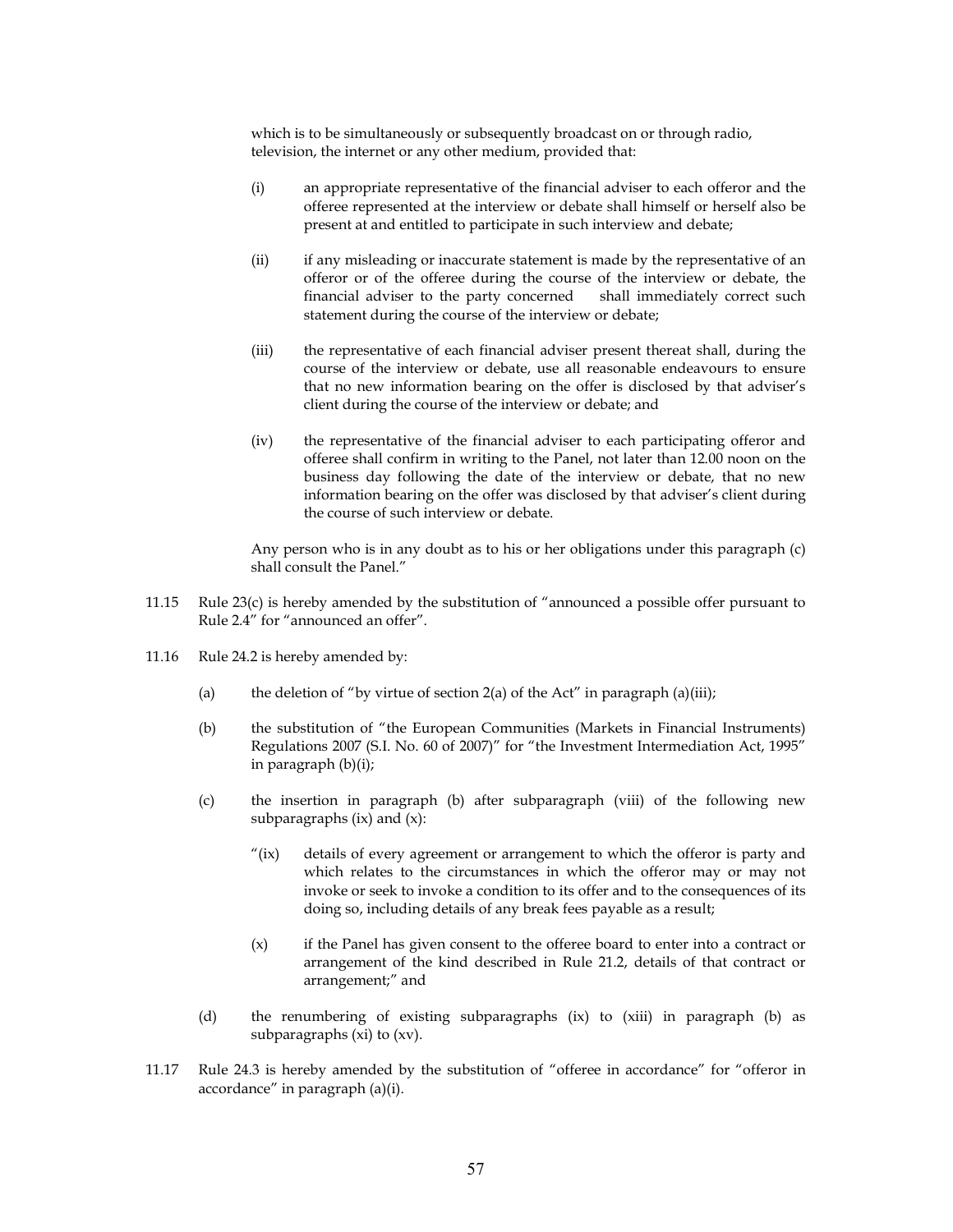which is to be simultaneously or subsequently broadcast on or through radio, television, the internet or any other medium, provided that:

(i) an appropriate representative of the financial adviser to each offeror and the offeree represented at the interview or debate shall himself or herself also be present at and entitled to participate in such interview and debate;

(ii) if any misleading or inaccurate statement is made by the representative of an offeror or of the offeree during the course of the interview or debate, the financial adviser to the party concerned shall immediately correct such statement during the course of the interview or debate;

(iii) the representative of each financial adviser present thereat shall, during the course of the interview or debate, use all reasonable endeavours to ensure that no new information bearing on the offer is disclosed by that adviser's client during the course of the interview or debate; and

(iv) the representative of the financial adviser to each participating offeror and offeree shall confirm in writing to the Panel, not later than 12.00 noon on the business day following the date of the interview or debate, that no new information bearing on the offer was disclosed by that adviser's client during the course of such interview or debate.

Any person who is in any doubt as to his or her obligations under this paragraph (c) shall consult the Panel."

11.15 Rule 23(c) is hereby amended by the substitution of "announced a possible offer pursuant to Rule 2.4" for "announced an offer".

11.16 Rule 24.2 is hereby amended by:

(a) the deletion of "by virtue of section 2(a) of the Act" in paragraph (a)(iii);

(b) the substitution of "the European Communities (Markets in Financial Instruments) Regulations 2007 (S.I. No. 60 of 2007)" for "the Investment Intermediation Act, 1995" in paragraph (b)(i);

(c) the insertion in paragraph (b) after subparagraph (viii) of the following new subparagraphs (ix) and (x):

"(ix) details of every agreement or arrangement to which the offeror is party and which relates to the circumstances in which the offeror may or may not invoke or seek to invoke a condition to its offer and to the consequences of its doing so, including details of any break fees payable as a result;

(x) if the Panel has given consent to the offeree board to enter into a contract or arrangement of the kind described in Rule 21.2, details of that contract or arrangement;" and

(d) the renumbering of existing subparagraphs (ix) to (xiii) in paragraph (b) as subparagraphs (xi) to (xv).

11.17 Rule 24.3 is hereby amended by the substitution of "offeree in accordance" for "offeror in accordance" in paragraph (a)(i).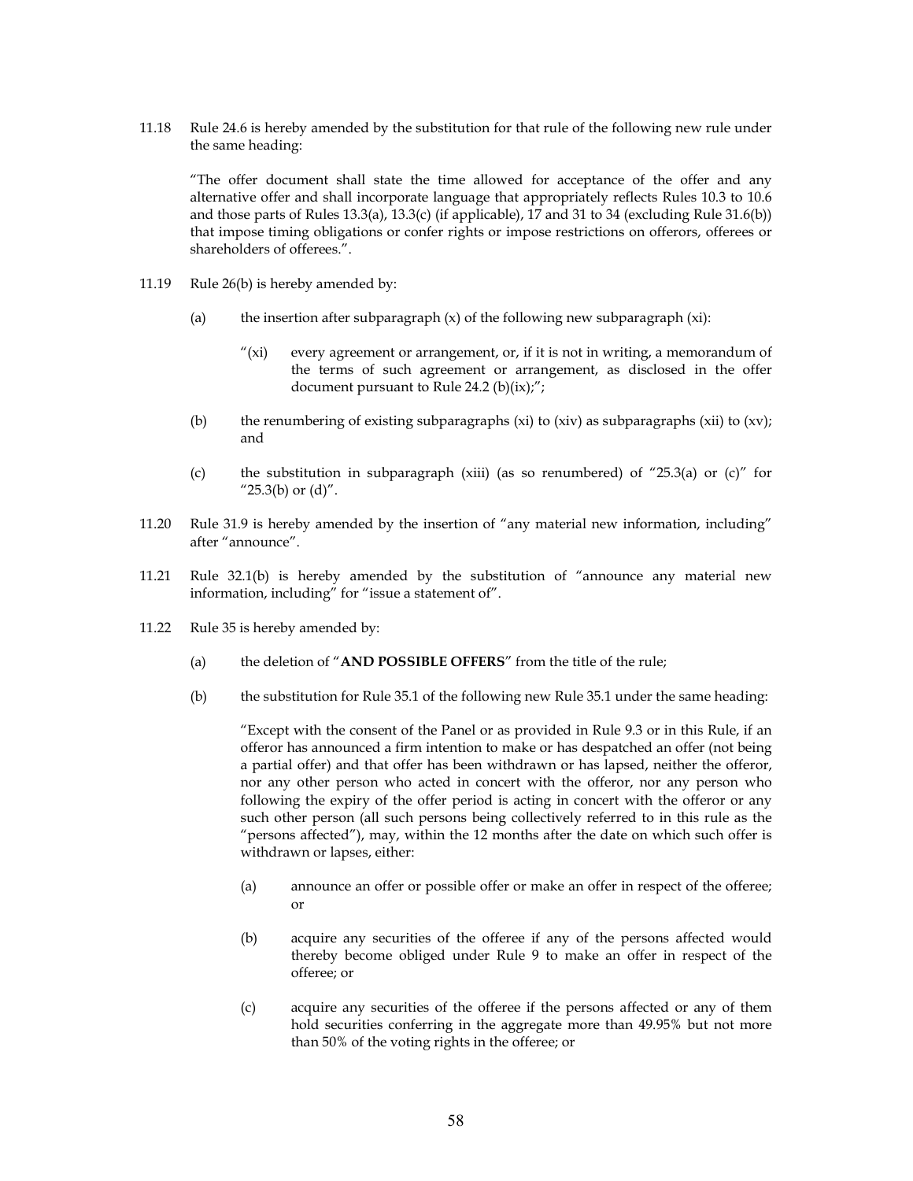11.18 Rule 24.6 is hereby amended by the substitution for that rule of the following new rule under the same heading:

> "The offer document shall state the time allowed for acceptance of the offer and any alternative offer and shall incorporate language that appropriately reflects Rules 10.3 to 10.6 and those parts of Rules 13.3(a), 13.3(c) (if applicable), 17 and 31 to 34 (excluding Rule 31.6(b)) that impose timing obligations or confer rights or impose restrictions on offerors, offerees or shareholders of offerees.".

11.19 Rule 26(b) is hereby amended by:

(a) the insertion after subparagraph (x) of the following new subparagraph (xi):

> "(xi) every agreement or arrangement, or, if it is not in writing, a memorandum of the terms of such agreement or arrangement, as disclosed in the offer document pursuant to Rule 24.2 (b)(ix);";

(b) the renumbering of existing subparagraphs (xi) to (xiv) as subparagraphs (xii) to (xv); and

(c) the substitution in subparagraph (xiii) (as so renumbered) of "25.3(a) or (c)" for "25.3(b) or (d)".

11.20 Rule 31.9 is hereby amended by the insertion of "any material new information, including" after "announce".

11.21 Rule 32.1(b) is hereby amended by the substitution of "announce any material new information, including" for "issue a statement of".

11.22 Rule 35 is hereby amended by:

(a) the deletion of "**AND POSSIBLE OFFERS**" from the title of the rule;

(b) the substitution for Rule 35.1 of the following new Rule 35.1 under the same heading:

> "Except with the consent of the Panel or as provided in Rule 9.3 or in this Rule, if an offeror has announced a firm intention to make or has despatched an offer (not being a partial offer) and that offer has been withdrawn or has lapsed, neither the offeror, nor any other person who acted in concert with the offeror, nor any person who following the expiry of the offer period is acting in concert with the offeror or any such other person (all such persons being collectively referred to in this rule as the "persons affected"), may, within the 12 months after the date on which such offer is withdrawn or lapses, either:
>
> (a) announce an offer or possible offer or make an offer in respect of the offeree; or
>
> (b) acquire any securities of the offeree if any of the persons affected would thereby become obliged under Rule 9 to make an offer in respect of the offeree; or
>
> (c) acquire any securities of the offeree if the persons affected or any of them hold securities conferring in the aggregate more than 49.95% but not more than 50% of the voting rights in the offeree; or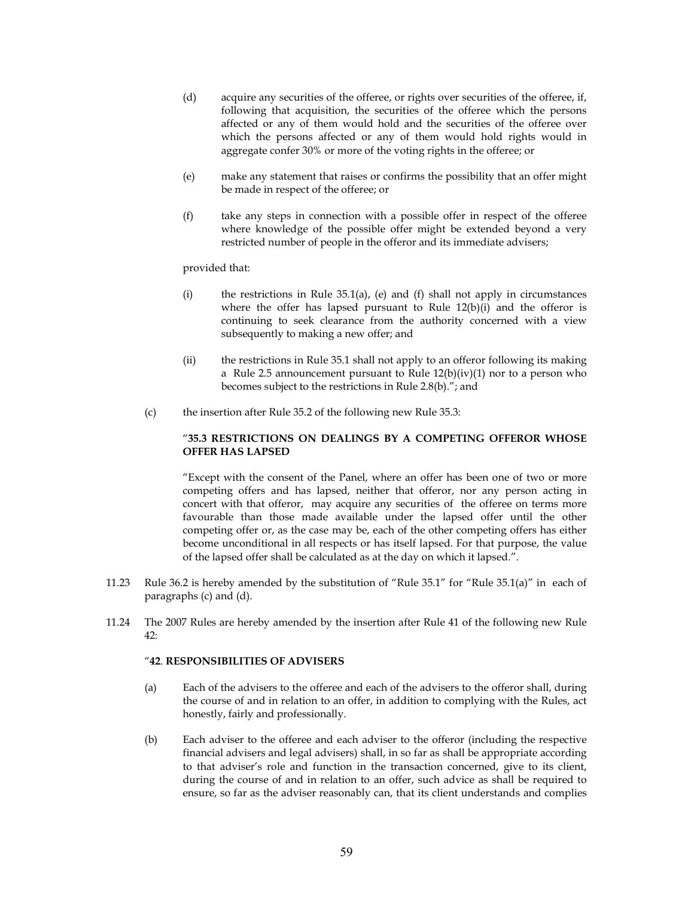(d) acquire any securities of the offeree, or rights over securities of the offeree, if, following that acquisition, the securities of the offeree which the persons affected or any of them would hold and the securities of the offeree over which the persons affected or any of them would hold rights would in aggregate confer 30% or more of the voting rights in the offeree; or

(e) make any statement that raises or confirms the possibility that an offer might be made in respect of the offeree; or

(f) take any steps in connection with a possible offer in respect of the offeree where knowledge of the possible offer might be extended beyond a very restricted number of people in the offeror and its immediate advisers;

provided that:

(i) the restrictions in Rule 35.1(a), (e) and (f) shall not apply in circumstances where the offer has lapsed pursuant to Rule 12(b)(i) and the offeror is continuing to seek clearance from the authority concerned with a view subsequently to making a new offer; and

(ii) the restrictions in Rule 35.1 shall not apply to an offeror following its making a Rule 2.5 announcement pursuant to Rule 12(b)(iv)(1) nor to a person who becomes subject to the restrictions in Rule 2.8(b)."; and

(c) the insertion after Rule 35.2 of the following new Rule 35.3:

"**35.3 RESTRICTIONS ON DEALINGS BY A COMPETING OFFEROR WHOSE OFFER HAS LAPSED**

"Except with the consent of the Panel, where an offer has been one of two or more competing offers and has lapsed, neither that offeror, nor any person acting in concert with that offeror, may acquire any securities of the offeree on terms more favourable than those made available under the lapsed offer until the other competing offer or, as the case may be, each of the other competing offers has either become unconditional in all respects or has itself lapsed. For that purpose, the value of the lapsed offer shall be calculated as at the day on which it lapsed.".

11.23 Rule 36.2 is hereby amended by the substitution of "Rule 35.1" for "Rule 35.1(a)" in each of paragraphs (c) and (d).

11.24 The 2007 Rules are hereby amended by the insertion after Rule 41 of the following new Rule 42:

"**42**. **RESPONSIBILITIES OF ADVISERS**

(a) Each of the advisers to the offeree and each of the advisers to the offeror shall, during the course of and in relation to an offer, in addition to complying with the Rules, act honestly, fairly and professionally.

(b) Each adviser to the offeree and each adviser to the offeror (including the respective financial advisers and legal advisers) shall, in so far as shall be appropriate according to that adviser's role and function in the transaction concerned, give to its client, during the course of and in relation to an offer, such advice as shall be required to ensure, so far as the adviser reasonably can, that its client understands and complies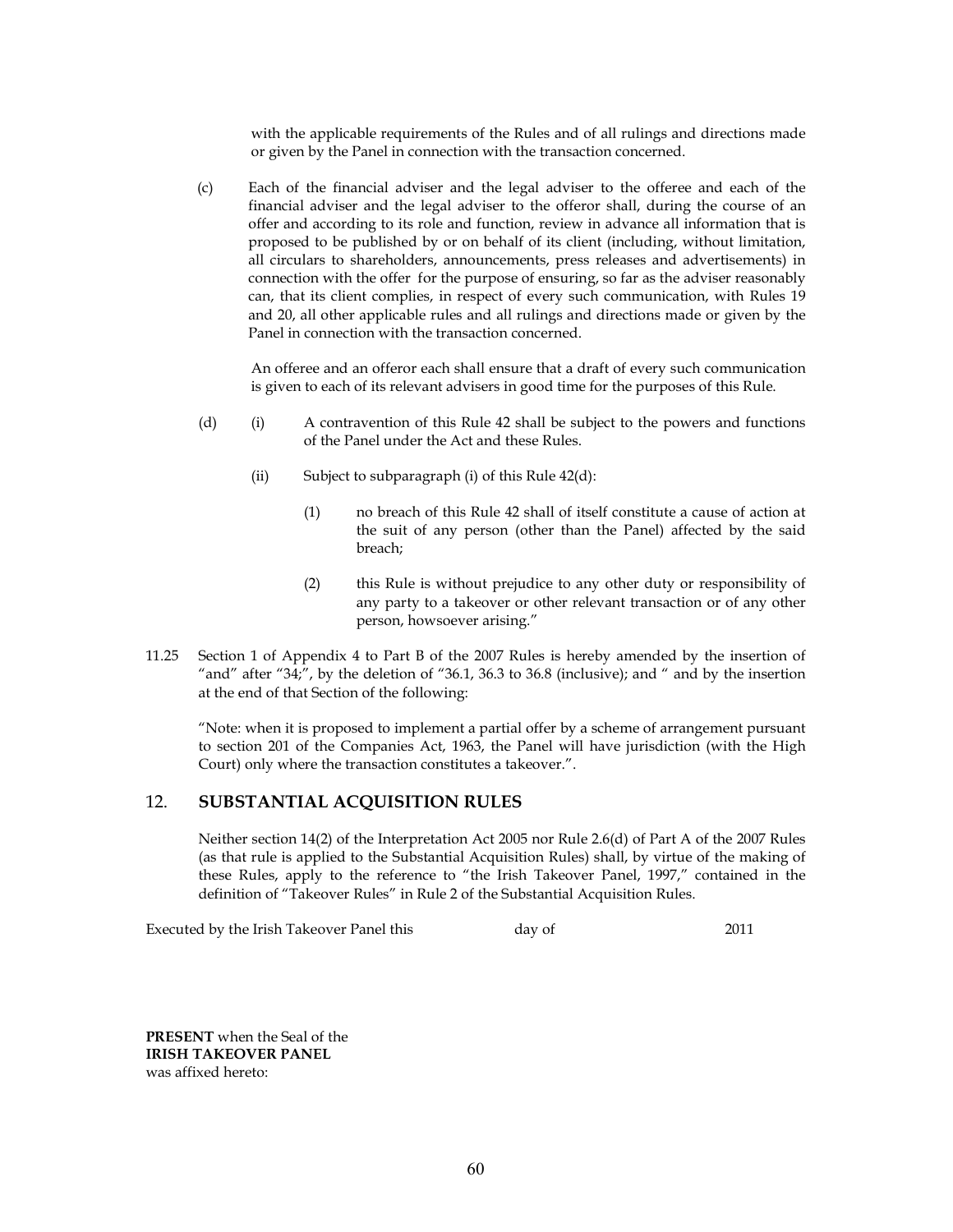with the applicable requirements of the Rules and of all rulings and directions made or given by the Panel in connection with the transaction concerned.

(c) Each of the financial adviser and the legal adviser to the offeree and each of the financial adviser and the legal adviser to the offeror shall, during the course of an offer and according to its role and function, review in advance all information that is proposed to be published by or on behalf of its client (including, without limitation, all circulars to shareholders, announcements, press releases and advertisements) in connection with the offer for the purpose of ensuring, so far as the adviser reasonably can, that its client complies, in respect of every such communication, with Rules 19 and 20, all other applicable rules and all rulings and directions made or given by the Panel in connection with the transaction concerned.

An offeree and an offeror each shall ensure that a draft of every such communication is given to each of its relevant advisers in good time for the purposes of this Rule.

(d) (i) A contravention of this Rule 42 shall be subject to the powers and functions of the Panel under the Act and these Rules.

(ii) Subject to subparagraph (i) of this Rule 42(d):

(1) no breach of this Rule 42 shall of itself constitute a cause of action at the suit of any person (other than the Panel) affected by the said breach;

(2) this Rule is without prejudice to any other duty or responsibility of any party to a takeover or other relevant transaction or of any other person, howsoever arising."

11.25 Section 1 of Appendix 4 to Part B of the 2007 Rules is hereby amended by the insertion of "and" after "34;", by the deletion of "36.1, 36.3 to 36.8 (inclusive); and " and by the insertion at the end of that Section of the following:

"Note: when it is proposed to implement a partial offer by a scheme of arrangement pursuant to section 201 of the Companies Act, 1963, the Panel will have jurisdiction (with the High Court) only where the transaction constitutes a takeover.".

## 12. SUBSTANTIAL ACQUISITION RULES

Neither section 14(2) of the Interpretation Act 2005 nor Rule 2.6(d) of Part A of the 2007 Rules (as that rule is applied to the Substantial Acquisition Rules) shall, by virtue of the making of these Rules, apply to the reference to "the Irish Takeover Panel, 1997," contained in the definition of "Takeover Rules" in Rule 2 of the Substantial Acquisition Rules.

Executed by the Irish Takeover Panel this day of 2011

**PRESENT** when the Seal of the
**IRISH TAKEOVER PANEL**
was affixed hereto: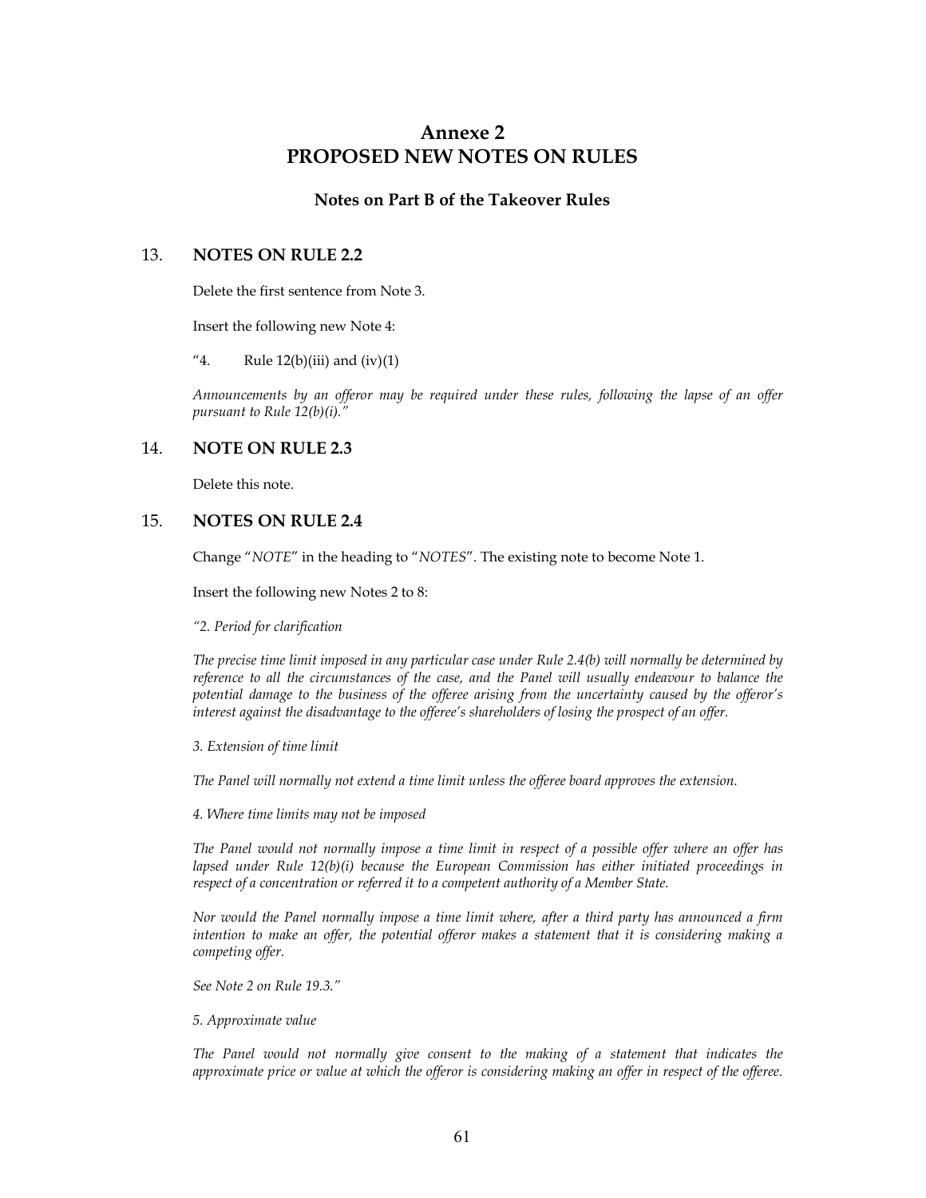# Annexe 2
# PROPOSED NEW NOTES ON RULES

### Notes on Part B of the Takeover Rules

## 13. NOTES ON RULE 2.2

Delete the first sentence from Note 3.

Insert the following new Note 4:

"4. Rule 12(b)(iii) and (iv)(1)

*Announcements by an offeror may be required under these rules, following the lapse of an offer pursuant to Rule 12(b)(i)."*

## 14. NOTE ON RULE 2.3

Delete this note.

## 15. NOTES ON RULE 2.4

Change "*NOTE*" in the heading to "*NOTES*". The existing note to become Note 1.

Insert the following new Notes 2 to 8:

*"2. Period for clarification*

*The precise time limit imposed in any particular case under Rule 2.4(b) will normally be determined by reference to all the circumstances of the case, and the Panel will usually endeavour to balance the potential damage to the business of the offeree arising from the uncertainty caused by the offeror's interest against the disadvantage to the offeree's shareholders of losing the prospect of an offer.*

*3. Extension of time limit*

*The Panel will normally not extend a time limit unless the offeree board approves the extension.*

*4. Where time limits may not be imposed*

*The Panel would not normally impose a time limit in respect of a possible offer where an offer has lapsed under Rule 12(b)(i) because the European Commission has either initiated proceedings in respect of a concentration or referred it to a competent authority of a Member State.*

*Nor would the Panel normally impose a time limit where, after a third party has announced a firm intention to make an offer, the potential offeror makes a statement that it is considering making a competing offer.*

*See Note 2 on Rule 19.3."*

*5. Approximate value*

*The Panel would not normally give consent to the making of a statement that indicates the approximate price or value at which the offeror is considering making an offer in respect of the offeree.*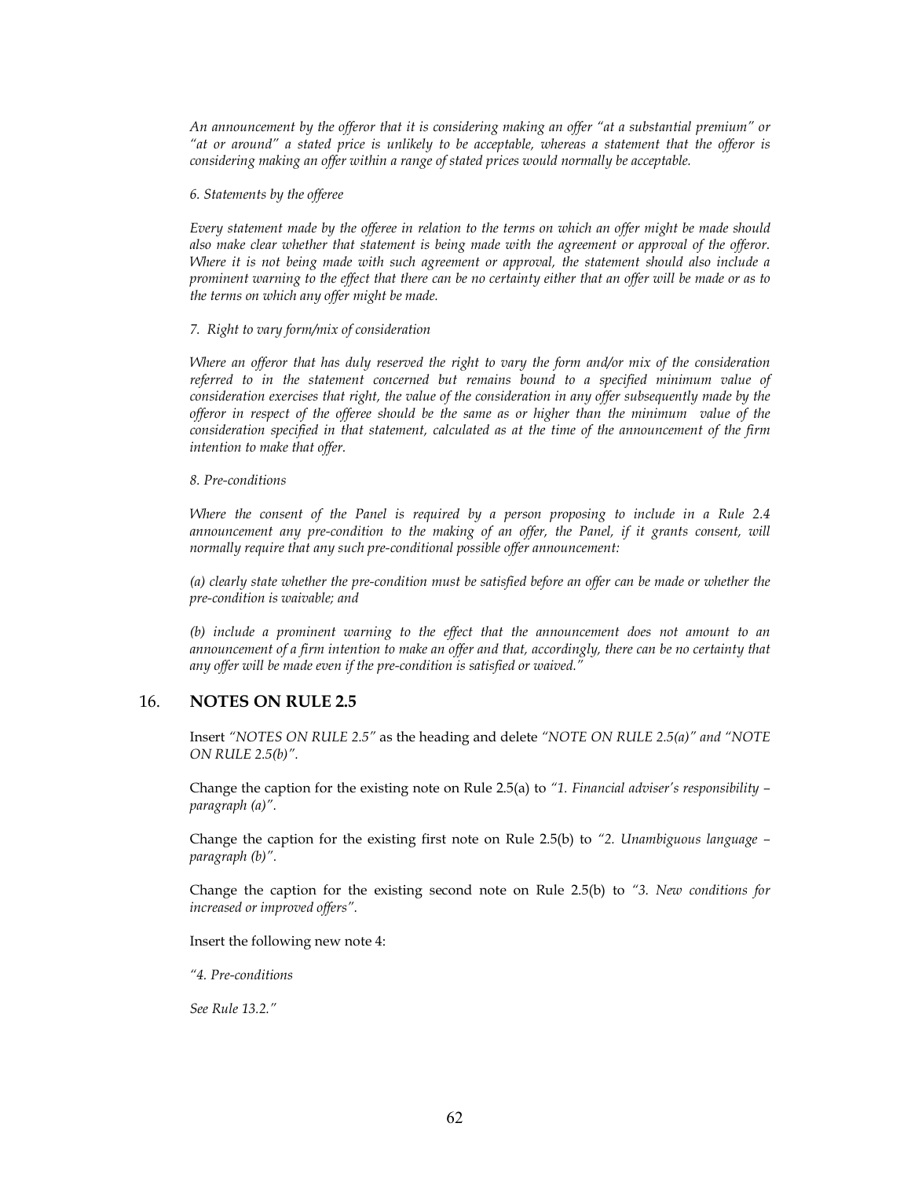*An announcement by the offeror that it is considering making an offer "at a substantial premium" or "at or around" a stated price is unlikely to be acceptable, whereas a statement that the offeror is considering making an offer within a range of stated prices would normally be acceptable.*

*6. Statements by the offeree*

*Every statement made by the offeree in relation to the terms on which an offer might be made should also make clear whether that statement is being made with the agreement or approval of the offeror. Where it is not being made with such agreement or approval, the statement should also include a prominent warning to the effect that there can be no certainty either that an offer will be made or as to the terms on which any offer might be made.*

*7. Right to vary form/mix of consideration*

*Where an offeror that has duly reserved the right to vary the form and/or mix of the consideration referred to in the statement concerned but remains bound to a specified minimum value of consideration exercises that right, the value of the consideration in any offer subsequently made by the offeror in respect of the offeree should be the same as or higher than the minimum value of the consideration specified in that statement, calculated as at the time of the announcement of the firm intention to make that offer.*

*8. Pre-conditions*

*Where the consent of the Panel is required by a person proposing to include in a Rule 2.4 announcement any pre-condition to the making of an offer, the Panel, if it grants consent, will normally require that any such pre-conditional possible offer announcement:*

*(a) clearly state whether the pre-condition must be satisfied before an offer can be made or whether the pre-condition is waivable; and*

*(b) include a prominent warning to the effect that the announcement does not amount to an announcement of a firm intention to make an offer and that, accordingly, there can be no certainty that any offer will be made even if the pre-condition is satisfied or waived."*

## 16. NOTES ON RULE 2.5

Insert *"NOTES ON RULE 2.5"* as the heading and delete *"NOTE ON RULE 2.5(a)" and "NOTE ON RULE 2.5(b)"*.

Change the caption for the existing note on Rule 2.5(a) to *"1. Financial adviser's responsibility – paragraph (a)"*.

Change the caption for the existing first note on Rule 2.5(b) to *"2. Unambiguous language – paragraph (b)"*.

Change the caption for the existing second note on Rule 2.5(b) to *"3. New conditions for increased or improved offers"*.

Insert the following new note 4:

*"4. Pre-conditions*

*See Rule 13.2."*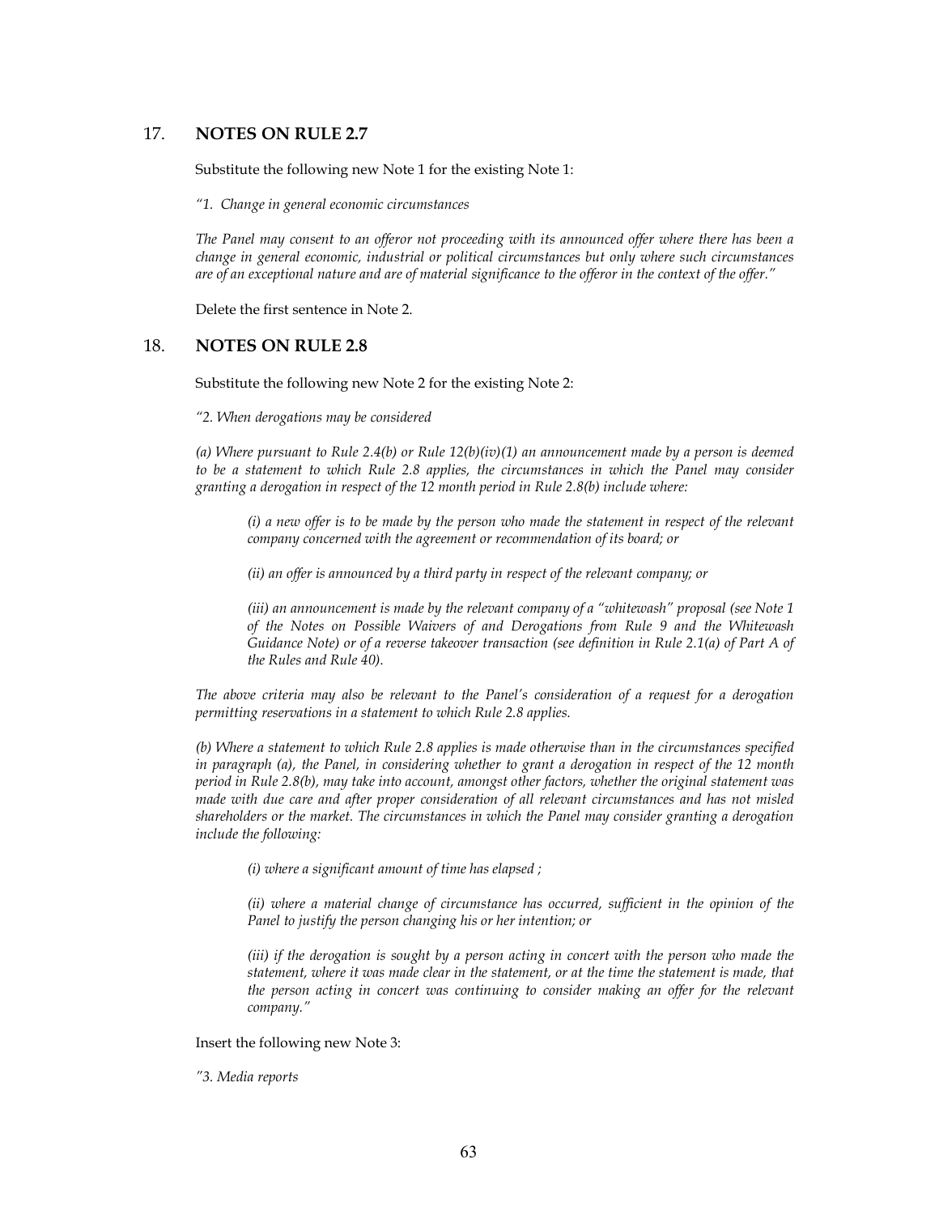## 17. NOTES ON RULE 2.7

Substitute the following new Note 1 for the existing Note 1:

*"1. Change in general economic circumstances*

*The Panel may consent to an offeror not proceeding with its announced offer where there has been a change in general economic, industrial or political circumstances but only where such circumstances are of an exceptional nature and are of material significance to the offeror in the context of the offer."*

Delete the first sentence in Note 2.

## 18. NOTES ON RULE 2.8

Substitute the following new Note 2 for the existing Note 2:

*"2. When derogations may be considered*

*(a) Where pursuant to Rule 2.4(b) or Rule 12(b)(iv)(1) an announcement made by a person is deemed to be a statement to which Rule 2.8 applies, the circumstances in which the Panel may consider granting a derogation in respect of the 12 month period in Rule 2.8(b) include where:*

> *(i) a new offer is to be made by the person who made the statement in respect of the relevant company concerned with the agreement or recommendation of its board; or*
>
> *(ii) an offer is announced by a third party in respect of the relevant company; or*
>
> *(iii) an announcement is made by the relevant company of a "whitewash" proposal (see Note 1 of the Notes on Possible Waivers of and Derogations from Rule 9 and the Whitewash Guidance Note) or of a reverse takeover transaction (see definition in Rule 2.1(a) of Part A of the Rules and Rule 40).*

*The above criteria may also be relevant to the Panel's consideration of a request for a derogation permitting reservations in a statement to which Rule 2.8 applies.*

*(b) Where a statement to which Rule 2.8 applies is made otherwise than in the circumstances specified in paragraph (a), the Panel, in considering whether to grant a derogation in respect of the 12 month period in Rule 2.8(b), may take into account, amongst other factors, whether the original statement was made with due care and after proper consideration of all relevant circumstances and has not misled shareholders or the market. The circumstances in which the Panel may consider granting a derogation include the following:*

> *(i) where a significant amount of time has elapsed ;*
>
> *(ii) where a material change of circumstance has occurred, sufficient in the opinion of the Panel to justify the person changing his or her intention; or*
>
> *(iii) if the derogation is sought by a person acting in concert with the person who made the statement, where it was made clear in the statement, or at the time the statement is made, that the person acting in concert was continuing to consider making an offer for the relevant company."*

Insert the following new Note 3:

*"3. Media reports*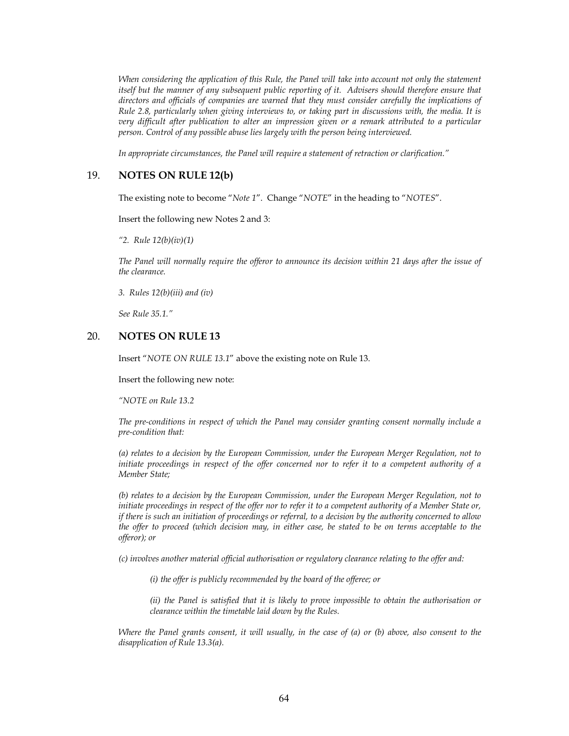*When considering the application of this Rule, the Panel will take into account not only the statement itself but the manner of any subsequent public reporting of it. Advisers should therefore ensure that directors and officials of companies are warned that they must consider carefully the implications of Rule 2.8, particularly when giving interviews to, or taking part in discussions with, the media. It is very difficult after publication to alter an impression given or a remark attributed to a particular person. Control of any possible abuse lies largely with the person being interviewed.*

*In appropriate circumstances, the Panel will require a statement of retraction or clarification."*

## 19. NOTES ON RULE 12(b)

The existing note to become "*Note 1*". Change "*NOTE*" in the heading to "*NOTES*".

Insert the following new Notes 2 and 3:

*"2. Rule 12(b)(iv)(1)*

*The Panel will normally require the offeror to announce its decision within 21 days after the issue of the clearance.*

*3. Rules 12(b)(iii) and (iv)*

*See Rule 35.1."*

## 20. NOTES ON RULE 13

Insert "*NOTE ON RULE 13.1*" above the existing note on Rule 13.

Insert the following new note:

*"NOTE on Rule 13.2*

*The pre-conditions in respect of which the Panel may consider granting consent normally include a pre-condition that:*

*(a) relates to a decision by the European Commission, under the European Merger Regulation, not to initiate proceedings in respect of the offer concerned nor to refer it to a competent authority of a Member State;*

*(b) relates to a decision by the European Commission, under the European Merger Regulation, not to initiate proceedings in respect of the offer nor to refer it to a competent authority of a Member State or, if there is such an initiation of proceedings or referral, to a decision by the authority concerned to allow the offer to proceed (which decision may, in either case, be stated to be on terms acceptable to the offeror); or*

*(c) involves another material official authorisation or regulatory clearance relating to the offer and:*

> *(i) the offer is publicly recommended by the board of the offeree; or*
>
> *(ii) the Panel is satisfied that it is likely to prove impossible to obtain the authorisation or clearance within the timetable laid down by the Rules.*

*Where the Panel grants consent, it will usually, in the case of (a) or (b) above, also consent to the disapplication of Rule 13.3(a).*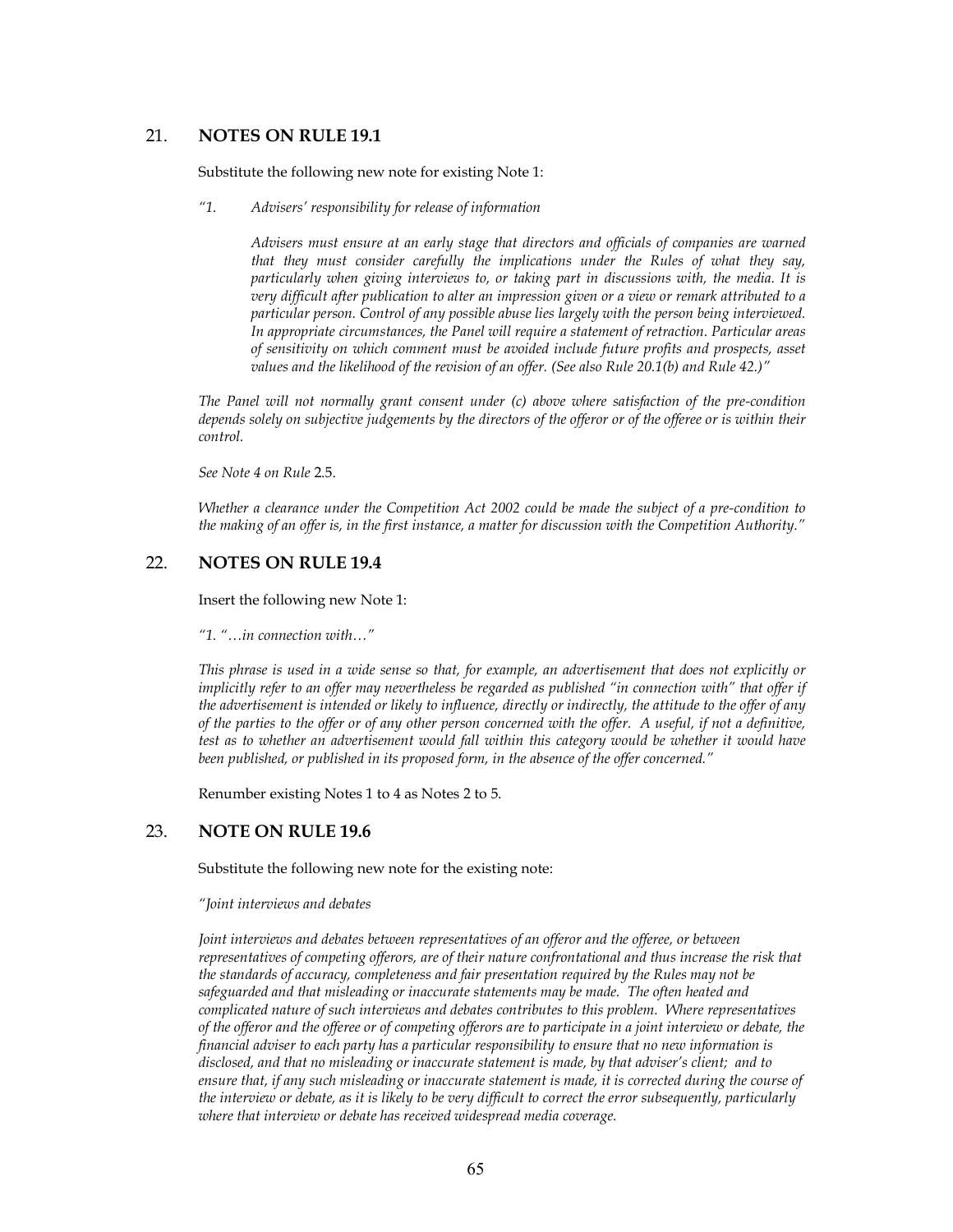## 21. NOTES ON RULE 19.1

Substitute the following new note for existing Note 1:

*"1. Advisers' responsibility for release of information*

*Advisers must ensure at an early stage that directors and officials of companies are warned that they must consider carefully the implications under the Rules of what they say, particularly when giving interviews to, or taking part in discussions with, the media. It is very difficult after publication to alter an impression given or a view or remark attributed to a particular person. Control of any possible abuse lies largely with the person being interviewed. In appropriate circumstances, the Panel will require a statement of retraction. Particular areas of sensitivity on which comment must be avoided include future profits and prospects, asset values and the likelihood of the revision of an offer. (See also Rule 20.1(b) and Rule 42.)"*

*The Panel will not normally grant consent under (c) above where satisfaction of the pre-condition depends solely on subjective judgements by the directors of the offeror or of the offeree or is within their control.*

*See Note 4 on Rule* 2.5.

*Whether a clearance under the Competition Act 2002 could be made the subject of a pre-condition to the making of an offer is, in the first instance, a matter for discussion with the Competition Authority."*

## 22. NOTES ON RULE 19.4

Insert the following new Note 1:

*"1. "…in connection with…"*

*This phrase is used in a wide sense so that, for example, an advertisement that does not explicitly or implicitly refer to an offer may nevertheless be regarded as published "in connection with" that offer if the advertisement is intended or likely to influence, directly or indirectly, the attitude to the offer of any of the parties to the offer or of any other person concerned with the offer. A useful, if not a definitive, test as to whether an advertisement would fall within this category would be whether it would have been published, or published in its proposed form, in the absence of the offer concerned."*

Renumber existing Notes 1 to 4 as Notes 2 to 5.

## 23. NOTE ON RULE 19.6

Substitute the following new note for the existing note:

*"Joint interviews and debates*

*Joint interviews and debates between representatives of an offeror and the offeree, or between representatives of competing offerors, are of their nature confrontational and thus increase the risk that the standards of accuracy, completeness and fair presentation required by the Rules may not be safeguarded and that misleading or inaccurate statements may be made. The often heated and complicated nature of such interviews and debates contributes to this problem. Where representatives of the offeror and the offeree or of competing offerors are to participate in a joint interview or debate, the financial adviser to each party has a particular responsibility to ensure that no new information is disclosed, and that no misleading or inaccurate statement is made, by that adviser's client; and to ensure that, if any such misleading or inaccurate statement is made, it is corrected during the course of the interview or debate, as it is likely to be very difficult to correct the error subsequently, particularly where that interview or debate has received widespread media coverage.*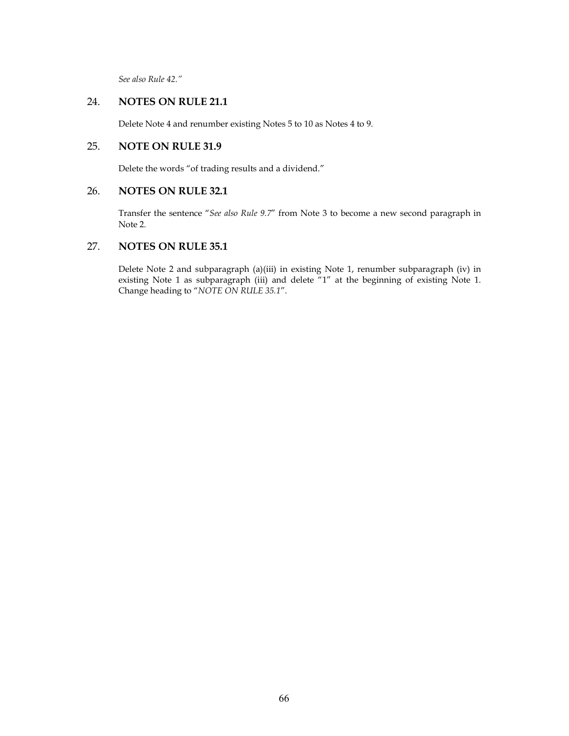*See also Rule 42."*

## 24. NOTES ON RULE 21.1

Delete Note 4 and renumber existing Notes 5 to 10 as Notes 4 to 9.

## 25. NOTE ON RULE 31.9

Delete the words "of trading results and a dividend."

## 26. NOTES ON RULE 32.1

Transfer the sentence "*See also Rule 9.7*" from Note 3 to become a new second paragraph in Note 2.

## 27. NOTES ON RULE 35.1

Delete Note 2 and subparagraph (a)(iii) in existing Note 1, renumber subparagraph (iv) in existing Note 1 as subparagraph (iii) and delete "1" at the beginning of existing Note 1. Change heading to "*NOTE ON RULE 35.1*".